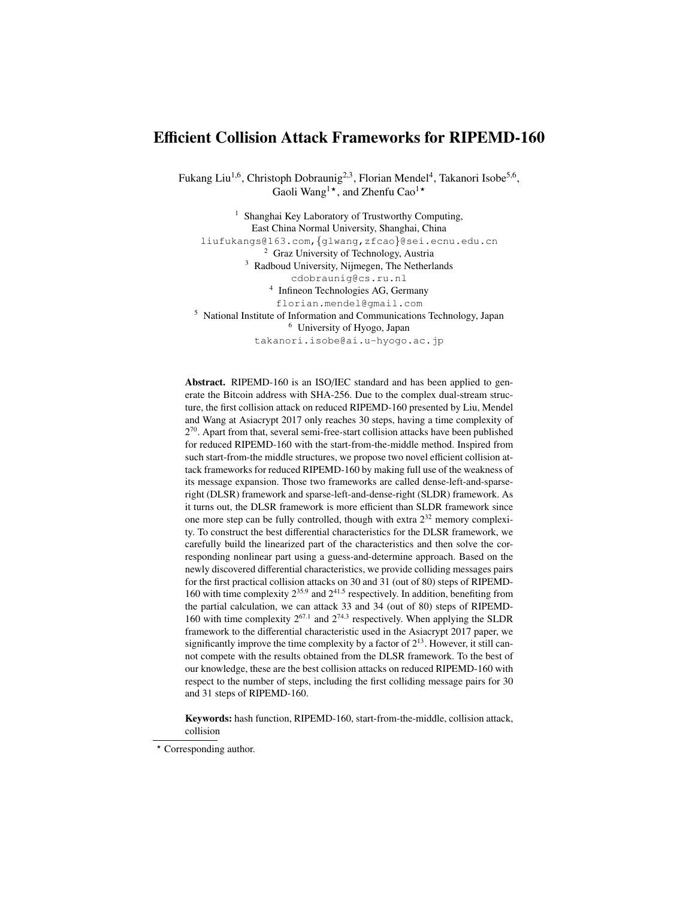# Efficient Collision Attack Frameworks for RIPEMD-160

Fukang Liu[1,6], Christoph Dobraunig[2,3], Florian Mendel[4], Takanori Isobe[5,6], Gaoli Wang[1]⋆, and Zhenfu Cao[1]⋆

[1] Shanghai Key Laboratory of Trustworthy Computing, East China Normal University, Shanghai, China
liufukangs@163.com, {glwang,zfcao}@sei.ecnu.edu.cn

[2] Graz University of Technology, Austria

[3] Radboud University, Nijmegen, The Netherlands
cdobraunig@cs.ru.nl

[4] Infineon Technologies AG, Germany
florian.mendel@gmail.com

[5] National Institute of Information and Communications Technology, Japan

[6] University of Hyogo, Japan
takanori.isobe@ai.u-hyogo.ac.jp

**Abstract.** RIPEMD-160 is an ISO/IEC standard and has been applied to generate the Bitcoin address with SHA-256. Due to the complex dual-stream structure, the first collision attack on reduced RIPEMD-160 presented by Liu, Mendel and Wang at Asiacrypt 2017 only reaches 30 steps, having a time complexity of $2^{70}$. Apart from that, several semi-free-start collision attacks have been published for reduced RIPEMD-160 with the start-from-the-middle method. Inspired from such start-from-the middle structures, we propose two novel efficient collision attack frameworks for reduced RIPEMD-160 by making full use of the weakness of its message expansion. Those two frameworks are called dense-left-and-sparse-right (DLSR) framework and sparse-left-and-dense-right (SLDR) framework. As it turns out, the DLSR framework is more efficient than SLDR framework since one more step can be fully controlled, though with extra $2^{32}$ memory complexity. To construct the best differential characteristics for the DLSR framework, we carefully build the linearized part of the characteristics and then solve the corresponding nonlinear part using a guess-and-determine approach. Based on the newly discovered differential characteristics, we provide colliding messages pairs for the first practical collision attacks on 30 and 31 (out of 80) steps of RIPEMD-160 with time complexity $2^{35.9}$ and $2^{41.5}$ respectively. In addition, benefiting from the partial calculation, we can attack 33 and 34 (out of 80) steps of RIPEMD-160 with time complexity $2^{67.1}$ and $2^{74.3}$ respectively. When applying the SLDR framework to the differential characteristic used in the Asiacrypt 2017 paper, we significantly improve the time complexity by a factor of $2^{13}$. However, it still cannot compete with the results obtained from the DLSR framework. To the best of our knowledge, these are the best collision attacks on reduced RIPEMD-160 with respect to the number of steps, including the first colliding message pairs for 30 and 31 steps of RIPEMD-160.

**Keywords:** hash function, RIPEMD-160, start-from-the-middle, collision attack, collision

⋆ Corresponding author.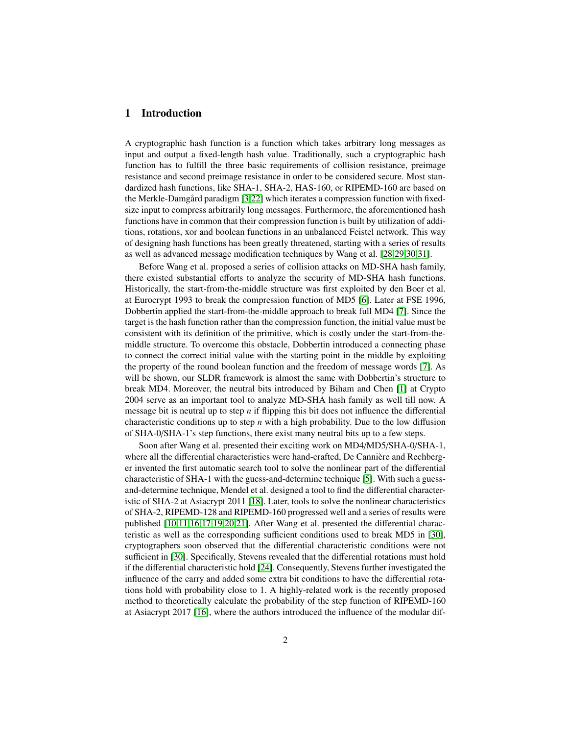## 1 Introduction

A cryptographic hash function is a function which takes arbitrary long messages as input and output a fixed-length hash value. Traditionally, such a cryptographic hash function has to fulfill the three basic requirements of collision resistance, preimage resistance and second preimage resistance in order to be considered secure. Most standardized hash functions, like SHA-1, SHA-2, HAS-160, or RIPEMD-160 are based on the Merkle-Damgård paradigm [3,22] which iterates a compression function with fixed-size input to compress arbitrarily long messages. Furthermore, the aforementioned hash functions have in common that their compression function is built by utilization of additions, rotations, xor and boolean functions in an unbalanced Feistel network. This way of designing hash functions has been greatly threatened, starting with a series of results as well as advanced message modification techniques by Wang et al. [28,29,30,31].

Before Wang et al. proposed a series of collision attacks on MD-SHA hash family, there existed substantial efforts to analyze the security of MD-SHA hash functions. Historically, the start-from-the-middle structure was first exploited by den Boer et al. at Eurocrypt 1993 to break the compression function of MD5 [6]. Later at FSE 1996, Dobbertin applied the start-from-the-middle approach to break full MD4 [7]. Since the target is the hash function rather than the compression function, the initial value must be consistent with its definition of the primitive, which is costly under the start-from-the-middle structure. To overcome this obstacle, Dobbertin introduced a connecting phase to connect the correct initial value with the starting point in the middle by exploiting the property of the round boolean function and the freedom of message words [7]. As will be shown, our SLDR framework is almost the same with Dobbertin's structure to break MD4. Moreover, the neutral bits introduced by Biham and Chen [1] at Crypto 2004 serve as an important tool to analyze MD-SHA hash family as well till now. A message bit is neutral up to step $n$ if flipping this bit does not influence the differential characteristic conditions up to step $n$ with a high probability. Due to the low diffusion of SHA-0/SHA-1's step functions, there exist many neutral bits up to a few steps.

Soon after Wang et al. presented their exciting work on MD4/MD5/SHA-0/SHA-1, where all the differential characteristics were hand-crafted, De Cannière and Rechberger invented the first automatic search tool to solve the nonlinear part of the differential characteristic of SHA-1 with the guess-and-determine technique [5]. With such a guess-and-determine technique, Mendel et al. designed a tool to find the differential characteristic of SHA-2 at Asiacrypt 2011 [18]. Later, tools to solve the nonlinear characteristics of SHA-2, RIPEMD-128 and RIPEMD-160 progressed well and a series of results were published [10,11,16,17,19,20,21]. After Wang et al. presented the differential characteristic as well as the corresponding sufficient conditions used to break MD5 in [30], cryptographers soon observed that the differential characteristic conditions were not sufficient in [30]. Specifically, Stevens revealed that the differential rotations must hold if the differential characteristic hold [24]. Consequently, Stevens further investigated the influence of the carry and added some extra bit conditions to have the differential rotations hold with probability close to 1. A highly-related work is the recently proposed method to theoretically calculate the probability of the step function of RIPEMD-160 at Asiacrypt 2017 [16], where the authors introduced the influence of the modular dif-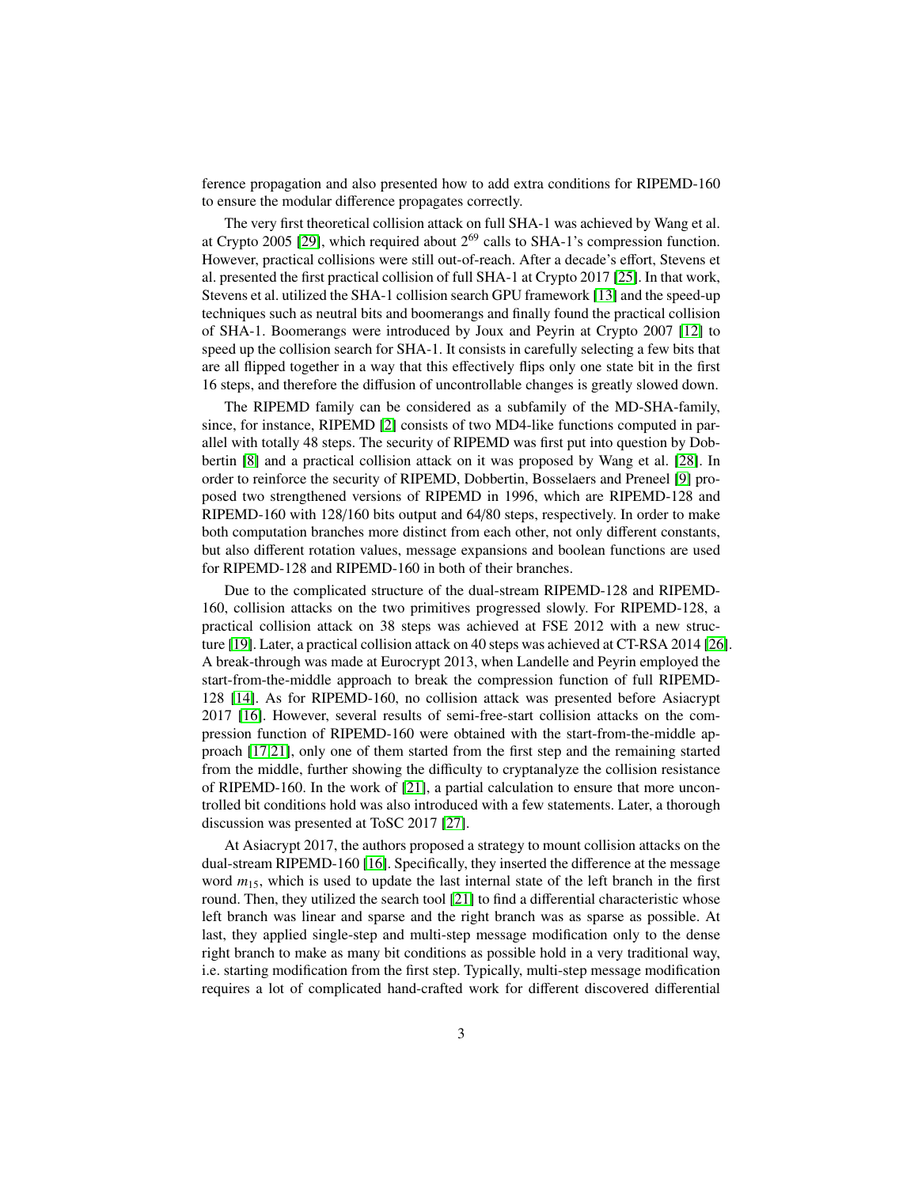ference propagation and also presented how to add extra conditions for RIPEMD-160 to ensure the modular difference propagates correctly.

The very first theoretical collision attack on full SHA-1 was achieved by Wang et al. at Crypto 2005 [29], which required about $2^{69}$ calls to SHA-1's compression function. However, practical collisions were still out-of-reach. After a decade's effort, Stevens et al. presented the first practical collision of full SHA-1 at Crypto 2017 [25]. In that work, Stevens et al. utilized the SHA-1 collision search GPU framework [13] and the speed-up techniques such as neutral bits and boomerangs and finally found the practical collision of SHA-1. Boomerangs were introduced by Joux and Peyrin at Crypto 2007 [12] to speed up the collision search for SHA-1. It consists in carefully selecting a few bits that are all flipped together in a way that this effectively flips only one state bit in the first 16 steps, and therefore the diffusion of uncontrollable changes is greatly slowed down.

The RIPEMD family can be considered as a subfamily of the MD-SHA-family, since, for instance, RIPEMD [2] consists of two MD4-like functions computed in parallel with totally 48 steps. The security of RIPEMD was first put into question by Dobbertin [8] and a practical collision attack on it was proposed by Wang et al. [28]. In order to reinforce the security of RIPEMD, Dobbertin, Bosselaers and Preneel [9] proposed two strengthened versions of RIPEMD in 1996, which are RIPEMD-128 and RIPEMD-160 with 128/160 bits output and 64/80 steps, respectively. In order to make both computation branches more distinct from each other, not only different constants, but also different rotation values, message expansions and boolean functions are used for RIPEMD-128 and RIPEMD-160 in both of their branches.

Due to the complicated structure of the dual-stream RIPEMD-128 and RIPEMD-160, collision attacks on the two primitives progressed slowly. For RIPEMD-128, a practical collision attack on 38 steps was achieved at FSE 2012 with a new structure [19]. Later, a practical collision attack on 40 steps was achieved at CT-RSA 2014 [26]. A break-through was made at Eurocrypt 2013, when Landelle and Peyrin employed the start-from-the-middle approach to break the compression function of full RIPEMD-128 [14]. As for RIPEMD-160, no collision attack was presented before Asiacrypt 2017 [16]. However, several results of semi-free-start collision attacks on the compression function of RIPEMD-160 were obtained with the start-from-the-middle approach [17,21], only one of them started from the first step and the remaining started from the middle, further showing the difficulty to cryptanalyze the collision resistance of RIPEMD-160. In the work of [21], a partial calculation to ensure that more uncontrolled bit conditions hold was also introduced with a few statements. Later, a thorough discussion was presented at ToSC 2017 [27].

At Asiacrypt 2017, the authors proposed a strategy to mount collision attacks on the dual-stream RIPEMD-160 [16]. Specifically, they inserted the difference at the message word $m_{15}$, which is used to update the last internal state of the left branch in the first round. Then, they utilized the search tool [21] to find a differential characteristic whose left branch was linear and sparse and the right branch was as sparse as possible. At last, they applied single-step and multi-step message modification only to the dense right branch to make as many bit conditions as possible hold in a very traditional way, i.e. starting modification from the first step. Typically, multi-step message modification requires a lot of complicated hand-crafted work for different discovered differential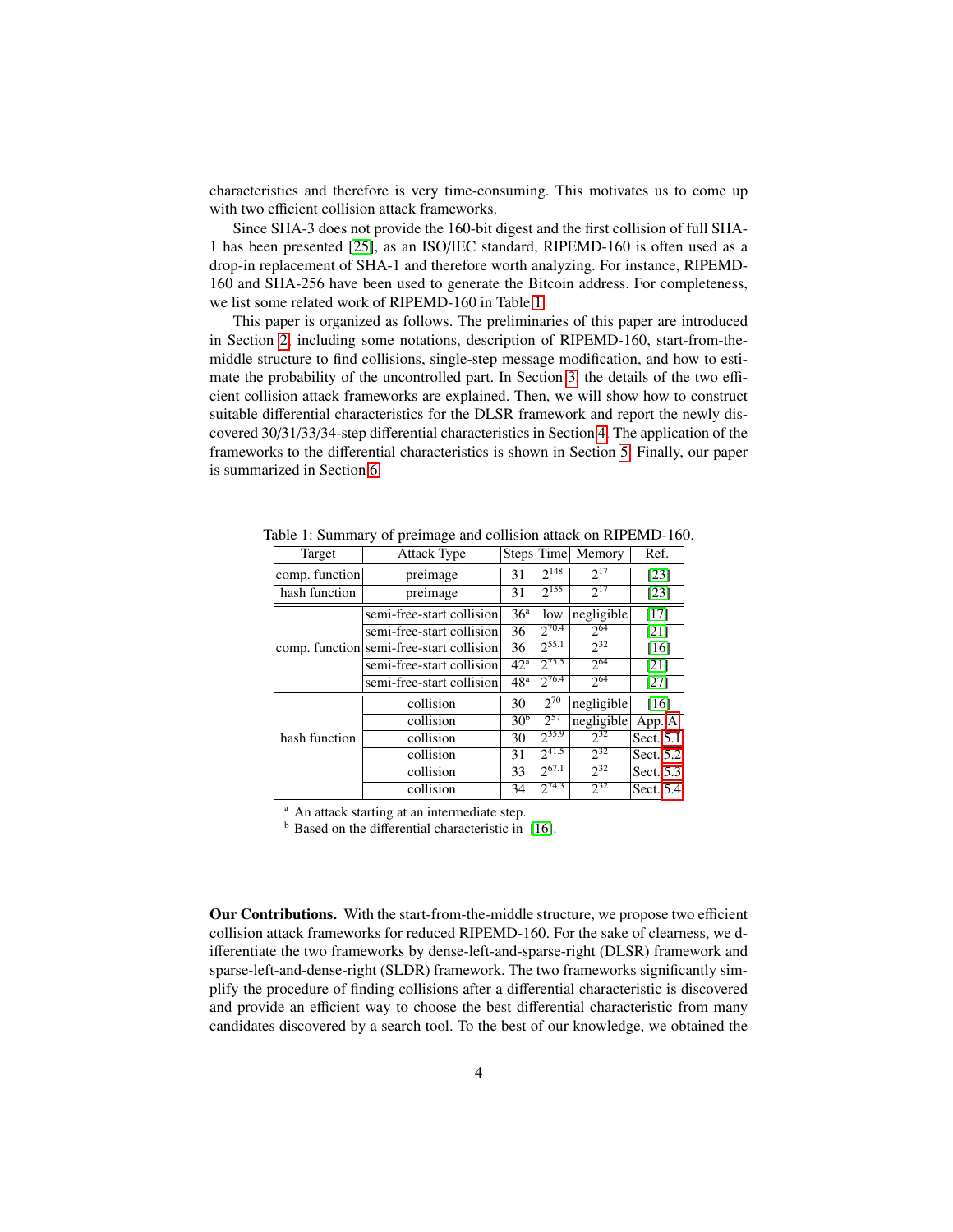characteristics and therefore is very time-consuming. This motivates us to come up with two efficient collision attack frameworks.

Since SHA-3 does not provide the 160-bit digest and the first collision of full SHA-1 has been presented [25], as an ISO/IEC standard, RIPEMD-160 is often used as a drop-in replacement of SHA-1 and therefore worth analyzing. For instance, RIPEMD-160 and SHA-256 have been used to generate the Bitcoin address. For completeness, we list some related work of RIPEMD-160 in Table 1.

This paper is organized as follows. The preliminaries of this paper are introduced in Section 2, including some notations, description of RIPEMD-160, start-from-the-middle structure to find collisions, single-step message modification, and how to estimate the probability of the uncontrolled part. In Section 3, the details of the two efficient collision attack frameworks are explained. Then, we will show how to construct suitable differential characteristics for the DLSR framework and report the newly discovered 30/31/33/34-step differential characteristics in Section 4. The application of the frameworks to the differential characteristics is shown in Section 5. Finally, our paper is summarized in Section 6.

Table 1: Summary of preimage and collision attack on RIPEMD-160.

| Target | Attack Type | Steps | Time | Memory | Ref. |
|---|---|---|---|---|---|
| comp. function | preimage | 31 | $2^{148}$ | $2^{17}$ | [23] |
| hash function | preimage | 31 | $2^{155}$ | $2^{17}$ | [23] |
| comp. function | semi-free-start collision | 36[a] | low | negligible | [17] |
| | semi-free-start collision | 36 | $2^{70.4}$ | $2^{64}$ | [21] |
| | semi-free-start collision | 36 | $2^{55.1}$ | $2^{32}$ | [16] |
| | semi-free-start collision | 42[a] | $2^{75.5}$ | $2^{64}$ | [21] |
| | semi-free-start collision | 48[a] | $2^{76.4}$ | $2^{64}$ | [27] |
| hash function | collision | 30 | $2^{70}$ | negligible | [16] |
| | collision | 30[b] | $2^{57}$ | negligible | App. A |
| | collision | 30 | $2^{35.9}$ | $2^{32}$ | Sect. 5.1 |
| | collision | 31 | $2^{41.5}$ | $2^{32}$ | Sect. 5.2 |
| | collision | 33 | $2^{67.1}$ | $2^{32}$ | Sect. 5.3 |
| | collision | 34 | $2^{74.3}$ | $2^{32}$ | Sect. 5.4 |

[a] An attack starting at an intermediate step.
[b] Based on the differential characteristic in [16].

**Our Contributions.** With the start-from-the-middle structure, we propose two efficient collision attack frameworks for reduced RIPEMD-160. For the sake of clearness, we differentiate the two frameworks by dense-left-and-sparse-right (DLSR) framework and sparse-left-and-dense-right (SLDR) framework. The two frameworks significantly simplify the procedure of finding collisions after a differential characteristic is discovered and provide an efficient way to choose the best differential characteristic from many candidates discovered by a search tool. To the best of our knowledge, we obtained the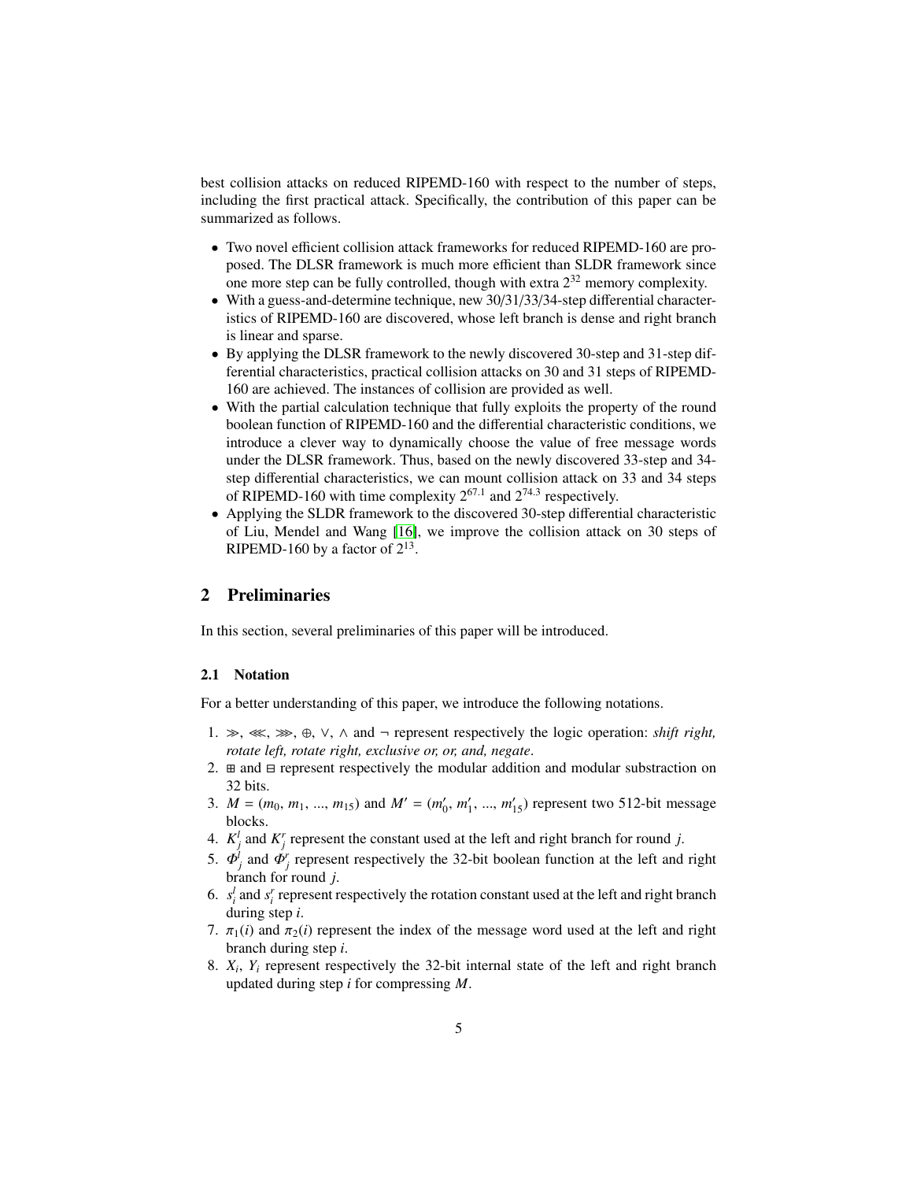best collision attacks on reduced RIPEMD-160 with respect to the number of steps, including the first practical attack. Specifically, the contribution of this paper can be summarized as follows.

- Two novel efficient collision attack frameworks for reduced RIPEMD-160 are proposed. The DLSR framework is much more efficient than SLDR framework since one more step can be fully controlled, though with extra $2^{32}$ memory complexity.
- With a guess-and-determine technique, new 30/31/33/34-step differential characteristics of RIPEMD-160 are discovered, whose left branch is dense and right branch is linear and sparse.
- By applying the DLSR framework to the newly discovered 30-step and 31-step differential characteristics, practical collision attacks on 30 and 31 steps of RIPEMD-160 are achieved. The instances of collision are provided as well.
- With the partial calculation technique that fully exploits the property of the round boolean function of RIPEMD-160 and the differential characteristic conditions, we introduce a clever way to dynamically choose the value of free message words under the DLSR framework. Thus, based on the newly discovered 33-step and 34-step differential characteristics, we can mount collision attack on 33 and 34 steps of RIPEMD-160 with time complexity $2^{67.1}$ and $2^{74.3}$ respectively.
- Applying the SLDR framework to the discovered 30-step differential characteristic of Liu, Mendel and Wang [16], we improve the collision attack on 30 steps of RIPEMD-160 by a factor of $2^{13}$.

## 2 Preliminaries

In this section, several preliminaries of this paper will be introduced.

### 2.1 Notation

For a better understanding of this paper, we introduce the following notations.

1. $\gg$, $\lll$, $\ggg$, $\oplus$, $\vee$, $\wedge$ and $\neg$ represent respectively the logic operation: *shift right, rotate left, rotate right, exclusive or, or, and, negate*.
2. $\boxplus$ and $\boxminus$ represent respectively the modular addition and modular substraction on 32 bits.
3. $M = (m_0, m_1, ..., m_{15})$ and $M' = (m'_0, m'_1, ..., m'_{15})$ represent two 512-bit message blocks.
4. $K^l_j$ and $K^r_j$ represent the constant used at the left and right branch for round $j$.
5. $\Phi^l_j$ and $\Phi^r_j$ represent respectively the 32-bit boolean function at the left and right branch for round $j$.
6. $s^l_i$ and $s^r_i$ represent respectively the rotation constant used at the left and right branch during step $i$.
7. $\pi_1(i)$ and $\pi_2(i)$ represent the index of the message word used at the left and right branch during step $i$.
8. $X_i$, $Y_i$ represent respectively the 32-bit internal state of the left and right branch updated during step $i$ for compressing $M$.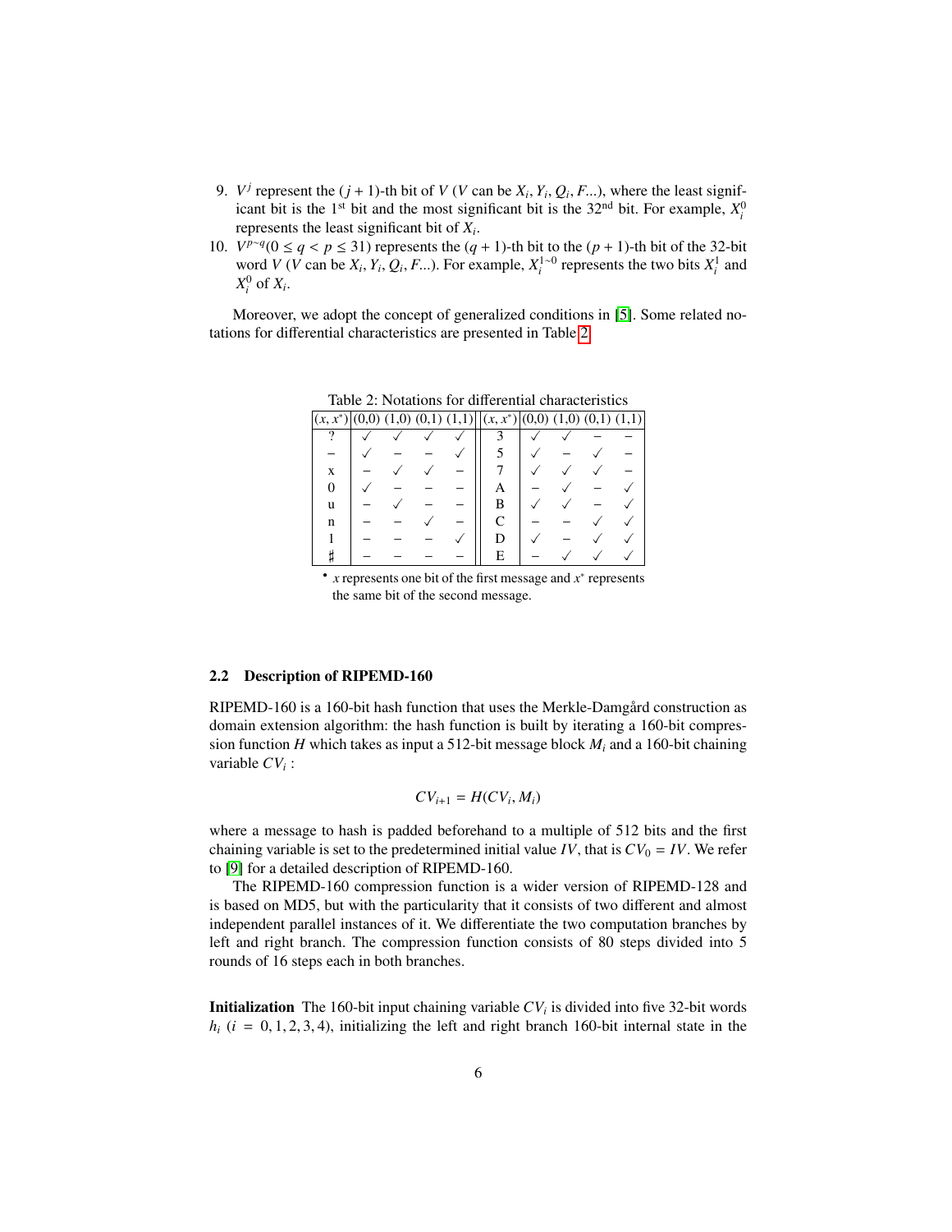9. $V^j$ represent the $(j+1)$-th bit of $V$ ($V$ can be $X_i, Y_i, Q_i, F$...), where the least significant bit is the 1st bit and the most significant bit is the 32nd bit. For example, $X_i^0$ represents the least significant bit of $X_i$.
10. $V^{p\sim q}(0 \leq q < p \leq 31)$ represents the $(q+1)$-th bit to the $(p+1)$-th bit of the 32-bit word $V$ ($V$ can be $X_i, Y_i, Q_i, F$...). For example, $X_i^{1\sim 0}$ represents the two bits $X_i^1$ and $X_i^0$ of $X_i$.

Moreover, we adopt the concept of generalized conditions in [5]. Some related notations for differential characteristics are presented in Table 2.

Table 2: Notations for differential characteristics

| $(x, x^*)$ | (0,0) | (1,0) | (0,1) | (1,1) | $(x, x^*)$ | (0,0) | (1,0) | (0,1) | (1,1) |
|---|---|---|---|---|---|---|---|---|---|
| ? | ✓ | ✓ | ✓ | ✓ | 3 | ✓ | ✓ | – | – |
| – | ✓ | – | – | ✓ | 5 | ✓ | – | ✓ | – |
| x | – | ✓ | ✓ | – | 7 | ✓ | ✓ | ✓ | – |
| 0 | ✓ | – | – | – | A | – | ✓ | – | ✓ |
| u | – | ✓ | – | – | B | ✓ | ✓ | – | ✓ |
| n | – | – | ✓ | – | C | – | – | ✓ | ✓ |
| 1 | – | – | – | ✓ | D | ✓ | – | ✓ | ✓ |
| ♯ | – | – | – | – | E | – | ✓ | ✓ | ✓ |

• $x$ represents one bit of the first message and $x^*$ represents the same bit of the second message.

### 2.2 Description of RIPEMD-160

RIPEMD-160 is a 160-bit hash function that uses the Merkle-Damgård construction as domain extension algorithm: the hash function is built by iterating a 160-bit compression function $H$ which takes as input a 512-bit message block $M_i$ and a 160-bit chaining variable $CV_i$ :

$$CV_{i+1} = H(CV_i, M_i)$$

where a message to hash is padded beforehand to a multiple of 512 bits and the first chaining variable is set to the predetermined initial value $IV$, that is $CV_0 = IV$. We refer to [9] for a detailed description of RIPEMD-160.

The RIPEMD-160 compression function is a wider version of RIPEMD-128 and is based on MD5, but with the particularity that it consists of two different and almost independent parallel instances of it. We differentiate the two computation branches by left and right branch. The compression function consists of 80 steps divided into 5 rounds of 16 steps each in both branches.

**Initialization** The 160-bit input chaining variable $CV_i$ is divided into five 32-bit words $h_i$ ($i = 0, 1, 2, 3, 4$), initializing the left and right branch 160-bit internal state in the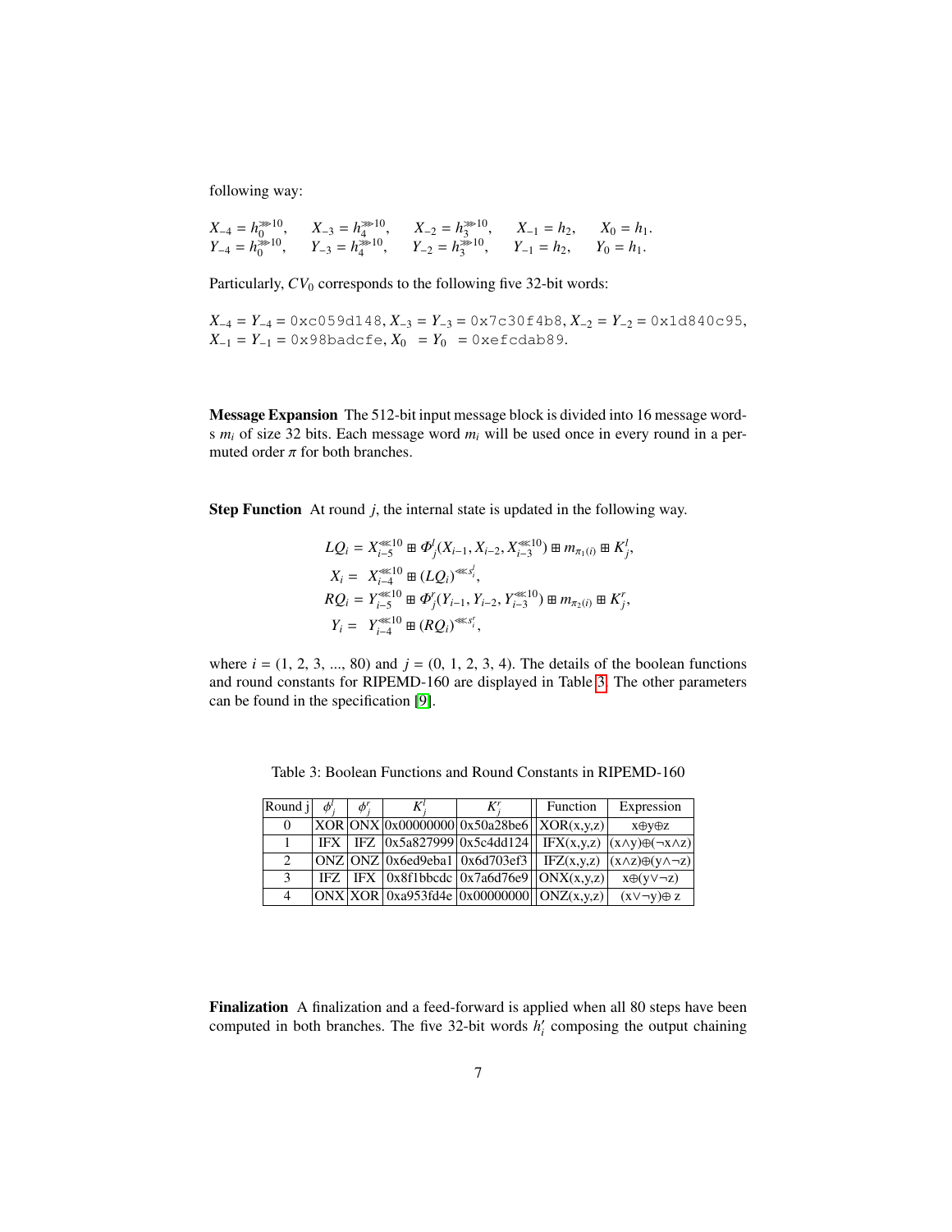following way:

$$X_{-4} = h_0^{\ggg 10},\quad X_{-3} = h_4^{\ggg 10},\quad X_{-2} = h_3^{\ggg 10},\quad X_{-1} = h_2,\quad X_0 = h_1.$$
$$Y_{-4} = h_0^{\ggg 10},\quad Y_{-3} = h_4^{\ggg 10},\quad Y_{-2} = h_3^{\ggg 10},\quad Y_{-1} = h_2,\quad Y_0 = h_1.$$

Particularly, $CV_0$ corresponds to the following five 32-bit words:

$X_{-4} = Y_{-4} =$ 0xc059d148, $X_{-3} = Y_{-3} =$ 0x7c30f4b8, $X_{-2} = Y_{-2} =$ 0x1d840c95, $X_{-1} = Y_{-1} =$ 0x98badcfe, $X_0 = Y_0 =$ 0xefcdab89.

**Message Expansion** The 512-bit input message block is divided into 16 message words $m_i$ of size 32 bits. Each message word $m_i$ will be used once in every round in a permuted order $\pi$ for both branches.

**Step Function** At round $j$, the internal state is updated in the following way.

$$
\begin{aligned}
LQ_i &= X_{i-5}^{\lll 10} \boxplus \Phi_j^l(X_{i-1}, X_{i-2}, X_{i-3}^{\lll 10}) \boxplus m_{\pi_1(i)} \boxplus K_j^l,\\
X_i &= X_{i-4}^{\lll 10} \boxplus (LQ_i)^{\lll s_i^l},\\
RQ_i &= Y_{i-5}^{\lll 10} \boxplus \Phi_j^r(Y_{i-1}, Y_{i-2}, Y_{i-3}^{\lll 10}) \boxplus m_{\pi_2(i)} \boxplus K_j^r,\\
Y_i &= Y_{i-4}^{\lll 10} \boxplus (RQ_i)^{\lll s_i^r},
\end{aligned}
$$

where $i = (1, 2, 3, ..., 80)$ and $j = (0, 1, 2, 3, 4)$. The details of the boolean functions and round constants for RIPEMD-160 are displayed in Table 3. The other parameters can be found in the specification [9].

Table 3: Boolean Functions and Round Constants in RIPEMD-160

| Round j | $\phi_j^l$ | $\phi_j^r$ | $K_j^l$ | $K_j^r$ | Function | Expression |
|---|---|---|---|---|---|---|
| 0 | XOR | ONX | 0x00000000 | 0x50a28be6 | XOR(x,y,z) | $x \oplus y \oplus z$ |
| 1 | IFX | IFZ | 0x5a827999 | 0x5c4dd124 | IFX(x,y,z) | $(x \wedge y) \oplus (\neg x \wedge z)$ |
| 2 | ONZ | ONZ | 0x6ed9eba1 | 0x6d703ef3 | IFZ(x,y,z) | $(x \wedge z) \oplus (y \wedge \neg z)$ |
| 3 | IFZ | IFX | 0x8f1bbcdc | 0x7a6d76e9 | ONX(x,y,z) | $x \oplus (y \vee \neg z)$ |
| 4 | ONX | XOR | 0xa953fd4e | 0x00000000 | ONZ(x,y,z) | $(x \vee \neg y) \oplus z$ |

**Finalization** A finalization and a feed-forward is applied when all 80 steps have been computed in both branches. The five 32-bit words $h_i'$ composing the output chaining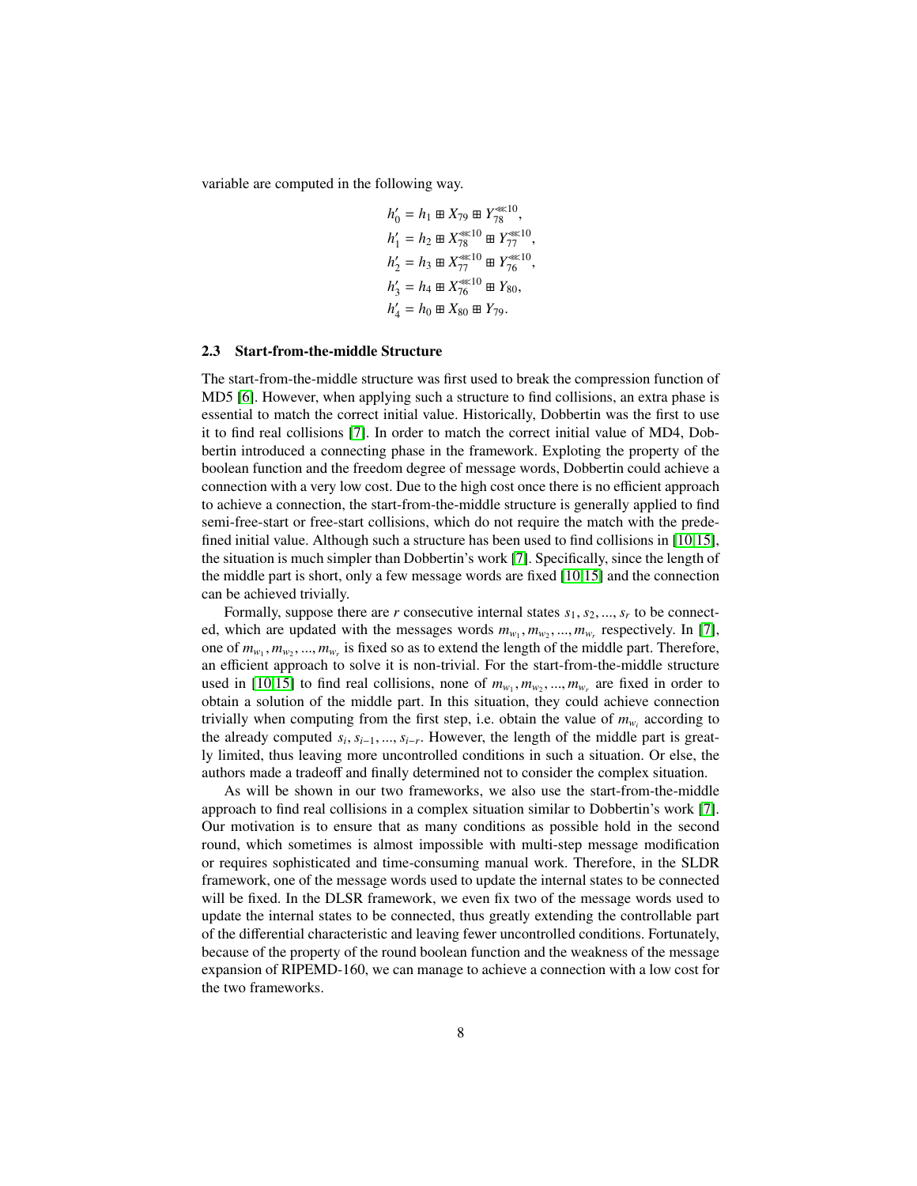variable are computed in the following way.

$$
\begin{aligned}
h'_0 &= h_1 \boxplus X_{79} \boxplus Y_{78}^{\lll 10}, \\
h'_1 &= h_2 \boxplus X_{78}^{\lll 10} \boxplus Y_{77}^{\lll 10}, \\
h'_2 &= h_3 \boxplus X_{77}^{\lll 10} \boxplus Y_{76}^{\lll 10}, \\
h'_3 &= h_4 \boxplus X_{76}^{\lll 10} \boxplus Y_{80}, \\
h'_4 &= h_0 \boxplus X_{80} \boxplus Y_{79}.
\end{aligned}
$$

### 2.3 Start-from-the-middle Structure

The start-from-the-middle structure was first used to break the compression function of MD5 [6]. However, when applying such a structure to find collisions, an extra phase is essential to match the correct initial value. Historically, Dobbertin was the first to use it to find real collisions [7]. In order to match the correct initial value of MD4, Dobbertin introduced a connecting phase in the framework. Exploting the property of the boolean function and the freedom degree of message words, Dobbertin could achieve a connection with a very low cost. Due to the high cost once there is no efficient approach to achieve a connection, the start-from-the-middle structure is generally applied to find semi-free-start or free-start collisions, which do not require the match with the predefined initial value. Although such a structure has been used to find collisions in [10,15], the situation is much simpler than Dobbertin's work [7]. Specifically, since the length of the middle part is short, only a few message words are fixed [10,15] and the connection can be achieved trivially.

Formally, suppose there are $r$ consecutive internal states $s_1, s_2, ..., s_r$ to be connected, which are updated with the messages words $m_{w_1}, m_{w_2}, ..., m_{w_r}$ respectively. In [7], one of $m_{w_1}, m_{w_2}, ..., m_{w_r}$ is fixed so as to extend the length of the middle part. Therefore, an efficient approach to solve it is non-trivial. For the start-from-the-middle structure used in [10,15] to find real collisions, none of $m_{w_1}, m_{w_2}, ..., m_{w_r}$ are fixed in order to obtain a solution of the middle part. In this situation, they could achieve connection trivially when computing from the first step, i.e. obtain the value of $m_{w_i}$ according to the already computed $s_i, s_{i-1}, ..., s_{i-r}$. However, the length of the middle part is greatly limited, thus leaving more uncontrolled conditions in such a situation. Or else, the authors made a tradeoff and finally determined not to consider the complex situation.

As will be shown in our two frameworks, we also use the start-from-the-middle approach to find real collisions in a complex situation similar to Dobbertin's work [7]. Our motivation is to ensure that as many conditions as possible hold in the second round, which sometimes is almost impossible with multi-step message modification or requires sophisticated and time-consuming manual work. Therefore, in the SLDR framework, one of the message words used to update the internal states to be connected will be fixed. In the DLSR framework, we even fix two of the message words used to update the internal states to be connected, thus greatly extending the controllable part of the differential characteristic and leaving fewer uncontrolled conditions. Fortunately, because of the property of the round boolean function and the weakness of the message expansion of RIPEMD-160, we can manage to achieve a connection with a low cost for the two frameworks.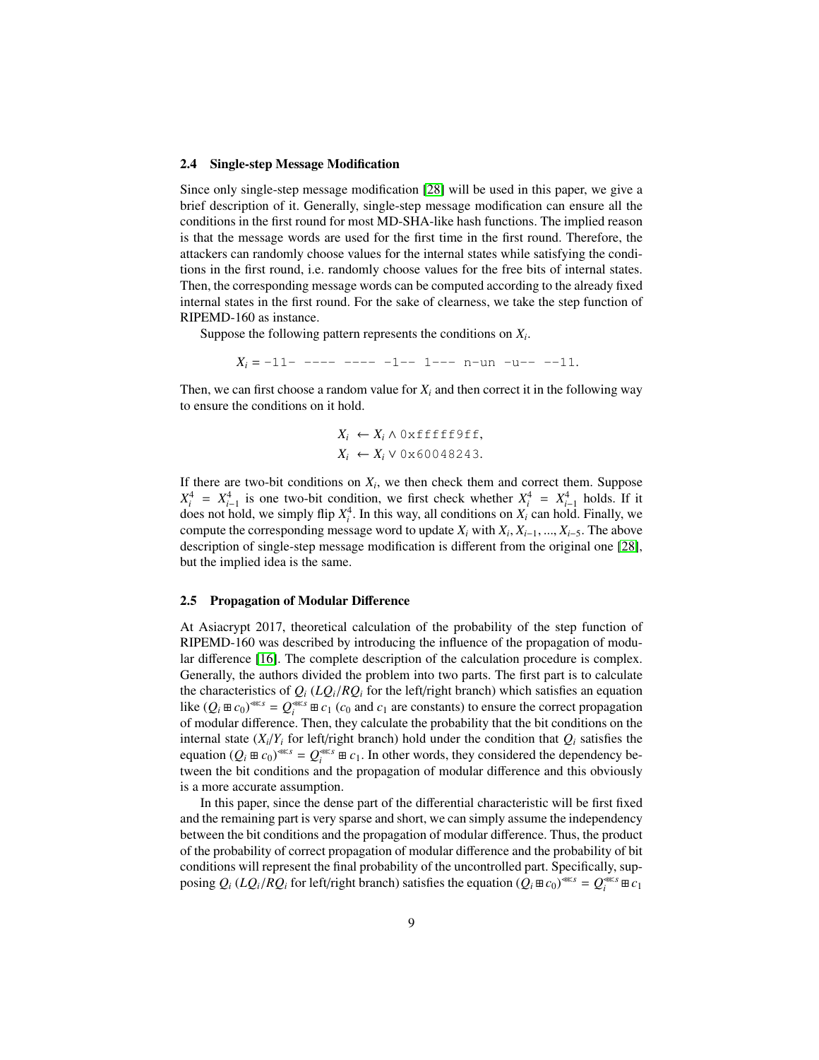### 2.4 Single-step Message Modification

Since only single-step message modification [28] will be used in this paper, we give a brief description of it. Generally, single-step message modification can ensure all the conditions in the first round for most MD-SHA-like hash functions. The implied reason is that the message words are used for the first time in the first round. Therefore, the attackers can randomly choose values for the internal states while satisfying the conditions in the first round, i.e. randomly choose values for the free bits of internal states. Then, the corresponding message words can be computed according to the already fixed internal states in the first round. For the sake of clearness, we take the step function of RIPEMD-160 as instance.

Suppose the following pattern represents the conditions on $X_i$.

$$X_i = \texttt{-11- ---- ---- -1-- 1--- n-un -u-- --11}.$$

Then, we can first choose a random value for $X_i$ and then correct it in the following way to ensure the conditions on it hold.

$$X_i \leftarrow X_i \wedge \texttt{0xfffff9ff},$$
$$X_i \leftarrow X_i \vee \texttt{0x60048243}.$$

If there are two-bit conditions on $X_i$, we then check them and correct them. Suppose $X_i^4 = X_{i-1}^4$ is one two-bit condition, we first check whether $X_i^4 = X_{i-1}^4$ holds. If it does not hold, we simply flip $X_i^4$. In this way, all conditions on $X_i$ can hold. Finally, we compute the corresponding message word to update $X_i$ with $X_i, X_{i-1}, ..., X_{i-5}$. The above description of single-step message modification is different from the original one [28], but the implied idea is the same.

### 2.5 Propagation of Modular Difference

At Asiacrypt 2017, theoretical calculation of the probability of the step function of RIPEMD-160 was described by introducing the influence of the propagation of modular difference [16]. The complete description of the calculation procedure is complex. Generally, the authors divided the problem into two parts. The first part is to calculate the characteristics of $Q_i$ ($LQ_i/RQ_i$ for the left/right branch) which satisfies an equation like $(Q_i \boxplus c_0)^{\lll s} = Q_i^{\lll s} \boxplus c_1$ ($c_0$ and $c_1$ are constants) to ensure the correct propagation of modular difference. Then, they calculate the probability that the bit conditions on the internal state ($X_i/Y_i$ for left/right branch) hold under the condition that $Q_i$ satisfies the equation $(Q_i \boxplus c_0)^{\lll s} = Q_i^{\lll s} \boxplus c_1$. In other words, they considered the dependency between the bit conditions and the propagation of modular difference and this obviously is a more accurate assumption.

In this paper, since the dense part of the differential characteristic will be first fixed and the remaining part is very sparse and short, we can simply assume the independency between the bit conditions and the propagation of modular difference. Thus, the product of the probability of correct propagation of modular difference and the probability of bit conditions will represent the final probability of the uncontrolled part. Specifically, supposing $Q_i$ ($LQ_i/RQ_i$ for left/right branch) satisfies the equation $(Q_i \boxplus c_0)^{\lll s} = Q_i^{\lll s} \boxplus c_1$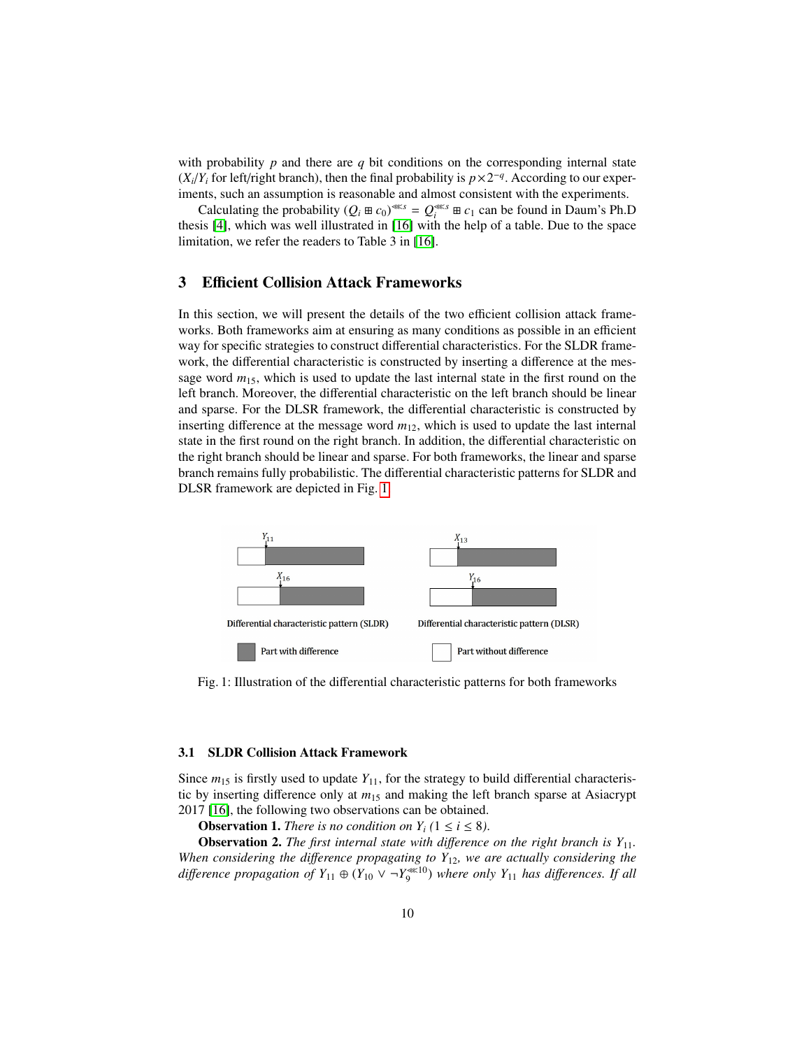with probability $p$ and there are $q$ bit conditions on the corresponding internal state ($X_i$/$Y_i$ for left/right branch), then the final probability is $p \times 2^{-q}$. According to our experiments, such an assumption is reasonable and almost consistent with the experiments.

Calculating the probability $(Q_i \boxplus c_0)^{\lll s} = Q_i^{\lll s} \boxplus c_1$ can be found in Daum's Ph.D thesis [4], which was well illustrated in [16] with the help of a table. Due to the space limitation, we refer the readers to Table 3 in [16].

## 3 Efficient Collision Attack Frameworks

In this section, we will present the details of the two efficient collision attack frameworks. Both frameworks aim at ensuring as many conditions as possible in an efficient way for specific strategies to construct differential characteristics. For the SLDR framework, the differential characteristic is constructed by inserting a difference at the message word $m_{15}$, which is used to update the last internal state in the first round on the left branch. Moreover, the differential characteristic on the left branch should be linear and sparse. For the DLSR framework, the differential characteristic is constructed by inserting difference at the message word $m_{12}$, which is used to update the last internal state in the first round on the right branch. In addition, the differential characteristic on the right branch should be linear and sparse. For both frameworks, the linear and sparse branch remains fully probabilistic. The differential characteristic patterns for SLDR and DLSR framework are depicted in Fig. 1.

$Y_{11}$

$X_{16}$

Differential characteristic pattern (SLDR)

$X_{13}$

$Y_{16}$

Differential characteristic pattern (DLSR)

Part with difference

Part without difference

Fig. 1: Illustration of the differential characteristic patterns for both frameworks

### 3.1 SLDR Collision Attack Framework

Since $m_{15}$ is firstly used to update $Y_{11}$, for the strategy to build differential characteristic by inserting difference only at $m_{15}$ and making the left branch sparse at Asiacrypt 2017 [16], the following two observations can be obtained.

**Observation 1.** *There is no condition on $Y_i$ ($1 \leq i \leq 8$).*

**Observation 2.** *The first internal state with difference on the right branch is $Y_{11}$. When considering the difference propagating to $Y_{12}$, we are actually considering the difference propagation of $Y_{11} \oplus (Y_{10} \vee \neg Y_9^{\lll 10})$ where only $Y_{11}$ has differences. If all*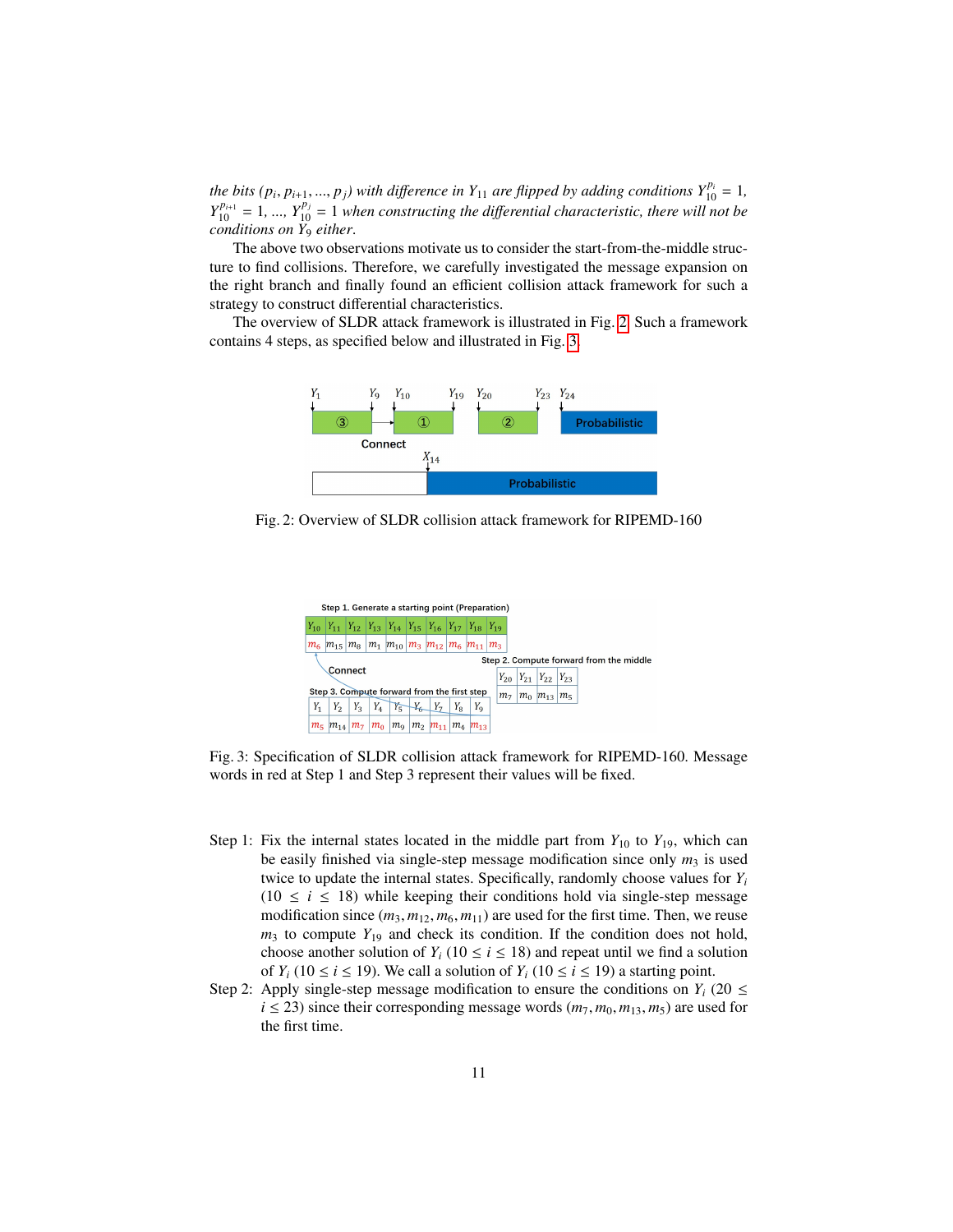*the bits $(p_i, p_{i+1}, ..., p_j)$ with difference in $Y_{11}$ are flipped by adding conditions $Y_{10}^{p_i} = 1$, $Y_{10}^{p_{i+1}} = 1$, ..., $Y_{10}^{p_j} = 1$ when constructing the differential characteristic, there will not be conditions on $Y_9$ either.*

The above two observations motivate us to consider the start-from-the-middle structure to find collisions. Therefore, we carefully investigated the message expansion on the right branch and finally found an efficient collision attack framework for such a strategy to construct differential characteristics.

The overview of SLDR attack framework is illustrated in Fig. 2. Such a framework contains 4 steps, as specified below and illustrated in Fig. 3.

$Y_1$ $Y_9$ $Y_{10}$ $Y_{19}$ $Y_{20}$ $Y_{23}$ $Y_{24}$

③ ① ② Probabilistic

Connect

$X_{14}$

Probabilistic

Fig. 2: Overview of SLDR collision attack framework for RIPEMD-160

Step 1. Generate a starting point (Preparation)

$Y_{10}$ $Y_{11}$ $Y_{12}$ $Y_{13}$ $Y_{14}$ $Y_{15}$ $Y_{16}$ $Y_{17}$ $Y_{18}$ $Y_{19}$

$m_6$ $m_{15}$ $m_8$ $m_1$ $m_{10}$ $m_3$ $m_{12}$ $m_6$ $m_{11}$ $m_3$

Step 2. Compute forward from the middle

$Y_{20}$ $Y_{21}$ $Y_{22}$ $Y_{23}$

$m_7$ $m_0$ $m_{13}$ $m_5$

Connect

Step 3. Compute forward from the first step

$Y_1$ $Y_2$ $Y_3$ $Y_4$ $Y_5$ $Y_6$ $Y_7$ $Y_8$ $Y_9$

$m_5$ $m_{14}$ $m_7$ $m_0$ $m_9$ $m_2$ $m_{11}$ $m_4$ $m_{13}$

Fig. 3: Specification of SLDR collision attack framework for RIPEMD-160. Message words in red at Step 1 and Step 3 represent their values will be fixed.

- Step 1: Fix the internal states located in the middle part from $Y_{10}$ to $Y_{19}$, which can be easily finished via single-step message modification since only $m_3$ is used twice to update the internal states. Specifically, randomly choose values for $Y_i$ $(10 \leq i \leq 18)$ while keeping their conditions hold via single-step message modification since $(m_3, m_{12}, m_6, m_{11})$ are used for the first time. Then, we reuse $m_3$ to compute $Y_{19}$ and check its condition. If the condition does not hold, choose another solution of $Y_i$ $(10 \leq i \leq 18)$ and repeat until we find a solution of $Y_i$ $(10 \leq i \leq 19)$. We call a solution of $Y_i$ $(10 \leq i \leq 19)$ a starting point.
- Step 2: Apply single-step message modification to ensure the conditions on $Y_i$ $(20 \leq i \leq 23)$ since their corresponding message words $(m_7, m_0, m_{13}, m_5)$ are used for the first time.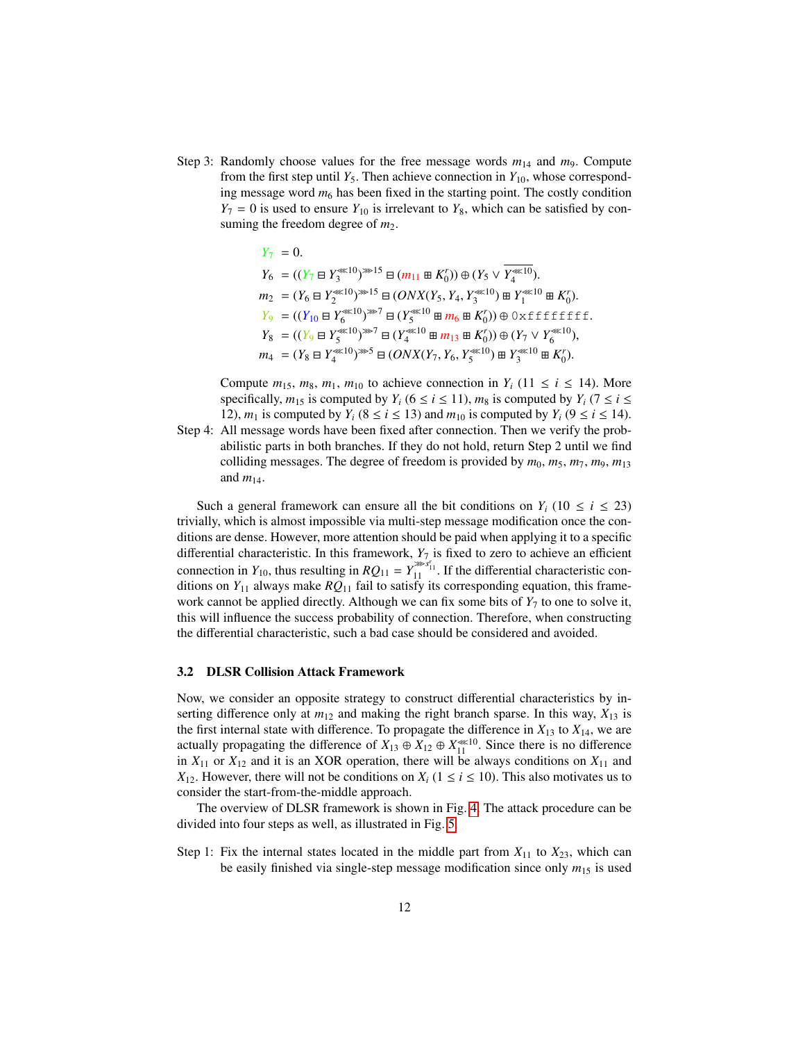Step 3: Randomly choose values for the free message words $m_{14}$ and $m_9$. Compute from the first step until $Y_5$. Then achieve connection in $Y_{10}$, whose corresponding message word $m_6$ has been fixed in the starting point. The costly condition $Y_7 = 0$ is used to ensure $Y_{10}$ is irrelevant to $Y_8$, which can be satisfied by consuming the freedom degree of $m_2$.

$$
\begin{aligned}
Y_7 &= 0. \\
Y_6 &= ((Y_7 \boxminus Y_3^{\lll 10})^{\ggg 15} \boxminus (m_{11} \boxplus K_0^r)) \oplus (Y_5 \vee \overline{Y_4^{\lll 10}}). \\
m_2 &= (Y_6 \boxminus Y_2^{\lll 10})^{\ggg 15} \boxminus (ONX(Y_5, Y_4, Y_3^{\lll 10}) \boxplus Y_1^{\lll 10} \boxplus K_0^r). \\
Y_9 &= ((Y_{10} \boxminus Y_6^{\lll 10})^{\ggg 7} \boxminus (Y_5^{\lll 10} \boxplus m_6 \boxplus K_0^r)) \oplus \texttt{0xffffffff}. \\
Y_8 &= ((Y_9 \boxminus Y_5^{\lll 10})^{\ggg 7} \boxminus (Y_4^{\lll 10} \boxplus m_{13} \boxplus K_0^r)) \oplus (Y_7 \vee Y_6^{\lll 10}), \\
m_4 &= (Y_8 \boxminus Y_4^{\lll 10})^{\ggg 5} \boxminus (ONX(Y_7, Y_6, Y_5^{\lll 10}) \boxplus Y_3^{\lll 10} \boxplus K_0^r).
\end{aligned}
$$

Compute $m_{15}$, $m_8$, $m_1$, $m_{10}$ to achieve connection in $Y_i$ $(11 \leq i \leq 14)$. More specifically, $m_{15}$ is computed by $Y_i$ $(6 \leq i \leq 11)$, $m_8$ is computed by $Y_i$ $(7 \leq i \leq 12)$, $m_1$ is computed by $Y_i$ $(8 \leq i \leq 13)$ and $m_{10}$ is computed by $Y_i$ $(9 \leq i \leq 14)$.

Step 4: All message words have been fixed after connection. Then we verify the probabilistic parts in both branches. If they do not hold, return Step 2 until we find colliding messages. The degree of freedom is provided by $m_0$, $m_5$, $m_7$, $m_9$, $m_{13}$ and $m_{14}$.

Such a general framework can ensure all the bit conditions on $Y_i$ $(10 \leq i \leq 23)$ trivially, which is almost impossible via multi-step message modification once the conditions are dense. However, more attention should be paid when applying it to a specific differential characteristic. In this framework, $Y_7$ is fixed to zero to achieve an efficient connection in $Y_{10}$, thus resulting in $RQ_{11} = Y_{11}^{\ggg s_{11}^r}$. If the differential characteristic conditions on $Y_{11}$ always make $RQ_{11}$ fail to satisfy its corresponding equation, this framework cannot be applied directly. Although we can fix some bits of $Y_7$ to one to solve it, this will influence the success probability of connection. Therefore, when constructing the differential characteristic, such a bad case should be considered and avoided.

### 3.2 DLSR Collision Attack Framework

Now, we consider an opposite strategy to construct differential characteristics by inserting difference only at $m_{12}$ and making the right branch sparse. In this way, $X_{13}$ is the first internal state with difference. To propagate the difference in $X_{13}$ to $X_{14}$, we are actually propagating the difference of $X_{13} \oplus X_{12} \oplus X_{11}^{\lll 10}$. Since there is no difference in $X_{11}$ or $X_{12}$ and it is an XOR operation, there will be always conditions on $X_{11}$ and $X_{12}$. However, there will not be conditions on $X_i$ $(1 \leq i \leq 10)$. This also motivates us to consider the start-from-the-middle approach.

The overview of DLSR framework is shown in Fig. 4. The attack procedure can be divided into four steps as well, as illustrated in Fig. 5.

Step 1: Fix the internal states located in the middle part from $X_{11}$ to $X_{23}$, which can be easily finished via single-step message modification since only $m_{15}$ is used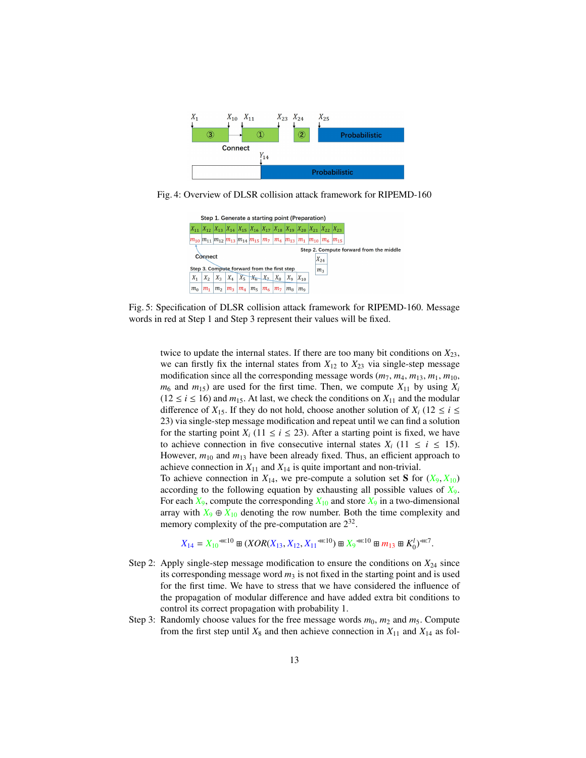$X_1$ $X_{10}$ $X_{11}$ $X_{23}$ $X_{24}$ $X_{25}$

③ ① ② Probabilistic

Connect

$Y_{14}$

Probabilistic

Fig. 4: Overview of DLSR collision attack framework for RIPEMD-160

Step 1. Generate a starting point (Preparation)

| | | | | | | | | | | | | |
|---|---|---|---|---|---|---|---|---|---|---|---|---|
| $X_{11}$ | $X_{12}$ | $X_{13}$ | $X_{14}$ | $X_{15}$ | $X_{16}$ | $X_{17}$ | $X_{18}$ | $X_{19}$ | $X_{20}$ | $X_{21}$ | $X_{22}$ | $X_{23}$ |
| $m_{10}$ | $m_{11}$ | $m_{12}$ | $m_{13}$ | $m_{14}$ | $m_{15}$ | $m_7$ | $m_4$ | $m_{13}$ | $m_1$ | $m_{10}$ | $m_6$ | $m_{15}$ |

Step 2. Compute forward from the middle

| |
|---|
| $X_{24}$ |
| $m_3$ |

Connect

Step 3. Compute forward from the first step

| | | | | | | | | | |
|---|---|---|---|---|---|---|---|---|---|
| $X_1$ | $X_2$ | $X_3$ | $X_4$ | $X_5$ | $X_6$ | $X_7$ | $X_8$ | $X_9$ | $X_{10}$ |
| $m_0$ | $m_1$ | $m_2$ | $m_3$ | $m_4$ | $m_5$ | $m_6$ | $m_7$ | $m_8$ | $m_9$ |

Fig. 5: Specification of DLSR collision attack framework for RIPEMD-160. Message words in red at Step 1 and Step 3 represent their values will be fixed.

twice to update the internal states. If there are too many bit conditions on $X_{23}$, we can firstly fix the internal states from $X_{12}$ to $X_{23}$ via single-step message modification since all the corresponding message words ($m_7$, $m_4$, $m_{13}$, $m_1$, $m_{10}$, $m_6$ and $m_{15}$) are used for the first time. Then, we compute $X_{11}$ by using $X_i$ $(12 \le i \le 16)$ and $m_{15}$. At last, we check the conditions on $X_{11}$ and the modular difference of $X_{15}$. If they do not hold, choose another solution of $X_i$ $(12 \le i \le 23)$ via single-step message modification and repeat until we can find a solution for the starting point $X_i$ $(11 \le i \le 23)$. After a starting point is fixed, we have to achieve connection in five consecutive internal states $X_i$ $(11 \le i \le 15)$. However, $m_{10}$ and $m_{13}$ have been already fixed. Thus, an efficient approach to achieve connection in $X_{11}$ and $X_{14}$ is quite important and non-trivial.

To achieve connection in $X_{14}$, we pre-compute a solution set **S** for $(X_9, X_{10})$ according to the following equation by exhausting all possible values of $X_9$. For each $X_9$, compute the corresponding $X_{10}$ and store $X_9$ in a two-dimensional array with $X_9 \oplus X_{10}$ denoting the row number. Both the time complexity and memory complexity of the pre-computation are $2^{32}$.

$$X_{14} = X_{10}^{\lll 10} \boxplus (XOR(X_{13}, X_{12}, X_{11}^{\lll 10}) \boxplus X_9^{\lll 10} \boxplus m_{13} \boxplus K_0^l)^{\lll 7}.$$

Step 2: Apply single-step message modification to ensure the conditions on $X_{24}$ since its corresponding message word $m_3$ is not fixed in the starting point and is used for the first time. We have to stress that we have considered the influence of the propagation of modular difference and have added extra bit conditions to control its correct propagation with probability 1.

Step 3: Randomly choose values for the free message words $m_0$, $m_2$ and $m_5$. Compute from the first step until $X_8$ and then achieve connection in $X_{11}$ and $X_{14}$ as fol-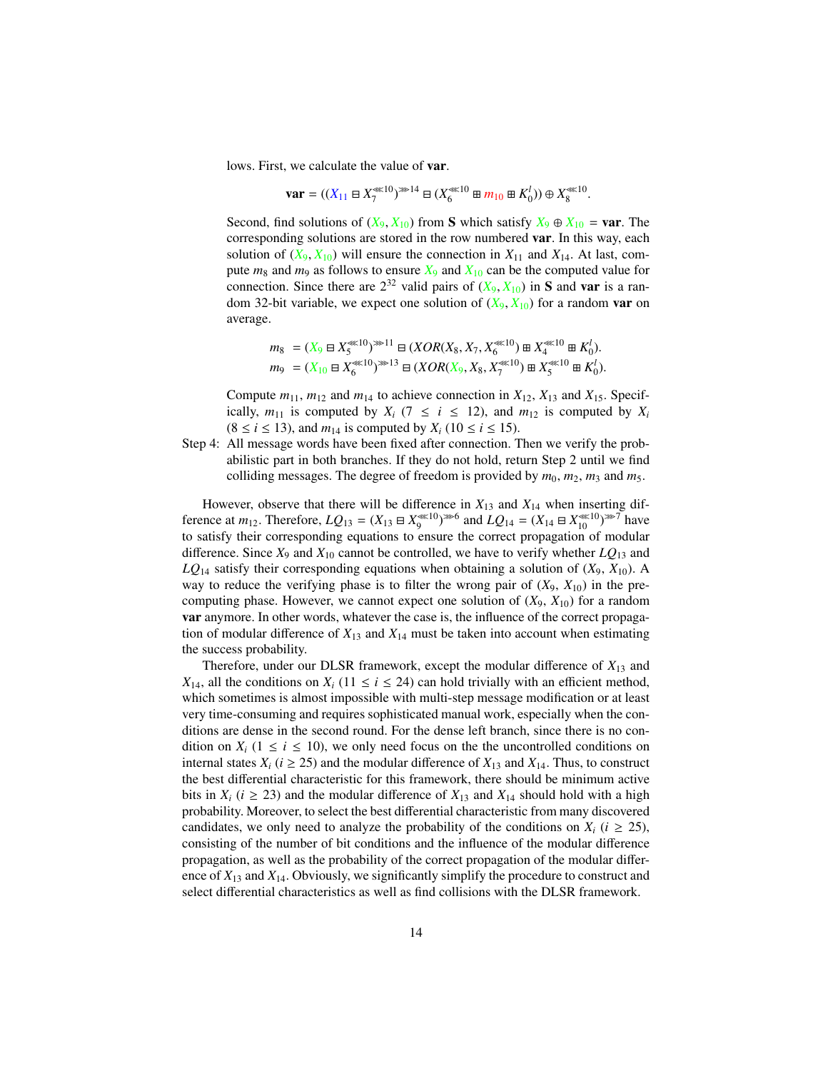lows. First, we calculate the value of **var**.

$$\mathbf{var} = ((X_{11} \boxminus X_7^{\lll 10})^{\ggg 14} \boxminus (X_6^{\lll 10} \boxplus m_{10} \boxplus K_0^l)) \oplus X_8^{\lll 10}.$$

Second, find solutions of $(X_9, X_{10})$ from **S** which satisfy $X_9 \oplus X_{10} = \mathbf{var}$. The corresponding solutions are stored in the row numbered **var**. In this way, each solution of $(X_9, X_{10})$ will ensure the connection in $X_{11}$ and $X_{14}$. At last, compute $m_8$ and $m_9$ as follows to ensure $X_9$ and $X_{10}$ can be the computed value for connection. Since there are $2^{32}$ valid pairs of $(X_9, X_{10})$ in **S** and **var** is a random 32-bit variable, we expect one solution of $(X_9, X_{10})$ for a random **var** on average.

$$m_8 = (X_9 \boxminus X_5^{\lll 10})^{\ggg 11} \boxminus (XOR(X_8, X_7, X_6^{\lll 10}) \boxplus X_4^{\lll 10} \boxplus K_0^l).$$
$$m_9 = (X_{10} \boxminus X_6^{\lll 10})^{\ggg 13} \boxminus (XOR(X_9, X_8, X_7^{\lll 10}) \boxplus X_5^{\lll 10} \boxplus K_0^l).$$

Compute $m_{11}$, $m_{12}$ and $m_{14}$ to achieve connection in $X_{12}$, $X_{13}$ and $X_{15}$. Specifically, $m_{11}$ is computed by $X_i$ $(7 \leq i \leq 12)$, and $m_{12}$ is computed by $X_i$ $(8 \leq i \leq 13)$, and $m_{14}$ is computed by $X_i$ $(10 \leq i \leq 15)$.

Step 4: All message words have been fixed after connection. Then we verify the probabilistic part in both branches. If they do not hold, return Step 2 until we find colliding messages. The degree of freedom is provided by $m_0$, $m_2$, $m_3$ and $m_5$.

However, observe that there will be difference in $X_{13}$ and $X_{14}$ when inserting difference at $m_{12}$. Therefore, $LQ_{13} = (X_{13} \boxminus X_9^{\lll 10})^{\ggg 6}$ and $LQ_{14} = (X_{14} \boxminus X_{10}^{\lll 10})^{\ggg 7}$ have to satisfy their corresponding equations to ensure the correct propagation of modular difference. Since $X_9$ and $X_{10}$ cannot be controlled, we have to verify whether $LQ_{13}$ and $LQ_{14}$ satisfy their corresponding equations when obtaining a solution of $(X_9, X_{10})$. A way to reduce the verifying phase is to filter the wrong pair of $(X_9, X_{10})$ in the precomputing phase. However, we cannot expect one solution of $(X_9, X_{10})$ for a random **var** anymore. In other words, whatever the case is, the influence of the correct propagation of modular difference of $X_{13}$ and $X_{14}$ must be taken into account when estimating the success probability.

Therefore, under our DLSR framework, except the modular difference of $X_{13}$ and $X_{14}$, all the conditions on $X_i$ $(11 \leq i \leq 24)$ can hold trivially with an efficient method, which sometimes is almost impossible with multi-step message modification or at least very time-consuming and requires sophisticated manual work, especially when the conditions are dense in the second round. For the dense left branch, since there is no condition on $X_i$ $(1 \leq i \leq 10)$, we only need focus on the the uncontrolled conditions on internal states $X_i$ $(i \geq 25)$ and the modular difference of $X_{13}$ and $X_{14}$. Thus, to construct the best differential characteristic for this framework, there should be minimum active bits in $X_i$ $(i \geq 23)$ and the modular difference of $X_{13}$ and $X_{14}$ should hold with a high probability. Moreover, to select the best differential characteristic from many discovered candidates, we only need to analyze the probability of the conditions on $X_i$ $(i \geq 25)$, consisting of the number of bit conditions and the influence of the modular difference propagation, as well as the probability of the correct propagation of the modular difference of $X_{13}$ and $X_{14}$. Obviously, we significantly simplify the procedure to construct and select differential characteristics as well as find collisions with the DLSR framework.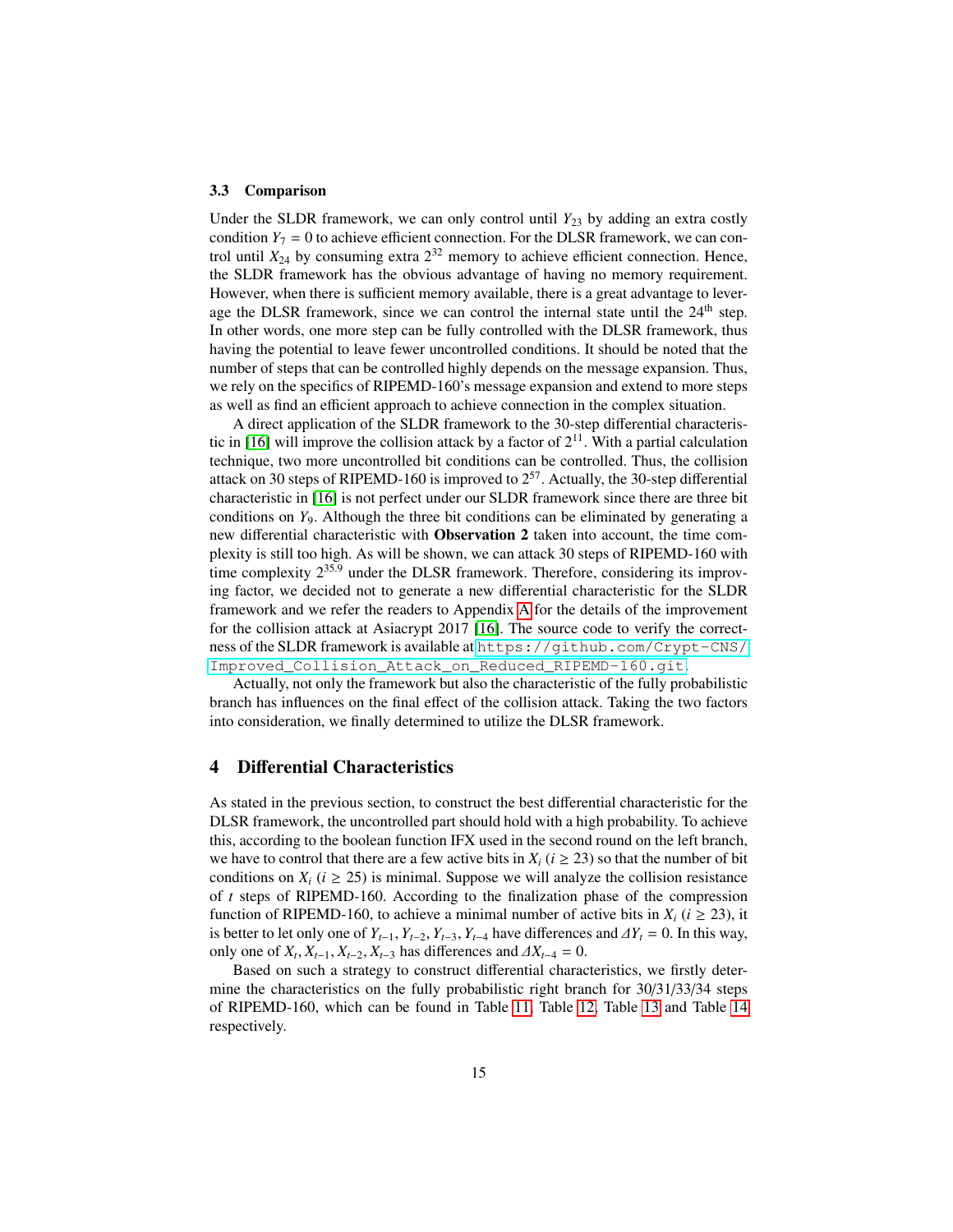### 3.3 Comparison

Under the SLDR framework, we can only control until $Y_{23}$ by adding an extra costly condition $Y_7 = 0$ to achieve efficient connection. For the DLSR framework, we can control until $X_{24}$ by consuming extra $2^{32}$ memory to achieve efficient connection. Hence, the SLDR framework has the obvious advantage of having no memory requirement. However, when there is sufficient memory available, there is a great advantage to leverage the DLSR framework, since we can control the internal state until the 24[th] step. In other words, one more step can be fully controlled with the DLSR framework, thus having the potential to leave fewer uncontrolled conditions. It should be noted that the number of steps that can be controlled highly depends on the message expansion. Thus, we rely on the specifics of RIPEMD-160's message expansion and extend to more steps as well as find an efficient approach to achieve connection in the complex situation.

A direct application of the SLDR framework to the 30-step differential characteristic in [16] will improve the collision attack by a factor of $2^{11}$. With a partial calculation technique, two more uncontrolled bit conditions can be controlled. Thus, the collision attack on 30 steps of RIPEMD-160 is improved to $2^{57}$. Actually, the 30-step differential characteristic in [16] is not perfect under our SLDR framework since there are three bit conditions on $Y_9$. Although the three bit conditions can be eliminated by generating a new differential characteristic with **Observation 2** taken into account, the time complexity is still too high. As will be shown, we can attack 30 steps of RIPEMD-160 with time complexity $2^{35.9}$ under the DLSR framework. Therefore, considering its improving factor, we decided not to generate a new differential characteristic for the SLDR framework and we refer the readers to Appendix A for the details of the improvement for the collision attack at Asiacrypt 2017 [16]. The source code to verify the correctness of the SLDR framework is available at `https://github.com/Crypt-CNS/Improved_Collision_Attack_on_Reduced_RIPEMD-160.git`.

Actually, not only the framework but also the characteristic of the fully probabilistic branch has influences on the final effect of the collision attack. Taking the two factors into consideration, we finally determined to utilize the DLSR framework.

## 4 Differential Characteristics

As stated in the previous section, to construct the best differential characteristic for the DLSR framework, the uncontrolled part should hold with a high probability. To achieve this, according to the boolean function IFX used in the second round on the left branch, we have to control that there are a few active bits in $X_i$ ($i \geq 23$) so that the number of bit conditions on $X_i$ ($i \geq 25$) is minimal. Suppose we will analyze the collision resistance of $t$ steps of RIPEMD-160. According to the finalization phase of the compression function of RIPEMD-160, to achieve a minimal number of active bits in $X_i$ ($i \geq 23$), it is better to let only one of $Y_{t-1}, Y_{t-2}, Y_{t-3}, Y_{t-4}$ have differences and $\Delta Y_t = 0$. In this way, only one of $X_t, X_{t-1}, X_{t-2}, X_{t-3}$ has differences and $\Delta X_{t-4} = 0$.

Based on such a strategy to construct differential characteristics, we firstly determine the characteristics on the fully probabilistic right branch for 30/31/33/34 steps of RIPEMD-160, which can be found in Table 11, Table 12, Table 13 and Table 14 respectively.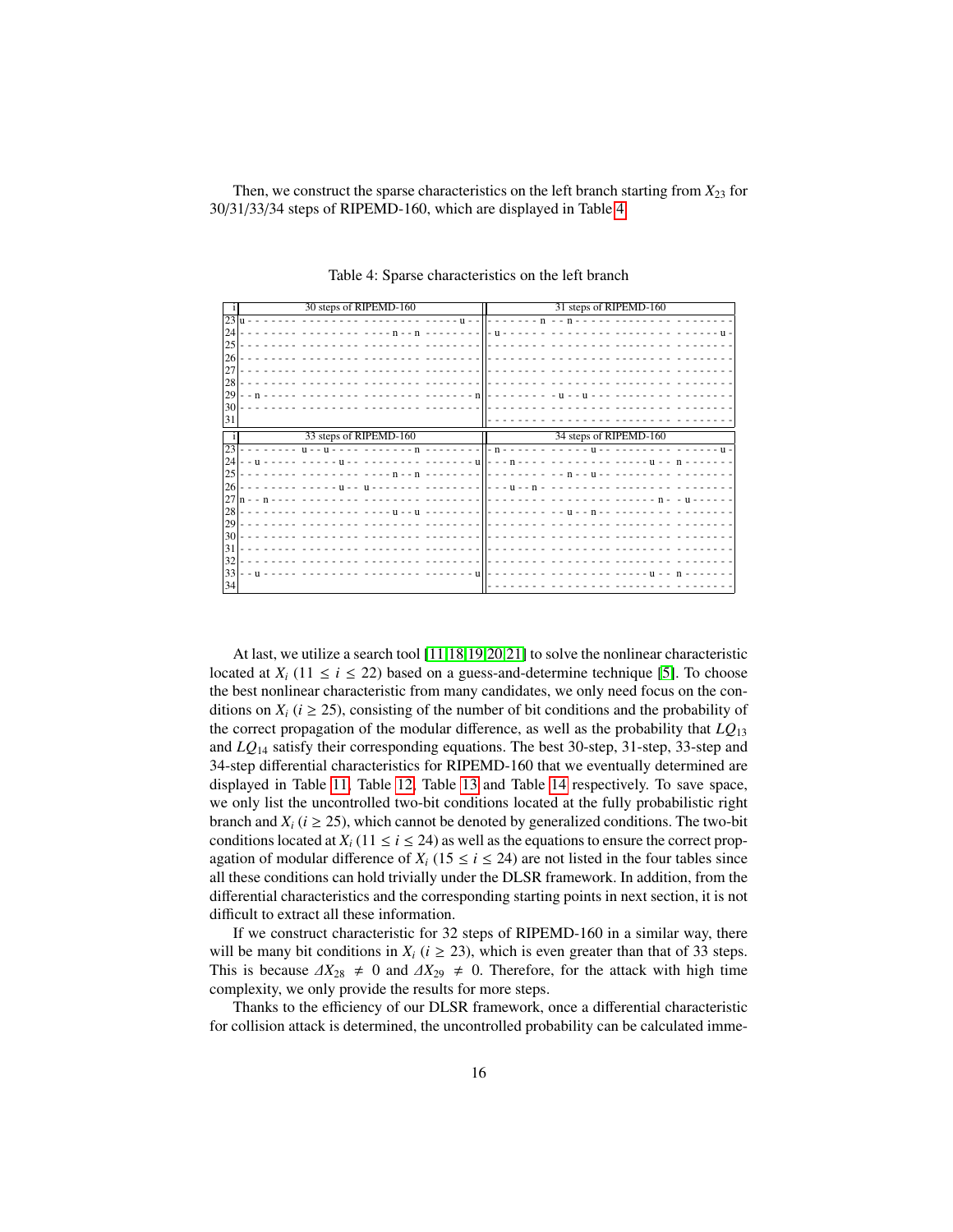Then, we construct the sparse characteristics on the left branch starting from $X_{23}$ for 30/31/33/34 steps of RIPEMD-160, which are displayed in Table 4.

Table 4: Sparse characteristics on the left branch

| i | 30 steps of RIPEMD-160 | 31 steps of RIPEMD-160 |
|---|---|---|
| 23 | u------- -------- -------- -----u-- | -------n --n----- -------- -------- |
| 24 | -------- -------- ----n--n -------- | -u------ -------- -------- ------u- |
| 25 | -------- -------- -------- -------- | -------- -------- -------- -------- |
| 26 | -------- -------- -------- -------- | -------- -------- -------- -------- |
| 27 | -------- -------- -------- -------- | -------- -------- -------- -------- |
| 28 | -------- -------- -------- -------- | -------- -------- -------- -------- |
| 29 | --n----- -------- -------- -------n | -------- -u--u--- -------- -------- |
| 30 | -------- -------- -------- -------- | -------- -------- -------- -------- |
| 31 | | -------- -------- -------- -------- |

| i | 33 steps of RIPEMD-160 | 34 steps of RIPEMD-160 |
|---|---|---|
| 23 | -------- u--u---- -------n -------- | -n------ ------u- -------- ------u- |
| 24 | --u----- -----u-- -------- -------u | ---n---- -------- -----u-- n------- |
| 25 | -------- -------- ----n--n -------- | -------- ---n--u- -------- -------- |
| 26 | -------- -----u-- u------- -------- | ---u--n- -------- -------- -------- |
| 27 | n--n---- -------- -------- -------- | -------- -------- ------n- -u------ |
| 28 | -------- -------- ----u--u -------- | -------- ---u--n- -------- -------- |
| 29 | -------- -------- -------- -------- | -------- -------- -------- -------- |
| 30 | -------- -------- -------- -------- | -------- -------- -------- -------- |
| 31 | -------- -------- -------- -------- | -------- -------- -------- -------- |
| 32 | -------- -------- -------- -------- | -------- -------- -------- -------- |
| 33 | --u----- -------- -------- -------u | -------- -------- -----u-- n------- |
| 34 | | -------- -------- -------- -------- |

At last, we utilize a search tool [11,18,19,20,21] to solve the nonlinear characteristic located at $X_i$ ($11 \leq i \leq 22$) based on a guess-and-determine technique [5]. To choose the best nonlinear characteristic from many candidates, we only need focus on the conditions on $X_i$ ($i \geq 25$), consisting of the number of bit conditions and the probability of the correct propagation of the modular difference, as well as the probability that $LQ_{13}$ and $LQ_{14}$ satisfy their corresponding equations. The best 30-step, 31-step, 33-step and 34-step differential characteristics for RIPEMD-160 that we eventually determined are displayed in Table 11, Table 12, Table 13 and Table 14 respectively. To save space, we only list the uncontrolled two-bit conditions located at the fully probabilistic right branch and $X_i$ ($i \geq 25$), which cannot be denoted by generalized conditions. The two-bit conditions located at $X_i$ ($11 \leq i \leq 24$) as well as the equations to ensure the correct propagation of modular difference of $X_i$ ($15 \leq i \leq 24$) are not listed in the four tables since all these conditions can hold trivially under the DLSR framework. In addition, from the differential characteristics and the corresponding starting points in next section, it is not difficult to extract all these information.

If we construct characteristic for 32 steps of RIPEMD-160 in a similar way, there will be many bit conditions in $X_i$ ($i \geq 23$), which is even greater than that of 33 steps. This is because $\Delta X_{28} \neq 0$ and $\Delta X_{29} \neq 0$. Therefore, for the attack with high time complexity, we only provide the results for more steps.

Thanks to the efficiency of our DLSR framework, once a differential characteristic for collision attack is determined, the uncontrolled probability can be calculated imme-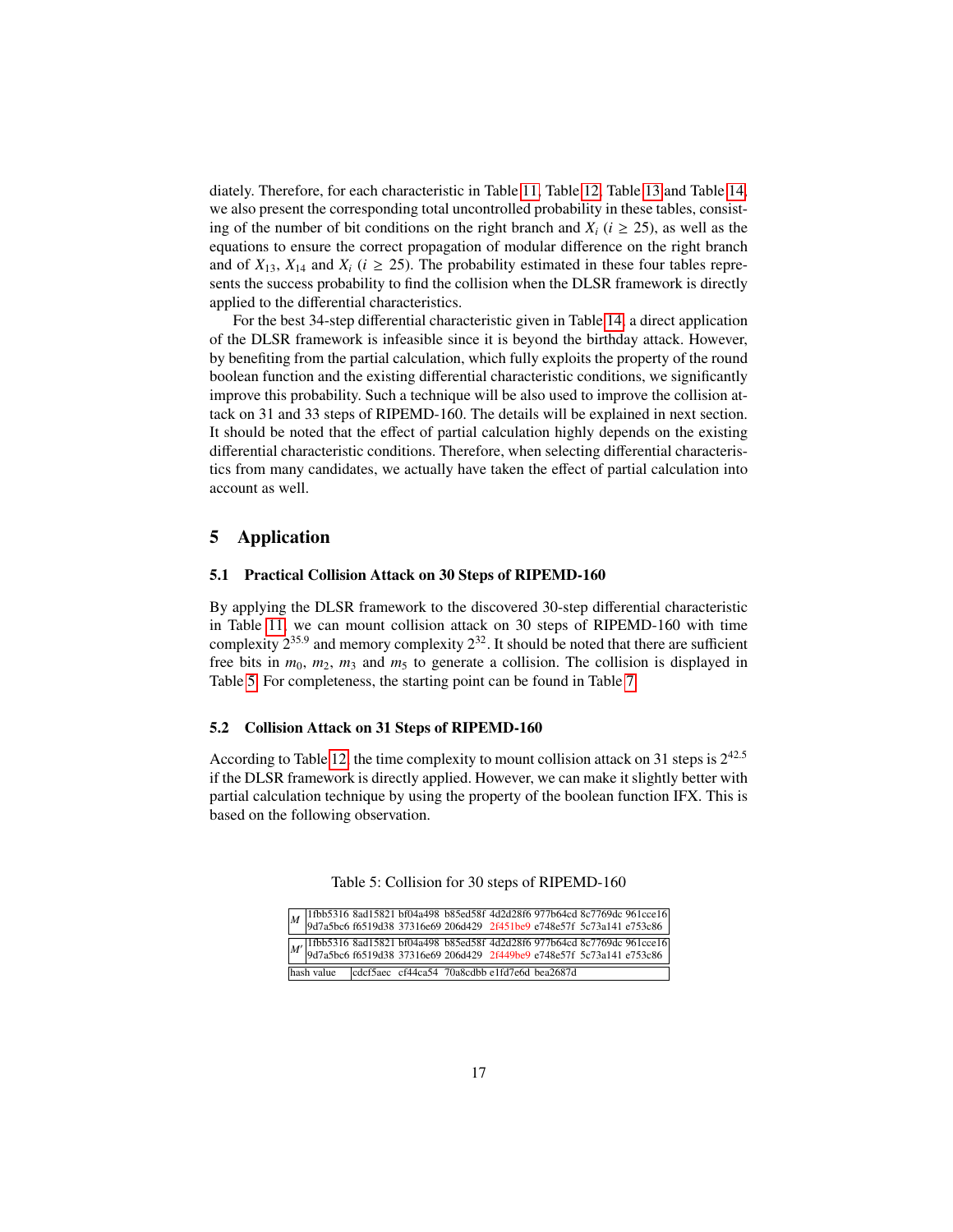diately. Therefore, for each characteristic in Table 11, Table 12, Table 13 and Table 14, we also present the corresponding total uncontrolled probability in these tables, consisting of the number of bit conditions on the right branch and $X_i$ ($i \geq 25$), as well as the equations to ensure the correct propagation of modular difference on the right branch and of $X_{13}$, $X_{14}$ and $X_i$ ($i \geq 25$). The probability estimated in these four tables represents the success probability to find the collision when the DLSR framework is directly applied to the differential characteristics.

For the best 34-step differential characteristic given in Table 14, a direct application of the DLSR framework is infeasible since it is beyond the birthday attack. However, by benefiting from the partial calculation, which fully exploits the property of the round boolean function and the existing differential characteristic conditions, we significantly improve this probability. Such a technique will be also used to improve the collision attack on 31 and 33 steps of RIPEMD-160. The details will be explained in next section. It should be noted that the effect of partial calculation highly depends on the existing differential characteristic conditions. Therefore, when selecting differential characteristics from many candidates, we actually have taken the effect of partial calculation into account as well.

## 5 Application

### 5.1 Practical Collision Attack on 30 Steps of RIPEMD-160

By applying the DLSR framework to the discovered 30-step differential characteristic in Table 11, we can mount collision attack on 30 steps of RIPEMD-160 with time complexity $2^{35.9}$ and memory complexity $2^{32}$. It should be noted that there are sufficient free bits in $m_0$, $m_2$, $m_3$ and $m_5$ to generate a collision. The collision is displayed in Table 5. For completeness, the starting point can be found in Table 7.

### 5.2 Collision Attack on 31 Steps of RIPEMD-160

According to Table 12, the time complexity to mount collision attack on 31 steps is $2^{42.5}$ if the DLSR framework is directly applied. However, we can make it slightly better with partial calculation technique by using the property of the boolean function IFX. This is based on the following observation.

Table 5: Collision for 30 steps of RIPEMD-160

| | |
|---|---|
| $M$ | 1fbb5316 8ad15821 bf04a498 b85ed58f 4d2d28f6 977b64cd 8c7769dc 961cce16<br>9d7a5bc6 f6519d38 37316e69 206d429 2f451be9 e748e57f 5c73a141 e753c86 |
| $M'$ | 1fbb5316 8ad15821 bf04a498 b85ed58f 4d2d28f6 977b64cd 8c7769dc 961cce16<br>9d7a5bc6 f6519d38 37316e69 206d429 2f449be9 e748e57f 5c73a141 e753c86 |
| hash value | cdcf5aec cf44ca54 70a8cdbb e1fd7e6d bea2687d |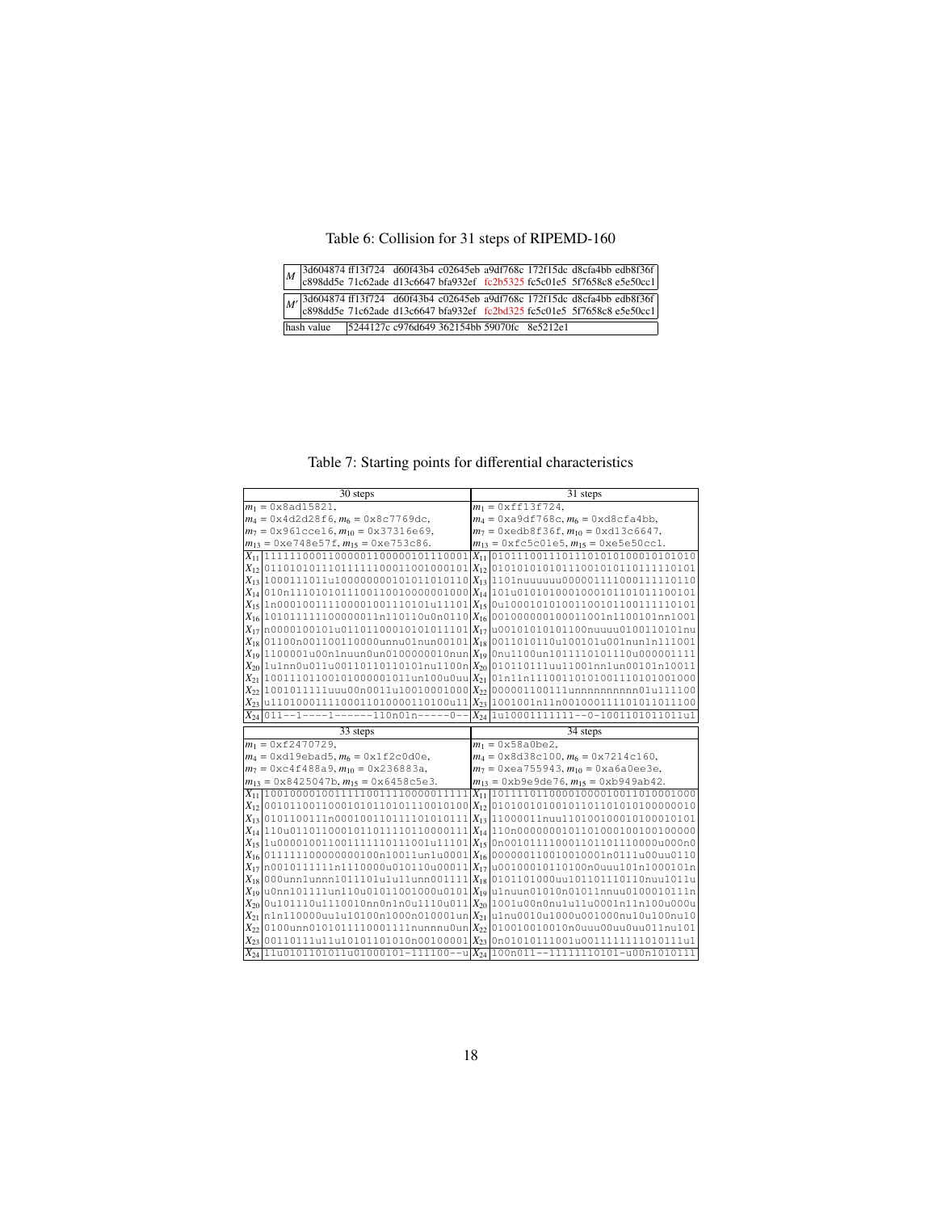Table 6: Collision for 31 steps of RIPEMD-160

| | |
|---|---|
| $M$ | 3d604874 ff13f724 d60f43b4 c02645eb a9df768c 172f15dc d8cfa4bb edb8f36f c898dd5e 71c62ade d13c6647 bfa932ef fc2b5325 fc5c01e5 5f7658c8 e5e50cc1 |
| $M'$ | 3d604874 ff13f724 d60f43b4 c02645eb a9df768c 172f15dc d8cfa4bb edb8f36f c898dd5e 71c62ade d13c6647 bfa932ef fc2bd325 fc5c01e5 5f7658c8 e5e50cc1 |
| hash value | 5244127c c976d649 362154bb 59070fc 8e5212e1 |

Table 7: Starting points for differential characteristics

| 30 steps | | 31 steps | |
|---|---|---|---|
| $m_1$ = 0x8ad15821, $m_4$ = 0x4d2d28f6, $m_6$ = 0x8c7769dc, $m_7$ = 0x961cce16, $m_{10}$ = 0x37316e69, $m_{13}$ = 0xe748e57f, $m_{15}$ = 0xe753c86. | | $m_1$ = 0xff13f724, $m_4$ = 0xa9df768c, $m_6$ = 0xd8cfa4bb, $m_7$ = 0xedb8f36f, $m_{10}$ = 0xd13c6647, $m_{13}$ = 0xfc5c01e5, $m_{15}$ = 0xe5e50cc1. | |
| $X_{11}$ | 11111100011000001100000101110001 | $X_{11}$ | 01011100111011101010100010101010 |
| $X_{12}$ | 01101010111011111100011001000101 | $X_{12}$ | 01010101010111001010110111110101 |
| $X_{13}$ | 10001110110000000001010110101110 | $X_{13}$ | 1101nuuuuuu0000011110001111110110 |
| $X_{14}$ | 010n11101010111001100100000001000 | $X_{14}$ | 101u010101000100010110101110010 1 |
| $X_{15}$ | 1n000100111100001001110101u11101 | $X_{15}$ | 0u1000101010011001011001111 10101 |
| $X_{16}$ | 10101111110000011n110110u0n0110 | $X_{16}$ | 00100000001000110 01n1100101nn1001 |
| $X_{17}$ | n0000100101u0110110001010 1011101 | $X_{17}$ | u00101010101100nuuuu0100110101nu |
| $X_{18}$ | 01100n001100110000unnu01nun00101 | $X_{18}$ | 0011010110u100101u001nun1n111001 |
| $X_{19}$ | 1100001u00n1nuun0un0100000010nun | $X_{19}$ | 0nu1100un1011110101110u000001111 |
| $X_{20}$ | 1u1nn0u011u00110110110101nu1100n | $X_{20}$ | 010110111uu11001nn1un00101n10011 |
| $X_{21}$ | 1001110110010100000101 1un100u0uu | $X_{21}$ | 01n11n1110011010100111 0101001000 |
| $X_{22}$ | 1001011111uuu00n0011u10010001000 | $X_{22}$ | 000001100111unnnnnnnnnn01u111100 |
| $X_{23}$ | u110100011110001101000011 0100u11 | $X_{23}$ | 1001001n11n0010000111101011011100 |
| $X_{24}$ | 011--1----1------110n01n-----0-- | $X_{24}$ | 1u10001111111--0-1001101011011u1 |
| 33 steps | | 34 steps | |
| $m_1$ = 0xf2470729, $m_4$ = 0xd19ebad5, $m_6$ = 0x1f2c0d0e, $m_7$ = 0xc4f488a9, $m_{10}$ = 0x236883a, $m_{13}$ = 0x8425047b, $m_{15}$ = 0x6458c5e3. | | $m_1$ = 0x58a0be2, $m_4$ = 0x8d38c100, $m_6$ = 0x7214c160, $m_7$ = 0xea755943, $m_{10}$ = 0xa6a0ee3e, $m_{13}$ = 0xb9e9de76, $m_{15}$ = 0xb949ab42. | |
| $X_{11}$ | 10010000100111110011110000011111 | $X_{11}$ | 10111101100001000010011010001000 |
| $X_{12}$ | 00101100110001010110101110010100 | $X_{12}$ | 01010010100101101010100000010 |
| $X_{13}$ | 01011001110000100110111101010111 | $X_{13}$ | 11000011nuu11010010001010010101 |
| $X_{14}$ | 110u01101100010110111011 0000111 | $X_{14}$ | 110n00000001011010001001001000 00 |
| $X_{15}$ | 1u0000100110011111011 1001u11101 | $X_{15}$ | 0n0010111100011011 01110000u000n0 |
| $X_{16}$ | 01111110000000100n10011un1u0001 | $X_{16}$ | 00000011001001000 1n0111u00uu0110 |
| $X_{17}$ | n0010111111n1110000u010110u00011 | $X_{17}$ | u0010001011 0100n0uuu101n1000101n |
| $X_{18}$ | 000unn1unnn1011101u1u11unn001111 | $X_{18}$ | 0101101000uu101101110110nuu1011u |
| $X_{19}$ | u0nn101111un110u01011001000u0101 | $X_{19}$ | u1nuun01010n01011nnuu0100010111n |
| $X_{20}$ | 0u101110u1110010nn0n1n0u1110u011 | $X_{20}$ | 1001u00n0nu1u11u0001n11n100u000u |
| $X_{21}$ | n1n110000uu1u10100n1000n010001un | $X_{21}$ | u1nu0010u1000u001000nu10u100nu10 |
| $X_{22}$ | 0100unn01010111100011 11nunnnu0un | $X_{22}$ | 010010010010n0uuu00uu0uu011nu101 |
| $X_{23}$ | 00110111u11u10101101010n00100001 | $X_{23}$ | 0n01010111001u0011111111 10111u1 |
| $X_{24}$ | 11u0101101011u01000101-111100--u | $X_{24}$ | 100n011--11111110101-u00n1010111 |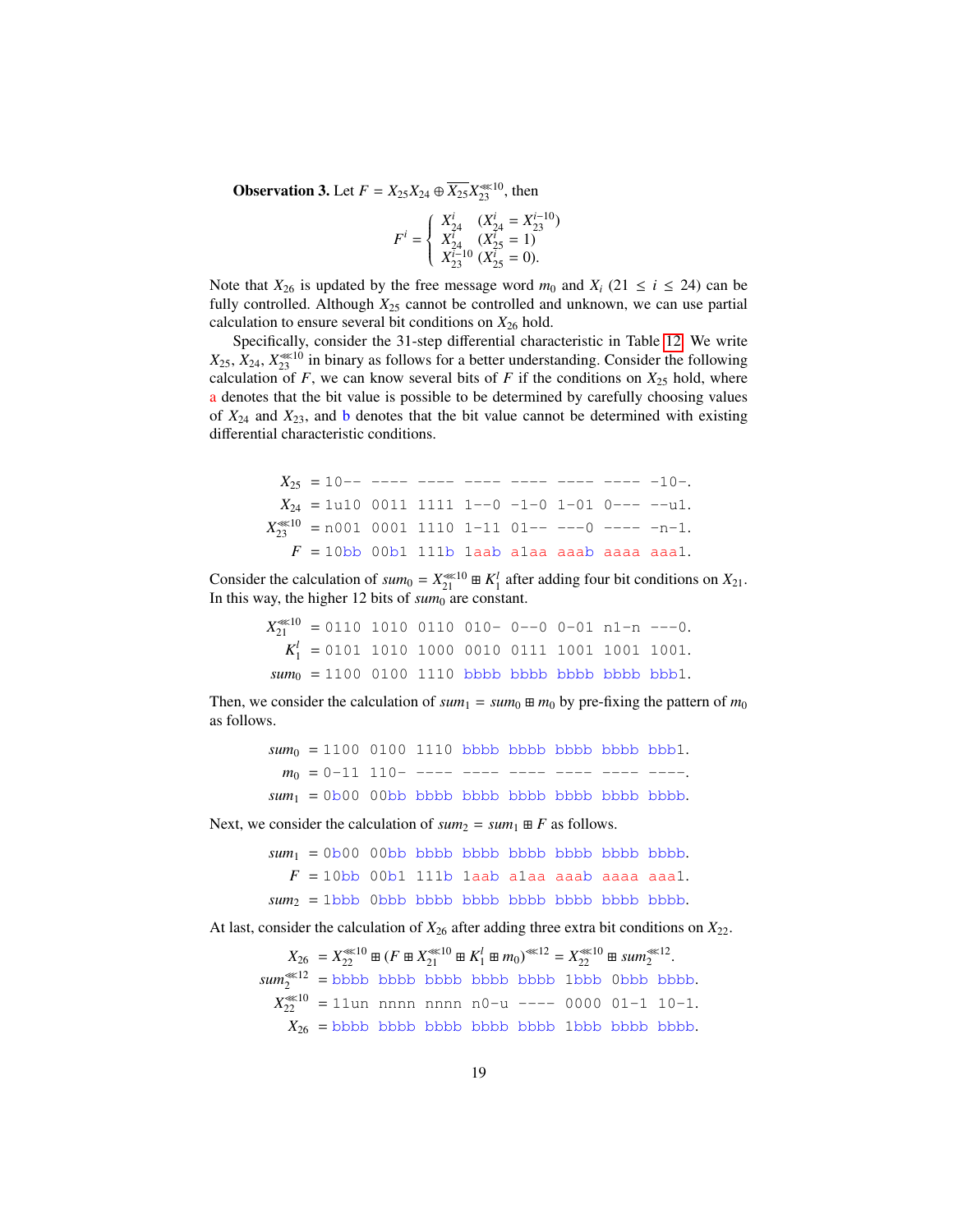**Observation 3.** Let $F = X_{25}X_{24} \oplus \overline{X_{25}}X_{23}^{\lll 10}$, then

$$F^i = \begin{cases} X_{24}^i & (X_{24}^i = X_{23}^{i-10}) \\ X_{24}^i & (X_{25}^i = 1) \\ X_{23}^{i-10} & (X_{25}^i = 0). \end{cases}$$

Note that $X_{26}$ is updated by the free message word $m_0$ and $X_i$ $(21 \le i \le 24)$ can be fully controlled. Although $X_{25}$ cannot be controlled and unknown, we can use partial calculation to ensure several bit conditions on $X_{26}$ hold.

Specifically, consider the 31-step differential characteristic in Table 12. We write $X_{25}$, $X_{24}$, $X_{23}^{\lll 10}$ in binary as follows for a better understanding. Consider the following calculation of $F$, we can know several bits of $F$ if the conditions on $X_{25}$ hold, where a denotes that the bit value is possible to be determined by carefully choosing values of $X_{24}$ and $X_{23}$, and b denotes that the bit value cannot be determined with existing differential characteristic conditions.

```
      X25 = 10-- ---- ---- ---- ---- ---- ---- -10-.
      X24 = 1u10 0011 1111 1--0 -1-0 1-01 0--- --u1.
X23^<<<10 = n001 0001 1110 1-11 01-- ---0 ---- -n-1.
        F = 10bb 00b1 111b 1aab a1aa aaab aaaa aaa1.
```

Consider the calculation of $sum_0 = X_{21}^{\lll 10} \boxplus K_1^l$ after adding four bit conditions on $X_{21}$. In this way, the higher 12 bits of $sum_0$ are constant.

```
X21^<<<10 = 0110 1010 0110 010- 0--0 0-01 n1-n ---0.
     K1^l = 0101 1010 1000 0010 0111 1001 1001 1001.
     sum0 = 1100 0100 1110 bbbb bbbb bbbb bbbb bbb1.
```

Then, we consider the calculation of $sum_1 = sum_0 \boxplus m_0$ by pre-fixing the pattern of $m_0$ as follows.

```
sum0 = 1100 0100 1110 bbbb bbbb bbbb bbbb bbb1.
  m0 = 0-11 110- ---- ---- ---- ---- ---- ----.
sum1 = 0b00 00bb bbbb bbbb bbbb bbbb bbbb bbbb.
```

Next, we consider the calculation of $sum_2 = sum_1 \boxplus F$ as follows.

```
sum1 = 0b00 00bb bbbb bbbb bbbb bbbb bbbb bbbb.
   F = 10bb 00b1 111b 1aab a1aa aaab aaaa aaa1.
sum2 = 1bbb 0bbb bbbb bbbb bbbb bbbb bbbb bbbb.
```

At last, consider the calculation of $X_{26}$ after adding three extra bit conditions on $X_{22}$.

$$X_{26} = X_{22}^{\lll 10} \boxplus (F \boxplus X_{21}^{\lll 10} \boxplus K_1^l \boxplus m_0)^{\lll 12} = X_{22}^{\lll 10} \boxplus sum_2^{\lll 12}.$$

```
sum2^<<<12 = bbbb bbbb bbbb bbbb bbbb 1bbb 0bbb bbbb.
 X22^<<<10 = 11un nnnn nnnn n0-u ---- 0000 01-1 10-1.
       X26 = bbbb bbbb bbbb bbbb bbbb 1bbb bbbb bbbb.
```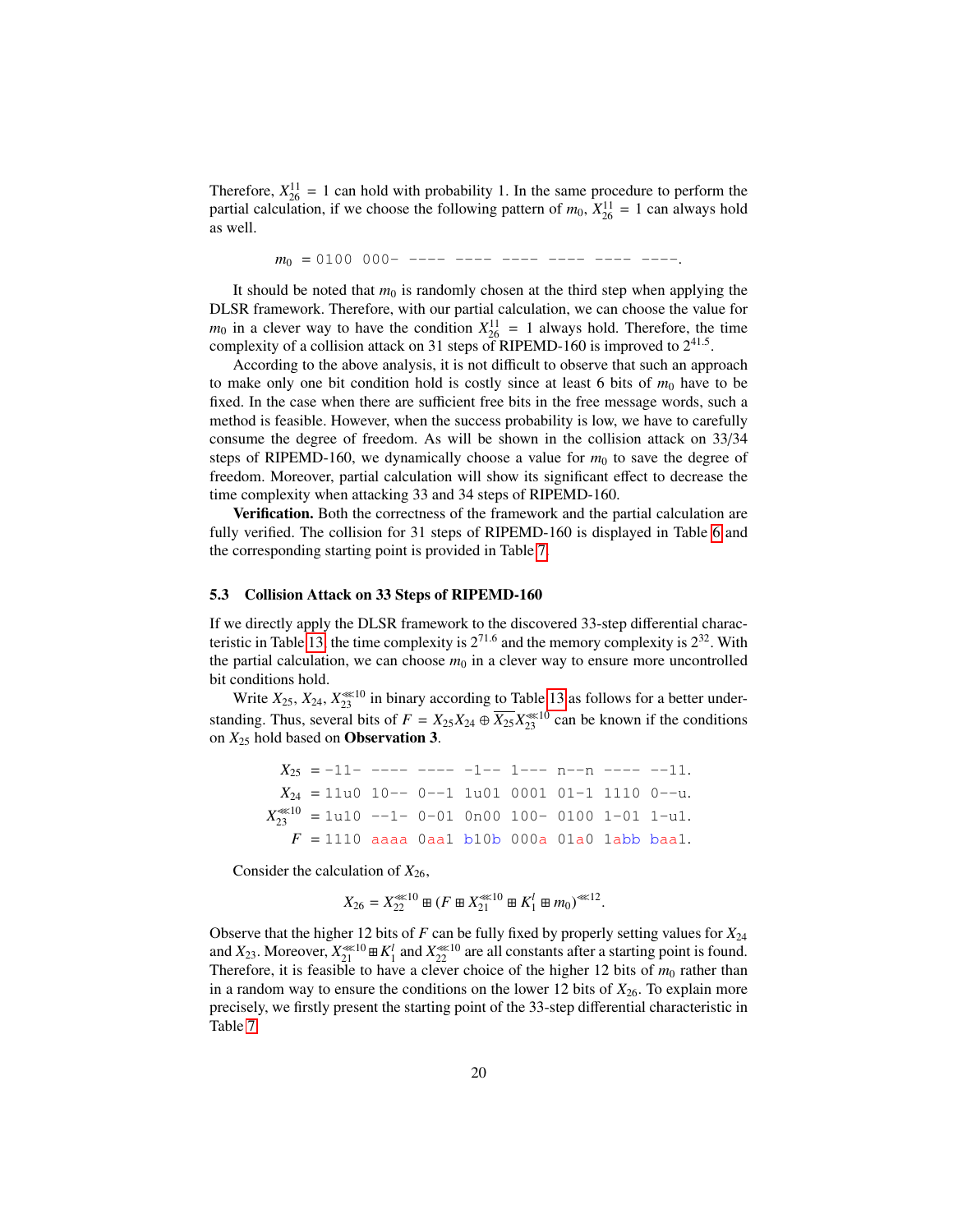Therefore, $X_{26}^{11} = 1$ can hold with probability 1. In the same procedure to perform the partial calculation, if we choose the following pattern of $m_0$, $X_{26}^{11} = 1$ can always hold as well.

$$m_0 = \texttt{0100 000- ---- ---- ---- ---- ---- ----}.$$

It should be noted that $m_0$ is randomly chosen at the third step when applying the DLSR framework. Therefore, with our partial calculation, we can choose the value for $m_0$ in a clever way to have the condition $X_{26}^{11} = 1$ always hold. Therefore, the time complexity of a collision attack on 31 steps of RIPEMD-160 is improved to $2^{41.5}$.

According to the above analysis, it is not difficult to observe that such an approach to make only one bit condition hold is costly since at least 6 bits of $m_0$ have to be fixed. In the case when there are sufficient free bits in the free message words, such a method is feasible. However, when the success probability is low, we have to carefully consume the degree of freedom. As will be shown in the collision attack on 33/34 steps of RIPEMD-160, we dynamically choose a value for $m_0$ to save the degree of freedom. Moreover, partial calculation will show its significant effect to decrease the time complexity when attacking 33 and 34 steps of RIPEMD-160.

**Verification.** Both the correctness of the framework and the partial calculation are fully verified. The collision for 31 steps of RIPEMD-160 is displayed in Table 6 and the corresponding starting point is provided in Table 7.

### 5.3 Collision Attack on 33 Steps of RIPEMD-160

If we directly apply the DLSR framework to the discovered 33-step differential characteristic in Table 13, the time complexity is $2^{71.6}$ and the memory complexity is $2^{32}$. With the partial calculation, we can choose $m_0$ in a clever way to ensure more uncontrolled bit conditions hold.

Write $X_{25}$, $X_{24}$, $X_{23}^{\lll 10}$ in binary according to Table 13 as follows for a better understanding. Thus, several bits of $F = X_{25}X_{24} \oplus \overline{X_{25}}X_{23}^{\lll 10}$ can be known if the conditions on $X_{25}$ hold based on **Observation 3**.

$$
\begin{aligned}
X_{25} &= \texttt{-11- ---- ---- -1-- 1--- n--n ---- --11}.\\
X_{24} &= \texttt{11u0 10-- 0--1 1u01 0001 01-1 1110 0--u}.\\
X_{23}^{\lll 10} &= \texttt{1u10 --1- 0-01 0n00 100- 0100 1-01 1-u1}.\\
F &= \texttt{1110 aaaa 0aa1 b10b 000a 01a0 1abb baa1}.
\end{aligned}
$$

Consider the calculation of $X_{26}$,

$$X_{26} = X_{22}^{\lll 10} \boxplus (F \boxplus X_{21}^{\lll 10} \boxplus K_1^l \boxplus m_0)^{\lll 12}.$$

Observe that the higher 12 bits of $F$ can be fully fixed by properly setting values for $X_{24}$ and $X_{23}$. Moreover, $X_{21}^{\lll 10} \boxplus K_1^l$ and $X_{22}^{\lll 10}$ are all constants after a starting point is found. Therefore, it is feasible to have a clever choice of the higher 12 bits of $m_0$ rather than in a random way to ensure the conditions on the lower 12 bits of $X_{26}$. To explain more precisely, we firstly present the starting point of the 33-step differential characteristic in Table 7.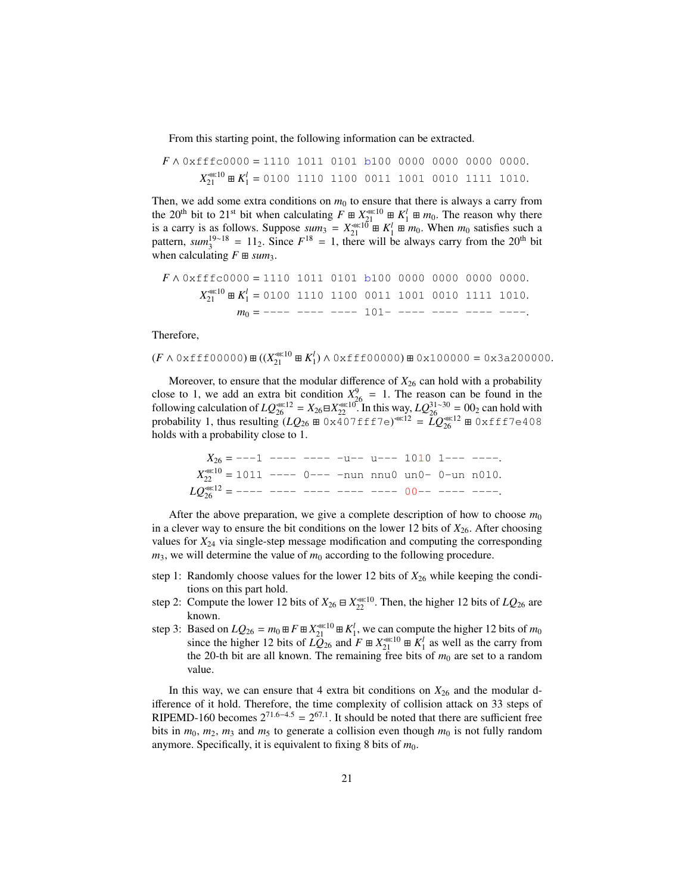From this starting point, the following information can be extracted.

$$F \wedge \texttt{0xfffc0000} = \texttt{1110 1011 0101 b100 0000 0000 0000 0000}.$$
$$X_{21}^{\lll 10} \boxplus K_1^l = \texttt{0100 1110 1100 0011 1001 0010 1111 1010}.$$

Then, we add some extra conditions on $m_0$ to ensure that there is always a carry from the $20^{\text{th}}$ bit to $21^{\text{st}}$ bit when calculating $F \boxplus X_{21}^{\lll 10} \boxplus K_1^l \boxplus m_0$. The reason why there is a carry is as follows. Suppose $sum_3 = X_{21}^{\lll 10} \boxplus K_1^l \boxplus m_0$. When $m_0$ satisfies such a pattern, $sum_3^{19\sim 18} = 11_2$. Since $F^{18} = 1$, there will be always carry from the $20^{\text{th}}$ bit when calculating $F \boxplus sum_3$.

$$F \wedge \texttt{0xfffc0000} = \texttt{1110 1011 0101 b100 0000 0000 0000 0000}.$$
$$X_{21}^{\lll 10} \boxplus K_1^l = \texttt{0100 1110 1100 0011 1001 0010 1111 1010}.$$
$$m_0 = \texttt{---- ---- ---- 101- ---- ---- ---- ----}.$$

Therefore,

$$(F \wedge \texttt{0xfff00000}) \boxplus ((X_{21}^{\lll 10} \boxplus K_1^l) \wedge \texttt{0xfff00000}) \boxplus \texttt{0x100000} = \texttt{0x3a200000}.$$

Moreover, to ensure that the modular difference of $X_{26}$ can hold with a probability close to 1, we add an extra bit condition $X_{26}^9 = 1$. The reason can be found in the following calculation of $LQ_{26}^{\lll 12} = X_{26} \boxminus X_{22}^{\lll 10}$. In this way, $LQ_{26}^{31\sim 30} = 00_2$ can hold with probability 1, thus resulting $(LQ_{26} \boxplus \texttt{0x407fff7e})^{\lll 12} = LQ_{26}^{\lll 12} \boxplus \texttt{0xfff7e408}$ holds with a probability close to 1.

$$X_{26} = \texttt{---1 ---- ---- -u-- u--- 1010 1--- ----}.$$
$$X_{22}^{\lll 10} = \texttt{1011 ---- 0--- -nun nnu0 un0- 0-un n010}.$$
$$LQ_{26}^{\lll 12} = \texttt{---- ---- ---- ---- ---- 00-- ---- ----}.$$

After the above preparation, we give a complete description of how to choose $m_0$ in a clever way to ensure the bit conditions on the lower 12 bits of $X_{26}$. After choosing values for $X_{24}$ via single-step message modification and computing the corresponding $m_3$, we will determine the value of $m_0$ according to the following procedure.

- step 1: Randomly choose values for the lower 12 bits of $X_{26}$ while keeping the conditions on this part hold.
- step 2: Compute the lower 12 bits of $X_{26} \boxminus X_{22}^{\lll 10}$. Then, the higher 12 bits of $LQ_{26}$ are known.
- step 3: Based on $LQ_{26} = m_0 \boxplus F \boxplus X_{21}^{\lll 10} \boxplus K_1^l$, we can compute the higher 12 bits of $m_0$ since the higher 12 bits of $LQ_{26}$ and $F \boxplus X_{21}^{\lll 10} \boxplus K_1^l$ as well as the carry from the 20-th bit are all known. The remaining free bits of $m_0$ are set to a random value.

In this way, we can ensure that 4 extra bit conditions on $X_{26}$ and the modular difference of it hold. Therefore, the time complexity of collision attack on 33 steps of RIPEMD-160 becomes $2^{71.6-4.5} = 2^{67.1}$. It should be noted that there are sufficient free bits in $m_0$, $m_2$, $m_3$ and $m_5$ to generate a collision even though $m_0$ is not fully random anymore. Specifically, it is equivalent to fixing 8 bits of $m_0$.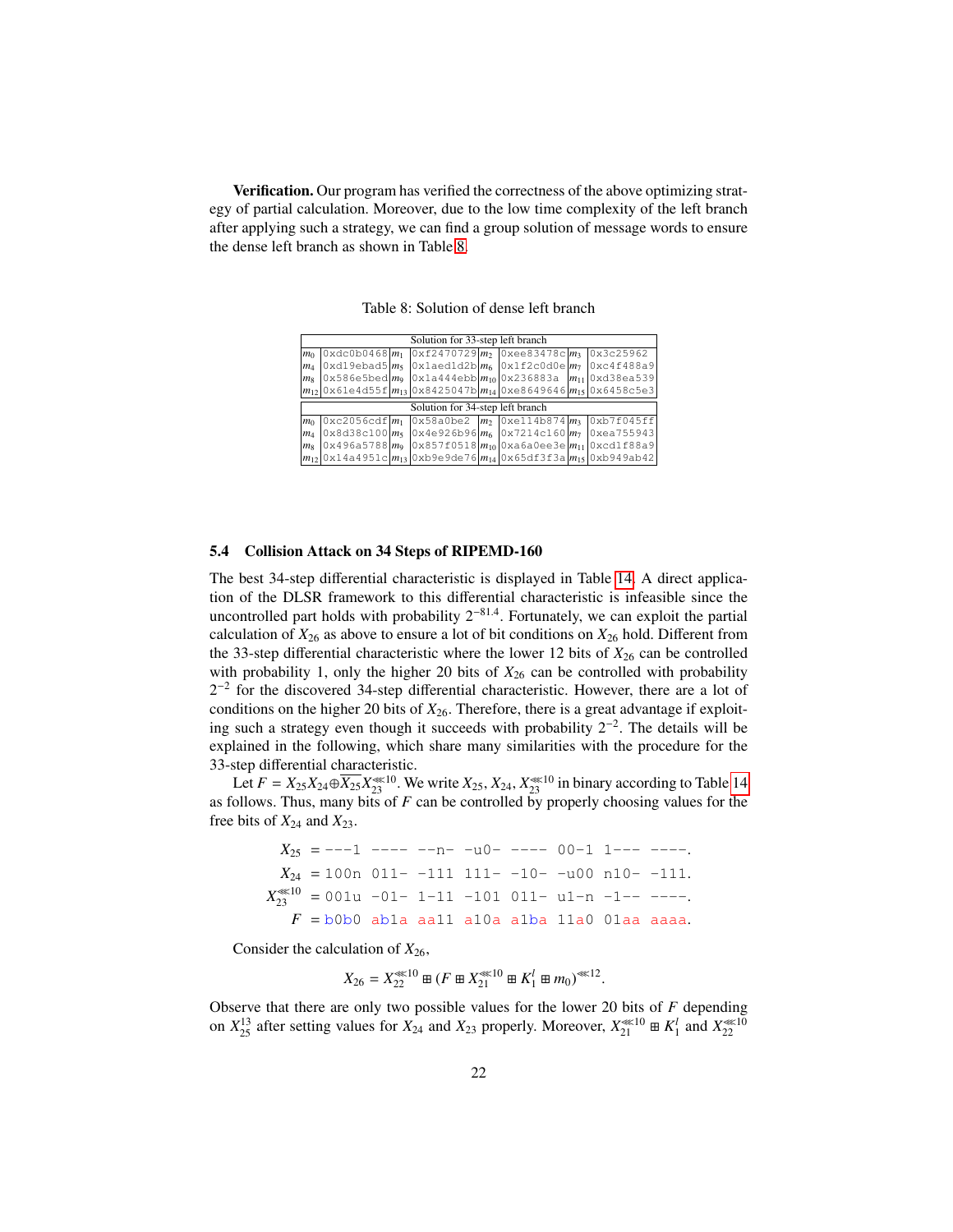**Verification.** Our program has verified the correctness of the above optimizing strategy of partial calculation. Moreover, due to the low time complexity of the left branch after applying such a strategy, we can find a group solution of message words to ensure the dense left branch as shown in Table 8.

Table 8: Solution of dense left branch

| Solution for 33-step left branch | | | | | | | |
|---|---|---|---|---|---|---|---|
| $m_0$ | 0xdc0b0468 | $m_1$ | 0xf2470729 | $m_2$ | 0xee83478c | $m_3$ | 0x3c25962 |
| $m_4$ | 0xd19ebad5 | $m_5$ | 0x1aed1d2b | $m_6$ | 0x1f2c0d0e | $m_7$ | 0xc4f488a9 |
| $m_8$ | 0x586e5bed | $m_9$ | 0x1a444ebb | $m_{10}$ | 0x236883a | $m_{11}$ | 0xd38ea539 |
| $m_{12}$ | 0x61e4d55f | $m_{13}$ | 0x8425047b | $m_{14}$ | 0xe8649646 | $m_{15}$ | 0x6458c5e3 |
| **Solution for 34-step left branch** | | | | | | | |
| $m_0$ | 0xc2056cdf | $m_1$ | 0x58a0be2 | $m_2$ | 0xe114b874 | $m_3$ | 0xb7f045ff |
| $m_4$ | 0x8d38c100 | $m_5$ | 0x4e926b96 | $m_6$ | 0x7214c160 | $m_7$ | 0xea755943 |
| $m_8$ | 0x496a5788 | $m_9$ | 0x857f0518 | $m_{10}$ | 0xa6a0ee3e | $m_{11}$ | 0xcd1f88a9 |
| $m_{12}$ | 0x14a4951c | $m_{13}$ | 0xb9e9de76 | $m_{14}$ | 0x65df3f3a | $m_{15}$ | 0xb949ab42 |

### 5.4 Collision Attack on 34 Steps of RIPEMD-160

The best 34-step differential characteristic is displayed in Table 14. A direct application of the DLSR framework to this differential characteristic is infeasible since the uncontrolled part holds with probability $2^{-81.4}$. Fortunately, we can exploit the partial calculation of $X_{26}$ as above to ensure a lot of bit conditions on $X_{26}$ hold. Different from the 33-step differential characteristic where the lower 12 bits of $X_{26}$ can be controlled with probability 1, only the higher 20 bits of $X_{26}$ can be controlled with probability $2^{-2}$ for the discovered 34-step differential characteristic. However, there are a lot of conditions on the higher 20 bits of $X_{26}$. Therefore, there is a great advantage if exploiting such a strategy even though it succeeds with probability $2^{-2}$. The details will be explained in the following, which share many similarities with the procedure for the 33-step differential characteristic.

Let $F = X_{25}X_{24} \oplus \overline{X_{25}}X_{23}^{\lll 10}$. We write $X_{25}$, $X_{24}$, $X_{23}^{\lll 10}$ in binary according to Table 14 as follows. Thus, many bits of $F$ can be controlled by properly choosing values for the free bits of $X_{24}$ and $X_{23}$.

```
X25      = ---1 ---- --n- -u0- ---- 00-1 1--- ----.
X24      = 100n 011- -111 111- -10- -u00 n10- -111.
X23<<<10 = 001u -01- 1-11 -101 011- u1-n -1-- ----.
F        = b0b0 ab1a aa11 a10a a1ba 11a0 01aa aaaa.
```

Consider the calculation of $X_{26}$,

$$X_{26} = X_{22}^{\lll 10} \boxplus (F \boxplus X_{21}^{\lll 10} \boxplus K_1^l \boxplus m_0)^{\lll 12}.$$

Observe that there are only two possible values for the lower 20 bits of $F$ depending on $X_{25}^{13}$ after setting values for $X_{24}$ and $X_{23}$ properly. Moreover, $X_{21}^{\lll 10} \boxplus K_1^l$ and $X_{22}^{\lll 10}$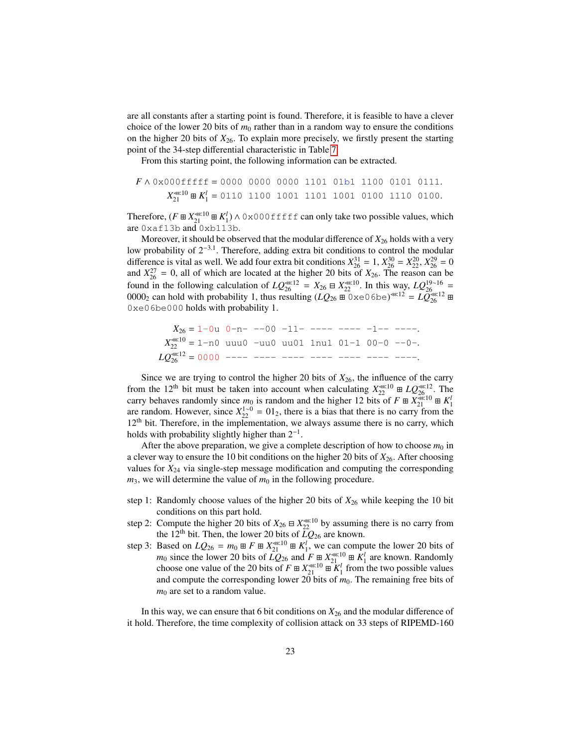are all constants after a starting point is found. Therefore, it is feasible to have a clever choice of the lower 20 bits of $m_0$ rather than in a random way to ensure the conditions on the higher 20 bits of $X_{26}$. To explain more precisely, we firstly present the starting point of the 34-step differential characteristic in Table 7.

From this starting point, the following information can be extracted.

$$F \wedge \texttt{0x000fffff} = \texttt{0000 0000 0000 1101 01b1 1100 0101 0111}.$$
$$X_{21}^{\lll 10} \boxplus K_1^l = \texttt{0110 1100 1001 1101 1001 0100 1110 0100}.$$

Therefore, $(F \boxplus X_{21}^{\lll 10} \boxplus K_1^l) \wedge \texttt{0x000fffff}$ can only take two possible values, which are `0xaf13b` and `0xb113b`.

Moreover, it should be observed that the modular difference of $X_{26}$ holds with a very low probability of $2^{-3.1}$. Therefore, adding extra bit conditions to control the modular difference is vital as well. We add four extra bit conditions $X_{26}^{31} = 1$, $X_{26}^{30} = X_{22}^{20}$, $X_{26}^{29} = 0$ and $X_{26}^{27} = 0$, all of which are located at the higher 20 bits of $X_{26}$. The reason can be found in the following calculation of $LQ_{26}^{\lll 12} = X_{26} \boxminus X_{22}^{\lll 10}$. In this way, $LQ_{26}^{19\sim 16} = 0000_2$ can hold with probability 1, thus resulting $(LQ_{26} \boxplus \texttt{0xe06be})^{\lll 12} = LQ_{26}^{\lll 12} \boxplus \texttt{0xe06be000}$ holds with probability 1.

$$X_{26} = \texttt{1-0u 0-n- --00 -11- ---- ---- -1-- ----}.$$
$$X_{22}^{\lll 10} = \texttt{1-n0 uuu0 -uu0 uu01 1nu1 01-1 00-0 --0-}.$$
$$LQ_{26}^{\lll 12} = \texttt{0000 ---- ---- ---- ---- ---- ---- ----}.$$

Since we are trying to control the higher 20 bits of $X_{26}$, the influence of the carry from the 12th bit must be taken into account when calculating $X_{22}^{\lll 10} \boxplus LQ_{26}^{\lll 12}$. The carry behaves randomly since $m_0$ is random and the higher 12 bits of $F \boxplus X_{21}^{\lll 10} \boxplus K_1^l$ are random. However, since $X_{22}^{1\sim 0} = 01_2$, there is a bias that there is no carry from the 12th bit. Therefore, in the implementation, we always assume there is no carry, which holds with probability slightly higher than $2^{-1}$.

After the above preparation, we give a complete description of how to choose $m_0$ in a clever way to ensure the 10 bit conditions on the higher 20 bits of $X_{26}$. After choosing values for $X_{24}$ via single-step message modification and computing the corresponding $m_3$, we will determine the value of $m_0$ in the following procedure.

- step 1: Randomly choose values of the higher 20 bits of $X_{26}$ while keeping the 10 bit conditions on this part hold.
- step 2: Compute the higher 20 bits of $X_{26} \boxminus X_{22}^{\lll 10}$ by assuming there is no carry from the 12th bit. Then, the lower 20 bits of $LQ_{26}$ are known.
- step 3: Based on $LQ_{26} = m_0 \boxplus F \boxplus X_{21}^{\lll 10} \boxplus K_1^l$, we can compute the lower 20 bits of $m_0$ since the lower 20 bits of $LQ_{26}$ and $F \boxplus X_{21}^{\lll 10} \boxplus K_1^l$ are known. Randomly choose one value of the 20 bits of $F \boxplus X_{21}^{\lll 10} \boxplus K_1^l$ from the two possible values and compute the corresponding lower 20 bits of $m_0$. The remaining free bits of $m_0$ are set to a random value.

In this way, we can ensure that 6 bit conditions on $X_{26}$ and the modular difference of it hold. Therefore, the time complexity of collision attack on 33 steps of RIPEMD-160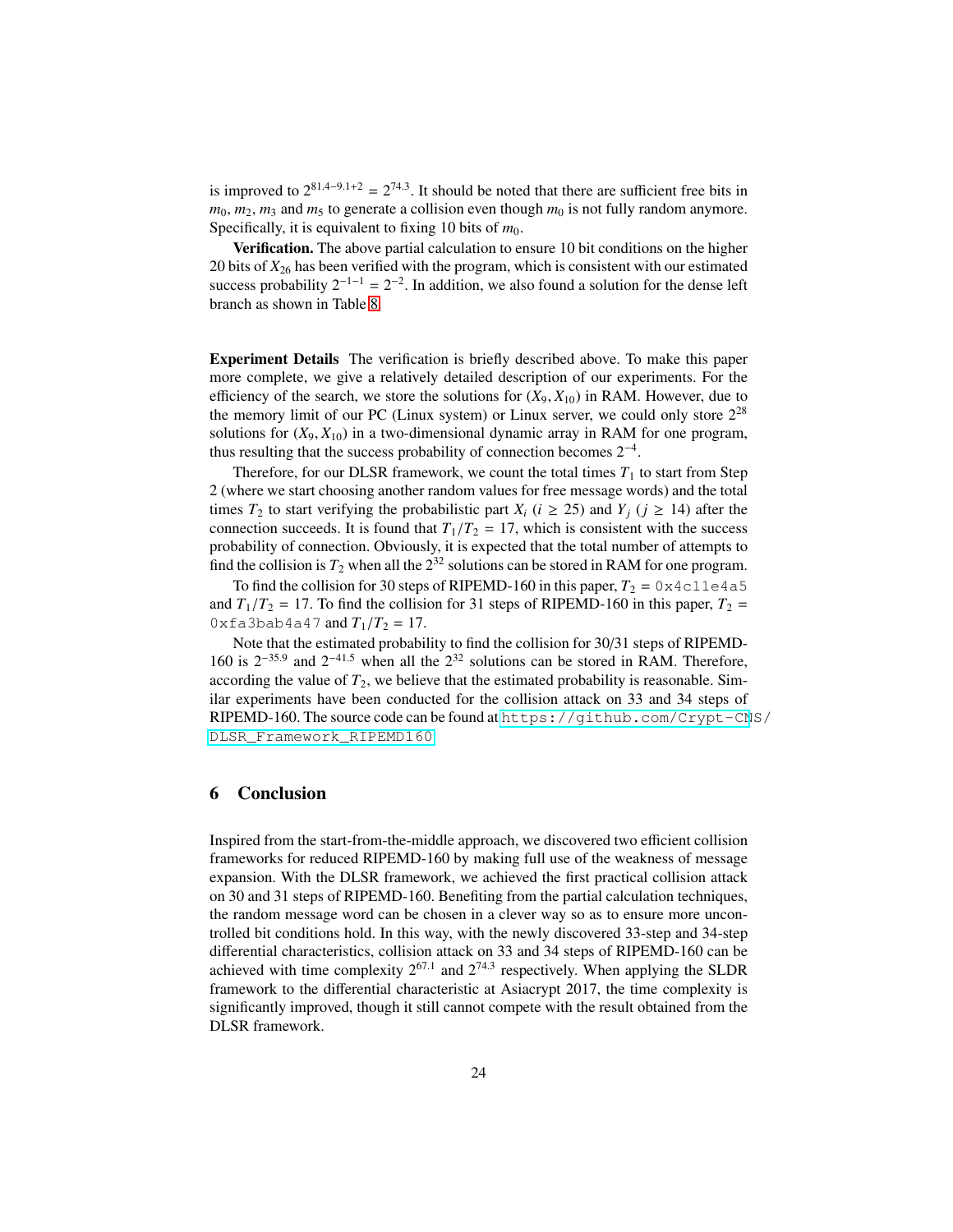is improved to $2^{81.4-9.1+2} = 2^{74.3}$. It should be noted that there are sufficient free bits in $m_0$, $m_2$, $m_3$ and $m_5$ to generate a collision even though $m_0$ is not fully random anymore. Specifically, it is equivalent to fixing 10 bits of $m_0$.

**Verification.** The above partial calculation to ensure 10 bit conditions on the higher 20 bits of $X_{26}$ has been verified with the program, which is consistent with our estimated success probability $2^{-1-1} = 2^{-2}$. In addition, we also found a solution for the dense left branch as shown in Table 8.

**Experiment Details** The verification is briefly described above. To make this paper more complete, we give a relatively detailed description of our experiments. For the efficiency of the search, we store the solutions for $(X_9, X_{10})$ in RAM. However, due to the memory limit of our PC (Linux system) or Linux server, we could only store $2^{28}$ solutions for $(X_9, X_{10})$ in a two-dimensional dynamic array in RAM for one program, thus resulting that the success probability of connection becomes $2^{-4}$.

Therefore, for our DLSR framework, we count the total times $T_1$ to start from Step 2 (where we start choosing another random values for free message words) and the total times $T_2$ to start verifying the probabilistic part $X_i$ ($i \geq 25$) and $Y_j$ ($j \geq 14$) after the connection succeeds. It is found that $T_1/T_2 = 17$, which is consistent with the success probability of connection. Obviously, it is expected that the total number of attempts to find the collision is $T_2$ when all the $2^{32}$ solutions can be stored in RAM for one program.

To find the collision for 30 steps of RIPEMD-160 in this paper, $T_2 =$ `0x4c11e4a5` and $T_1/T_2 = 17$. To find the collision for 31 steps of RIPEMD-160 in this paper, $T_2 =$ `0xfa3bab4a47` and $T_1/T_2 = 17$.

Note that the estimated probability to find the collision for 30/31 steps of RIPEMD-160 is $2^{-35.9}$ and $2^{-41.5}$ when all the $2^{32}$ solutions can be stored in RAM. Therefore, according the value of $T_2$, we believe that the estimated probability is reasonable. Similar experiments have been conducted for the collision attack on 33 and 34 steps of RIPEMD-160. The source code can be found at https://github.com/Crypt-CNS/DLSR_Framework_RIPEMD160.

## 6 Conclusion

Inspired from the start-from-the-middle approach, we discovered two efficient collision frameworks for reduced RIPEMD-160 by making full use of the weakness of message expansion. With the DLSR framework, we achieved the first practical collision attack on 30 and 31 steps of RIPEMD-160. Benefiting from the partial calculation techniques, the random message word can be chosen in a clever way so as to ensure more uncontrolled bit conditions hold. In this way, with the newly discovered 33-step and 34-step differential characteristics, collision attack on 33 and 34 steps of RIPEMD-160 can be achieved with time complexity $2^{67.1}$ and $2^{74.3}$ respectively. When applying the SLDR framework to the differential characteristic at Asiacrypt 2017, the time complexity is significantly improved, though it still cannot compete with the result obtained from the DLSR framework.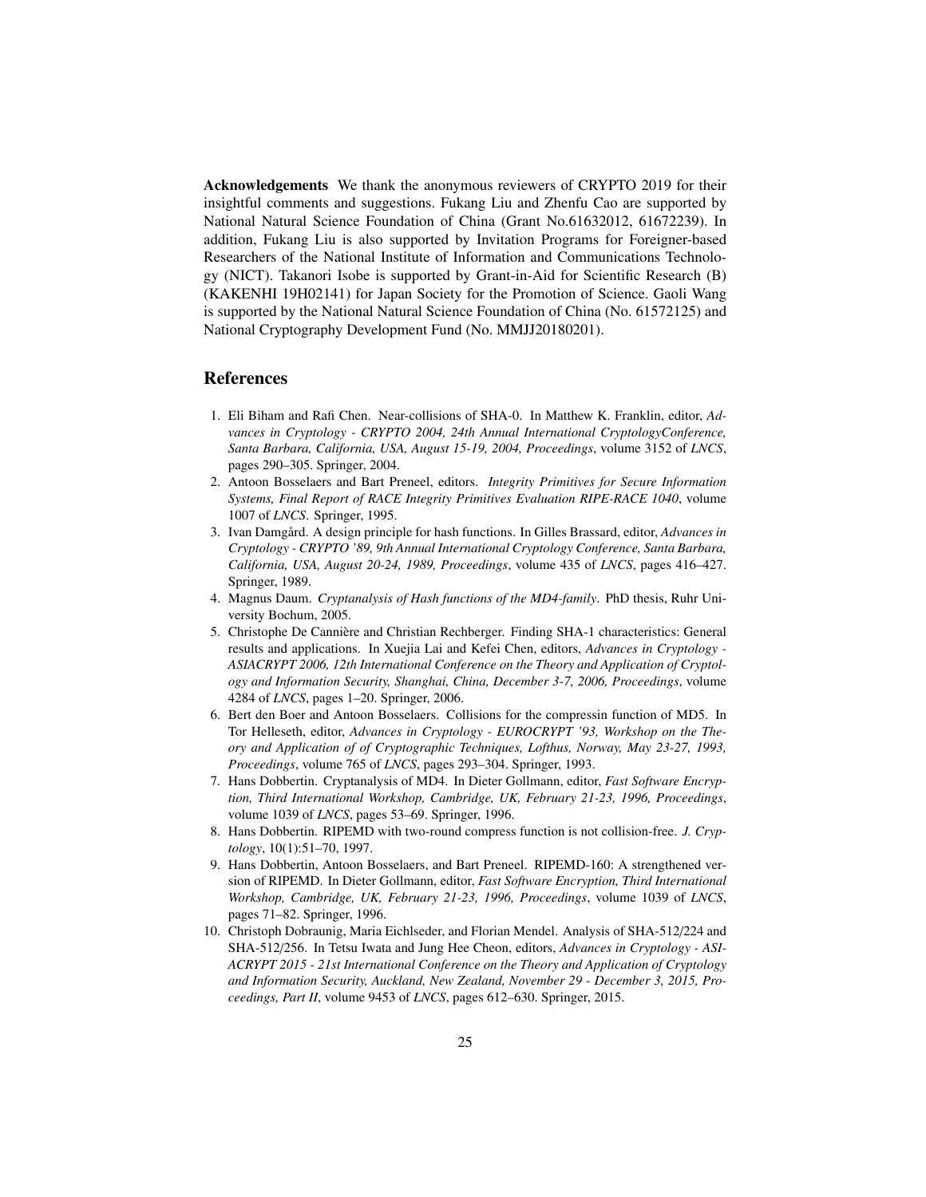**Acknowledgements** We thank the anonymous reviewers of CRYPTO 2019 for their insightful comments and suggestions. Fukang Liu and Zhenfu Cao are supported by National Natural Science Foundation of China (Grant No.61632012, 61672239). In addition, Fukang Liu is also supported by Invitation Programs for Foreigner-based Researchers of the National Institute of Information and Communications Technology (NICT). Takanori Isobe is supported by Grant-in-Aid for Scientific Research (B) (KAKENHI 19H02141) for Japan Society for the Promotion of Science. Gaoli Wang is supported by the National Natural Science Foundation of China (No. 61572125) and National Cryptography Development Fund (No. MMJJ20180201).

## References

1. Eli Biham and Rafi Chen. Near-collisions of SHA-0. In Matthew K. Franklin, editor, *Advances in Cryptology - CRYPTO 2004, 24th Annual International CryptologyConference, Santa Barbara, California, USA, August 15-19, 2004, Proceedings*, volume 3152 of *LNCS*, pages 290–305. Springer, 2004.
2. Antoon Bosselaers and Bart Preneel, editors. *Integrity Primitives for Secure Information Systems, Final Report of RACE Integrity Primitives Evaluation RIPE-RACE 1040*, volume 1007 of *LNCS*. Springer, 1995.
3. Ivan Damgård. A design principle for hash functions. In Gilles Brassard, editor, *Advances in Cryptology - CRYPTO '89, 9th Annual International Cryptology Conference, Santa Barbara, California, USA, August 20-24, 1989, Proceedings*, volume 435 of *LNCS*, pages 416–427. Springer, 1989.
4. Magnus Daum. *Cryptanalysis of Hash functions of the MD4-family*. PhD thesis, Ruhr University Bochum, 2005.
5. Christophe De Cannière and Christian Rechberger. Finding SHA-1 characteristics: General results and applications. In Xuejia Lai and Kefei Chen, editors, *Advances in Cryptology - ASIACRYPT 2006, 12th International Conference on the Theory and Application of Cryptology and Information Security, Shanghai, China, December 3-7, 2006, Proceedings*, volume 4284 of *LNCS*, pages 1–20. Springer, 2006.
6. Bert den Boer and Antoon Bosselaers. Collisions for the compressin function of MD5. In Tor Helleseth, editor, *Advances in Cryptology - EUROCRYPT '93, Workshop on the Theory and Application of of Cryptographic Techniques, Lofthus, Norway, May 23-27, 1993, Proceedings*, volume 765 of *LNCS*, pages 293–304. Springer, 1993.
7. Hans Dobbertin. Cryptanalysis of MD4. In Dieter Gollmann, editor, *Fast Software Encryption, Third International Workshop, Cambridge, UK, February 21-23, 1996, Proceedings*, volume 1039 of *LNCS*, pages 53–69. Springer, 1996.
8. Hans Dobbertin. RIPEMD with two-round compress function is not collision-free. *J. Cryptology*, 10(1):51–70, 1997.
9. Hans Dobbertin, Antoon Bosselaers, and Bart Preneel. RIPEMD-160: A strengthened version of RIPEMD. In Dieter Gollmann, editor, *Fast Software Encryption, Third International Workshop, Cambridge, UK, February 21-23, 1996, Proceedings*, volume 1039 of *LNCS*, pages 71–82. Springer, 1996.
10. Christoph Dobraunig, Maria Eichlseder, and Florian Mendel. Analysis of SHA-512/224 and SHA-512/256. In Tetsu Iwata and Jung Hee Cheon, editors, *Advances in Cryptology - ASIACRYPT 2015 - 21st International Conference on the Theory and Application of Cryptology and Information Security, Auckland, New Zealand, November 29 - December 3, 2015, Proceedings, Part II*, volume 9453 of *LNCS*, pages 612–630. Springer, 2015.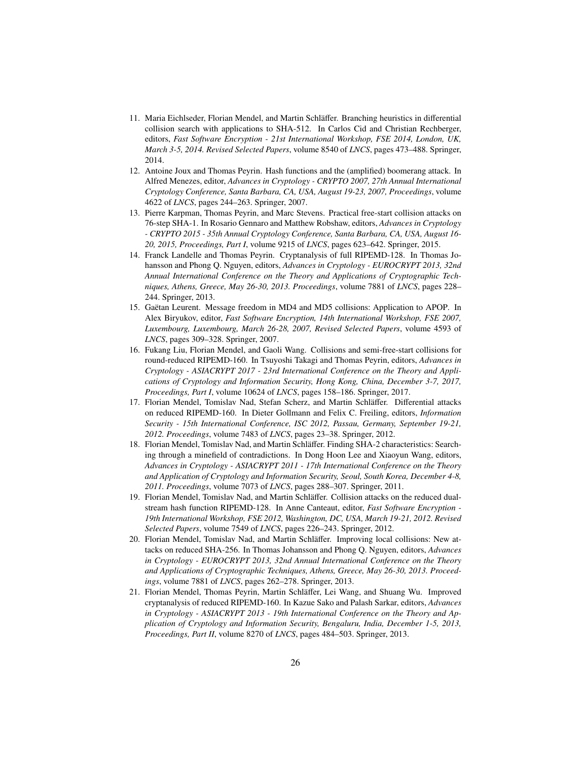11. Maria Eichlseder, Florian Mendel, and Martin Schläffer. Branching heuristics in differential collision search with applications to SHA-512. In Carlos Cid and Christian Rechberger, editors, *Fast Software Encryption - 21st International Workshop, FSE 2014, London, UK, March 3-5, 2014. Revised Selected Papers*, volume 8540 of *LNCS*, pages 473–488. Springer, 2014.
12. Antoine Joux and Thomas Peyrin. Hash functions and the (amplified) boomerang attack. In Alfred Menezes, editor, *Advances in Cryptology - CRYPTO 2007, 27th Annual International Cryptology Conference, Santa Barbara, CA, USA, August 19-23, 2007, Proceedings*, volume 4622 of *LNCS*, pages 244–263. Springer, 2007.
13. Pierre Karpman, Thomas Peyrin, and Marc Stevens. Practical free-start collision attacks on 76-step SHA-1. In Rosario Gennaro and Matthew Robshaw, editors, *Advances in Cryptology - CRYPTO 2015 - 35th Annual Cryptology Conference, Santa Barbara, CA, USA, August 16-20, 2015, Proceedings, Part I*, volume 9215 of *LNCS*, pages 623–642. Springer, 2015.
14. Franck Landelle and Thomas Peyrin. Cryptanalysis of full RIPEMD-128. In Thomas Johansson and Phong Q. Nguyen, editors, *Advances in Cryptology - EUROCRYPT 2013, 32nd Annual International Conference on the Theory and Applications of Cryptographic Techniques, Athens, Greece, May 26-30, 2013. Proceedings*, volume 7881 of *LNCS*, pages 228–244. Springer, 2013.
15. Gaëtan Leurent. Message freedom in MD4 and MD5 collisions: Application to APOP. In Alex Biryukov, editor, *Fast Software Encryption, 14th International Workshop, FSE 2007, Luxembourg, Luxembourg, March 26-28, 2007, Revised Selected Papers*, volume 4593 of *LNCS*, pages 309–328. Springer, 2007.
16. Fukang Liu, Florian Mendel, and Gaoli Wang. Collisions and semi-free-start collisions for round-reduced RIPEMD-160. In Tsuyoshi Takagi and Thomas Peyrin, editors, *Advances in Cryptology - ASIACRYPT 2017 - 23rd International Conference on the Theory and Applications of Cryptology and Information Security, Hong Kong, China, December 3-7, 2017, Proceedings, Part I*, volume 10624 of *LNCS*, pages 158–186. Springer, 2017.
17. Florian Mendel, Tomislav Nad, Stefan Scherz, and Martin Schläffer. Differential attacks on reduced RIPEMD-160. In Dieter Gollmann and Felix C. Freiling, editors, *Information Security - 15th International Conference, ISC 2012, Passau, Germany, September 19-21, 2012. Proceedings*, volume 7483 of *LNCS*, pages 23–38. Springer, 2012.
18. Florian Mendel, Tomislav Nad, and Martin Schläffer. Finding SHA-2 characteristics: Searching through a minefield of contradictions. In Dong Hoon Lee and Xiaoyun Wang, editors, *Advances in Cryptology - ASIACRYPT 2011 - 17th International Conference on the Theory and Application of Cryptology and Information Security, Seoul, South Korea, December 4-8, 2011. Proceedings*, volume 7073 of *LNCS*, pages 288–307. Springer, 2011.
19. Florian Mendel, Tomislav Nad, and Martin Schläffer. Collision attacks on the reduced dual-stream hash function RIPEMD-128. In Anne Canteaut, editor, *Fast Software Encryption - 19th International Workshop, FSE 2012, Washington, DC, USA, March 19-21, 2012. Revised Selected Papers*, volume 7549 of *LNCS*, pages 226–243. Springer, 2012.
20. Florian Mendel, Tomislav Nad, and Martin Schläffer. Improving local collisions: New attacks on reduced SHA-256. In Thomas Johansson and Phong Q. Nguyen, editors, *Advances in Cryptology - EUROCRYPT 2013, 32nd Annual International Conference on the Theory and Applications of Cryptographic Techniques, Athens, Greece, May 26-30, 2013. Proceedings*, volume 7881 of *LNCS*, pages 262–278. Springer, 2013.
21. Florian Mendel, Thomas Peyrin, Martin Schläffer, Lei Wang, and Shuang Wu. Improved cryptanalysis of reduced RIPEMD-160. In Kazue Sako and Palash Sarkar, editors, *Advances in Cryptology - ASIACRYPT 2013 - 19th International Conference on the Theory and Application of Cryptology and Information Security, Bengaluru, India, December 1-5, 2013, Proceedings, Part II*, volume 8270 of *LNCS*, pages 484–503. Springer, 2013.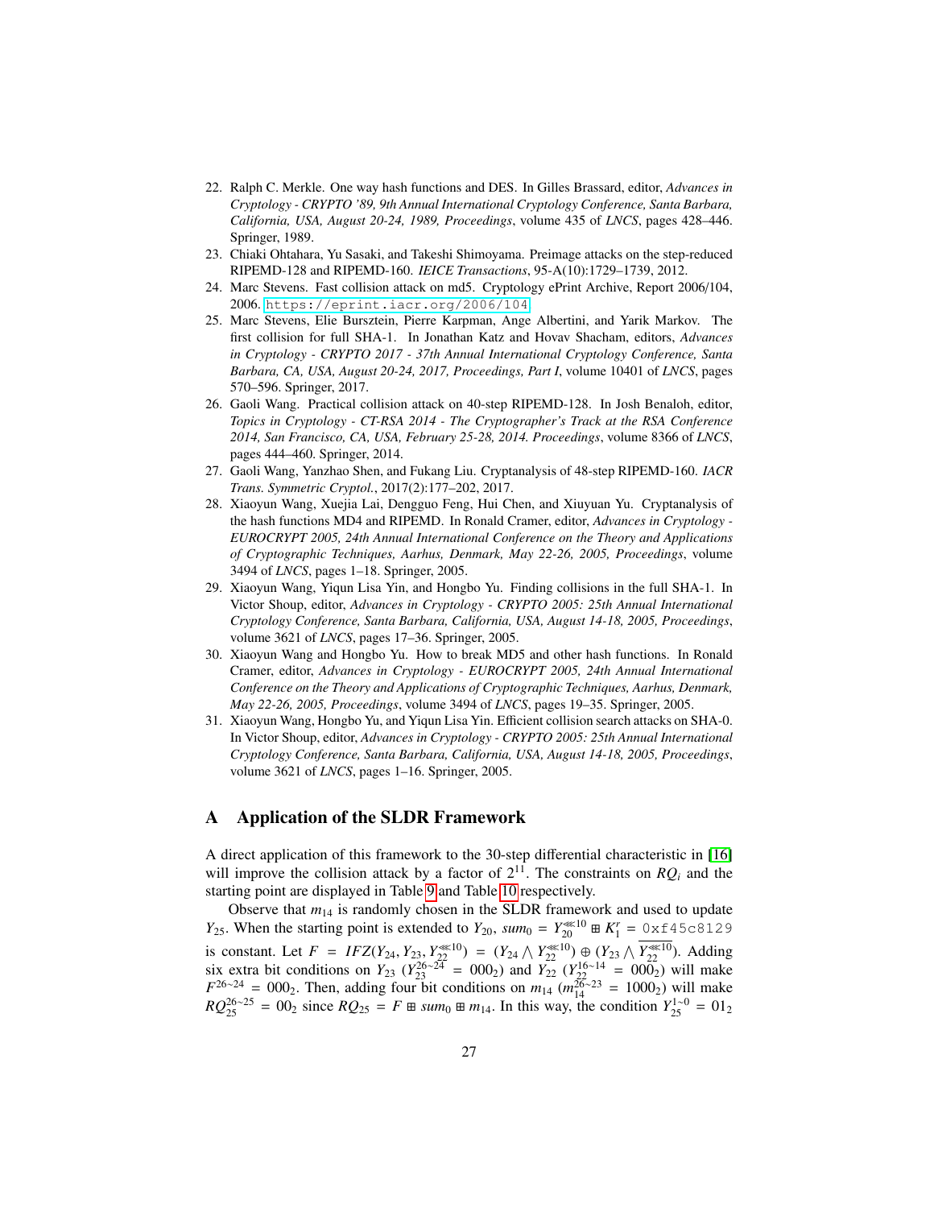22. Ralph C. Merkle. One way hash functions and DES. In Gilles Brassard, editor, *Advances in Cryptology - CRYPTO '89, 9th Annual International Cryptology Conference, Santa Barbara, California, USA, August 20-24, 1989, Proceedings*, volume 435 of *LNCS*, pages 428–446. Springer, 1989.
23. Chiaki Ohtahara, Yu Sasaki, and Takeshi Shimoyama. Preimage attacks on the step-reduced RIPEMD-128 and RIPEMD-160. *IEICE Transactions*, 95-A(10):1729–1739, 2012.
24. Marc Stevens. Fast collision attack on md5. Cryptology ePrint Archive, Report 2006/104, 2006. https://eprint.iacr.org/2006/104.
25. Marc Stevens, Elie Bursztein, Pierre Karpman, Ange Albertini, and Yarik Markov. The first collision for full SHA-1. In Jonathan Katz and Hovav Shacham, editors, *Advances in Cryptology - CRYPTO 2017 - 37th Annual International Cryptology Conference, Santa Barbara, CA, USA, August 20-24, 2017, Proceedings, Part I*, volume 10401 of *LNCS*, pages 570–596. Springer, 2017.
26. Gaoli Wang. Practical collision attack on 40-step RIPEMD-128. In Josh Benaloh, editor, *Topics in Cryptology - CT-RSA 2014 - The Cryptographer's Track at the RSA Conference 2014, San Francisco, CA, USA, February 25-28, 2014. Proceedings*, volume 8366 of *LNCS*, pages 444–460. Springer, 2014.
27. Gaoli Wang, Yanzhao Shen, and Fukang Liu. Cryptanalysis of 48-step RIPEMD-160. *IACR Trans. Symmetric Cryptol.*, 2017(2):177–202, 2017.
28. Xiaoyun Wang, Xuejia Lai, Dengguo Feng, Hui Chen, and Xiuyuan Yu. Cryptanalysis of the hash functions MD4 and RIPEMD. In Ronald Cramer, editor, *Advances in Cryptology - EUROCRYPT 2005, 24th Annual International Conference on the Theory and Applications of Cryptographic Techniques, Aarhus, Denmark, May 22-26, 2005, Proceedings*, volume 3494 of *LNCS*, pages 1–18. Springer, 2005.
29. Xiaoyun Wang, Yiqun Lisa Yin, and Hongbo Yu. Finding collisions in the full SHA-1. In Victor Shoup, editor, *Advances in Cryptology - CRYPTO 2005: 25th Annual International Cryptology Conference, Santa Barbara, California, USA, August 14-18, 2005, Proceedings*, volume 3621 of *LNCS*, pages 17–36. Springer, 2005.
30. Xiaoyun Wang and Hongbo Yu. How to break MD5 and other hash functions. In Ronald Cramer, editor, *Advances in Cryptology - EUROCRYPT 2005, 24th Annual International Conference on the Theory and Applications of Cryptographic Techniques, Aarhus, Denmark, May 22-26, 2005, Proceedings*, volume 3494 of *LNCS*, pages 19–35. Springer, 2005.
31. Xiaoyun Wang, Hongbo Yu, and Yiqun Lisa Yin. Efficient collision search attacks on SHA-0. In Victor Shoup, editor, *Advances in Cryptology - CRYPTO 2005: 25th Annual International Cryptology Conference, Santa Barbara, California, USA, August 14-18, 2005, Proceedings*, volume 3621 of *LNCS*, pages 1–16. Springer, 2005.

# A Application of the SLDR Framework

A direct application of this framework to the 30-step differential characteristic in [16] will improve the collision attack by a factor of $2^{11}$. The constraints on $RQ_i$ and the starting point are displayed in Table 9 and Table 10 respectively.

Observe that $m_{14}$ is randomly chosen in the SLDR framework and used to update $Y_{25}$. When the starting point is extended to $Y_{20}$, $sum_0 = Y_{20}^{\lll 10} \boxplus K_1^r =$ `0xf45c8129` is constant. Let $F = IFZ(Y_{24}, Y_{23}, Y_{22}^{\lll 10}) = (Y_{24} \wedge Y_{22}^{\lll 10}) \oplus (Y_{23} \wedge \overline{Y_{22}^{\lll 10}})$. Adding six extra bit conditions on $Y_{23}$ ($Y_{23}^{26\sim 24} = 000_2$) and $Y_{22}$ ($Y_{22}^{16\sim 14} = 000_2$) will make $F^{26\sim 24} = 000_2$. Then, adding four bit conditions on $m_{14}$ ($m_{14}^{26\sim 23} = 1000_2$) will make $RQ_{25}^{26\sim 25} = 00_2$ since $RQ_{25} = F \boxplus sum_0 \boxplus m_{14}$. In this way, the condition $Y_{25}^{1\sim 0} = 01_2$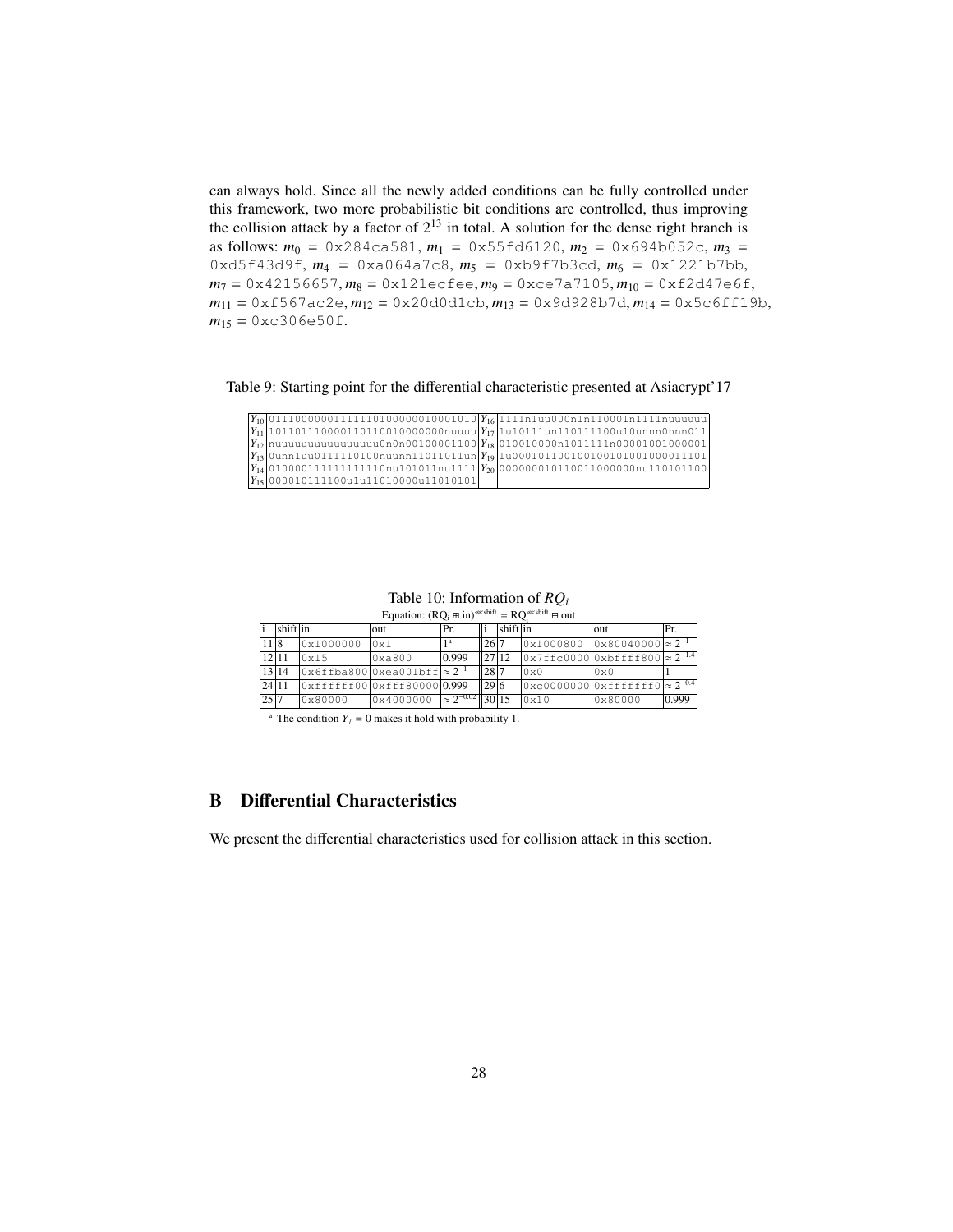can always hold. Since all the newly added conditions can be fully controlled under this framework, two more probabilistic bit conditions are controlled, thus improving the collision attack by a factor of $2^{13}$ in total. A solution for the dense right branch is as follows: $m_0$ = 0x284ca581, $m_1$ = 0x55fd6120, $m_2$ = 0x694b052c, $m_3$ = 0xd5f43d9f, $m_4$ = 0xa064a7c8, $m_5$ = 0xb9f7b3cd, $m_6$ = 0x1221b7bb, $m_7$ = 0x42156657, $m_8$ = 0x121ecfee, $m_9$ = 0xce7a7105, $m_{10}$ = 0xf2d47e6f, $m_{11}$ = 0xf567ac2e, $m_{12}$ = 0x20d0d1cb, $m_{13}$ = 0x9d928b7d, $m_{14}$ = 0x5c6ff19b, $m_{15}$ = 0xc306e50f.

Table 9: Starting point for the differential characteristic presented at Asiacrypt'17

| | | | |
|---|---|---|---|
| $Y_{10}$ | 01110000001111110100000010001010 | $Y_{16}$ | 1111n1uu000n1n110001n1111nuuuuuu |
| $Y_{11}$ | 101101110000110110010000000nuuuu | $Y_{17}$ | 1u10111un110111100u10unnn0nnn011 |
| $Y_{12}$ | nuuuuuuuuuuuuuuuu0n0n00100001100 | $Y_{18}$ | 010010000n1011111n00001001000001 |
| $Y_{13}$ | 0unn1uu0111110100nuunn11011011un | $Y_{19}$ | 1u000101100100100101001000011101 |
| $Y_{14}$ | 010000111111111110nu101011nu1111 | $Y_{20}$ | 000000010110011000000nu110101100 |
| $Y_{15}$ | 000010111100u1u11010000u11010101 | | |

Table 10: Information of $RQ_i$

| Equation: $(\mathrm{RQ}_i \boxplus \mathrm{in})^{\lll \mathrm{shift}} = \mathrm{RQ}_i^{\lll \mathrm{shift}} \boxplus \mathrm{out}$ | | | | | | | | | |
|---|---|---|---|---|---|---|---|---|---|
| i | shift | in | out | Pr. | i | shift | in | out | Pr. |
| 11 | 8 | 0x1000000 | 0x1 | 1[a] | 26 | 7 | 0x1000800 | 0x80040000 | $\approx 2^{-1}$ |
| 12 | 11 | 0x15 | 0xa800 | 0.999 | 27 | 12 | 0x7ffc0000 | 0xbffff800 | $\approx 2^{-1.4}$ |
| 13 | 14 | 0x6ffba800 | 0xea001bff | $\approx 2^{-1}$ | 28 | 7 | 0x0 | 0x0 | 1 |
| 24 | 11 | 0xffffff00 | 0xfff80000 | 0.999 | 29 | 6 | 0xc0000000 | 0xfffffff0 | $\approx 2^{-0.4}$ |
| 25 | 7 | 0x80000 | 0x4000000 | $\approx 2^{-0.02}$ | 30 | 15 | 0x10 | 0x80000 | 0.999 |

[a] The condition $Y_7 = 0$ makes it hold with probability 1.

## B Differential Characteristics

We present the differential characteristics used for collision attack in this section.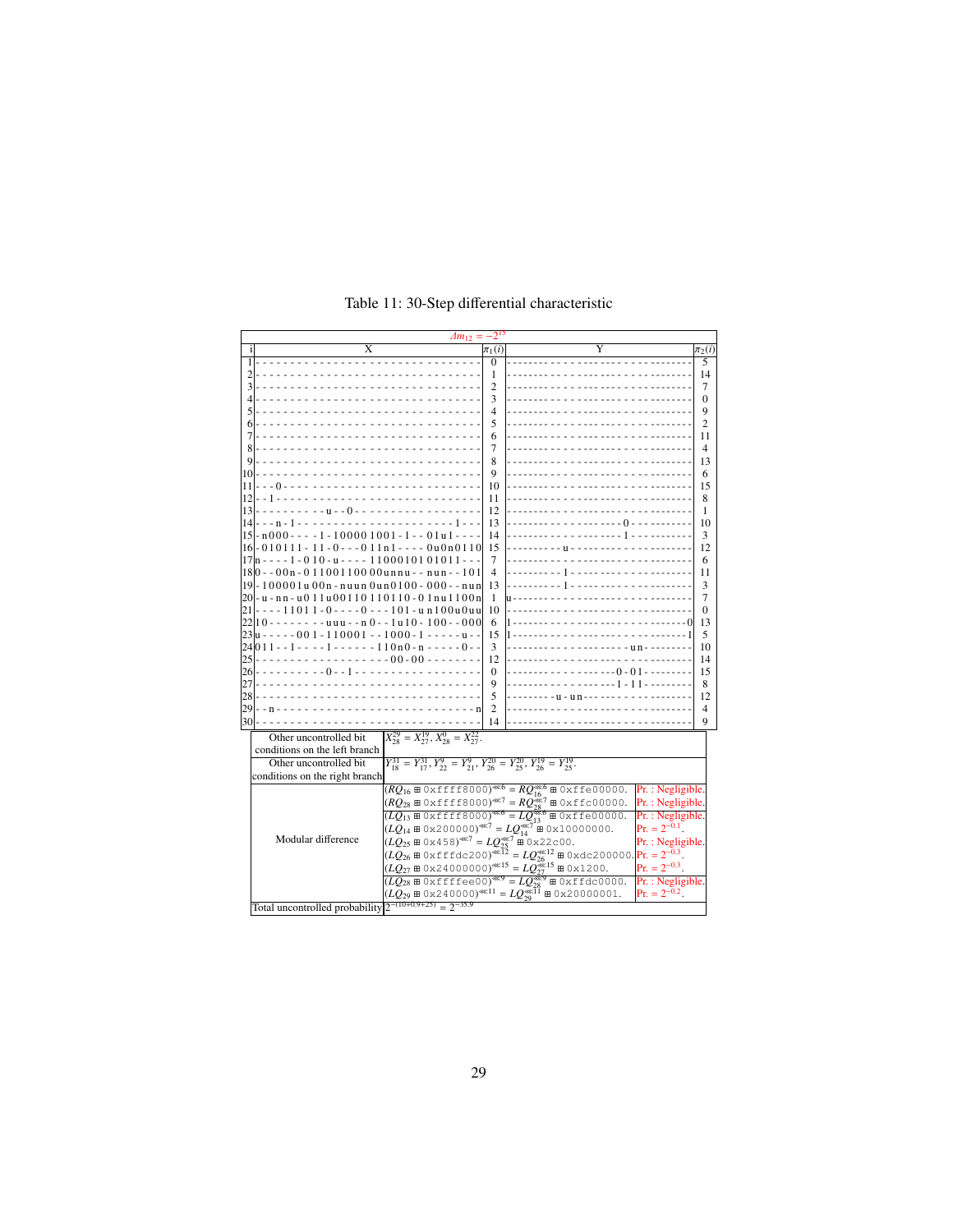Table 11: 30-Step differential characteristic

| | $\Delta m_{12} = -2^{15}$ | | | |
|---|---|---|---|---|
| i | X | $\pi_1(i)$ | Y | $\pi_2(i)$ |
| 1 | -------------------------------- | 0 | -------------------------------- | 5 |
| 2 | -------------------------------- | 1 | -------------------------------- | 14 |
| 3 | -------------------------------- | 2 | -------------------------------- | 7 |
| 4 | -------------------------------- | 3 | -------------------------------- | 0 |
| 5 | -------------------------------- | 4 | -------------------------------- | 9 |
| 6 | -------------------------------- | 5 | -------------------------------- | 2 |
| 7 | -------------------------------- | 6 | -------------------------------- | 11 |
| 8 | -------------------------------- | 7 | -------------------------------- | 4 |
| 9 | -------------------------------- | 8 | -------------------------------- | 13 |
| 10 | -------------------------------- | 9 | -------------------------------- | 6 |
| 11 | ---0---------------------------- | 10 | -------------------------------- | 15 |
| 12 | --1----------------------------- | 11 | -------------------------------- | 8 |
| 13 | ---------u--0------------------- | 12 | -------------------------------- | 1 |
| 14 | ---n-1-----------------------1-- | 13 | -------------------0------------ | 10 |
| 15 | -n000----1-10000 1001-1--01u1---- | 14 | -------------------1------------ | 3 |
| 16 | -010111-11-0---011n1----0u0n0110 | 15 | ---------u---------------------- | 12 |
| 17 | n----1-010-u----1100010101011--- | 7 | -------------------------------- | 6 |
| 18 | 0--00n-01100110000unnu--nun--101 | 4 | ---------1---------------------- | 11 |
| 19 | -100001u00n-nuun0un0100-000--nun | 13 | ---------1---------------------- | 3 |
| 20 | -u-nn-u011u00110110110-01nu1100n | 1 | u------------------------------- | 7 |
| 21 | ----11011-0----0---101-un100u0uu | 10 | -------------------------------- | 0 |
| 22 | 10--------uuu--n0--1u10-100--000 | 6 | 1------------------------------0 | 13 |
| 23 | u-----001-110001--1000-1-----u-- | 15 | 1------------------------------1 | 5 |
| 24 | 011--1----1------110n0-n-----0-- | 3 | ---------------------un--------- | 10 |
| 25 | --------------------00-00------- | 12 | -------------------------------- | 14 |
| 26 | ---------0--1------------------- | 0 | -----------------0-01----------- | 15 |
| 27 | -------------------------------- | 9 | ------------------1-11---------- | 8 |
| 28 | -------------------------------- | 5 | --------u-un-------------------- | 12 |
| 29 | --n----------------------------n | 2 | -------------------------------- | 4 |
| 30 | -------------------------------- | 14 | -------------------------------- | 9 |

| | | |
|---|---|---|
| Other uncontrolled bit conditions on the left branch | $X_{28}^{29} = X_{27}^{19}, X_{28}^{0} = X_{27}^{22}$. | |
| Other uncontrolled bit conditions on the right branch | $Y_{18}^{31} = Y_{17}^{31}, Y_{22}^{9} = Y_{21}^{9}, Y_{26}^{20} = Y_{25}^{20}, Y_{26}^{19} = Y_{25}^{19}$. | |
| Modular difference | $(RQ_{16} \boxplus \texttt{0xffff8000})^{\lll 6} = RQ_{16}^{\lll 6} \boxplus \texttt{0xffe00000}$. | Pr. : Negligible. |
| | $(RQ_{28} \boxplus \texttt{0xffff8000})^{\lll 7} = RQ_{28}^{\lll 7} \boxplus \texttt{0xffc00000}$. | Pr. : Negligible. |
| | $(LQ_{13} \boxplus \texttt{0xffff8000})^{\lll 6} = LQ_{13}^{\lll 6} \boxplus \texttt{0xffe00000}$. | Pr. : Negligible. |
| | $(LQ_{14} \boxplus \texttt{0x200000})^{\lll 7} = LQ_{14}^{\lll 7} \boxplus \texttt{0x10000000}$. | Pr. = $2^{-0.1}$. |
| | $(LQ_{25} \boxplus \texttt{0x458})^{\lll 7} = LQ_{25}^{\lll 7} \boxplus \texttt{0x22c00}$. | Pr. : Negligible. |
| | $(LQ_{26} \boxplus \texttt{0xfffdc200})^{\lll 12} = LQ_{26}^{\lll 12} \boxplus \texttt{0xdc200000}$. | Pr. = $2^{-0.3}$. |
| | $(LQ_{27} \boxplus \texttt{0x24000000})^{\lll 15} = LQ_{27}^{\lll 15} \boxplus \texttt{0x1200}$. | Pr. = $2^{-0.3}$. |
| | $(LQ_{28} \boxplus \texttt{0xffffee00})^{\lll 9} = LQ_{28}^{\lll 9} \boxplus \texttt{0xffdc0000}$. | Pr. : Negligible. |
| | $(LQ_{29} \boxplus \texttt{0x240000})^{\lll 11} = LQ_{29}^{\lll 11} \boxplus \texttt{0x20000001}$. | Pr. = $2^{-0.2}$. |
| Total uncontrolled probability | $2^{-(10+0.9+25)} = 2^{-35.9}$ | |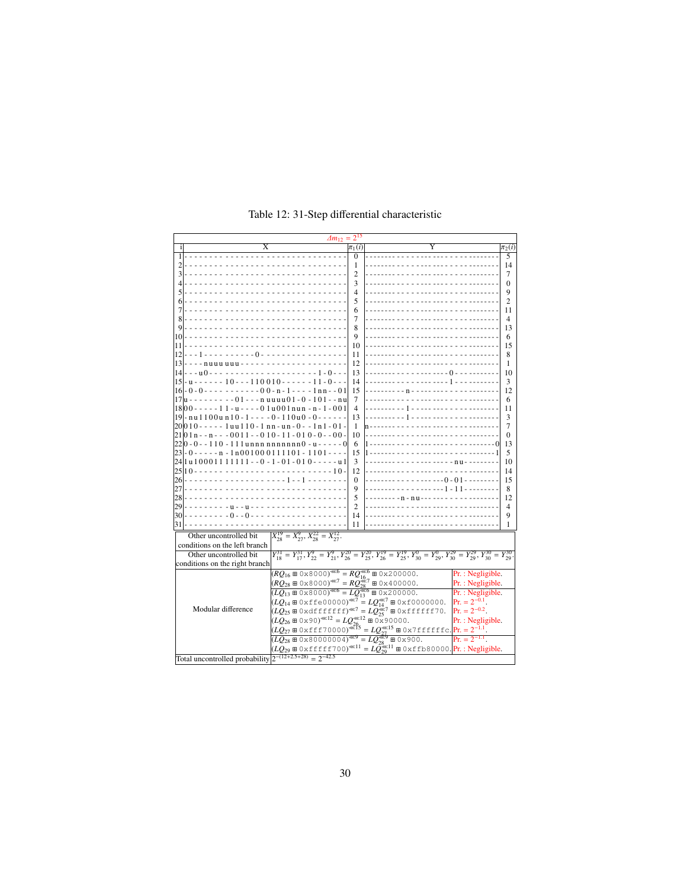Table 12: 31-Step differential characteristic

| $\Delta m_{12} = 2^{15}$ | | | | |
|---|---|---|---|---|
| i | X | $\pi_1(i)$ | Y | $\pi_2(i)$ |
| 1 | -------------------------------- | 0 | -------------------------------- | 5 |
| 2 | -------------------------------- | 1 | -------------------------------- | 14 |
| 3 | -------------------------------- | 2 | -------------------------------- | 7 |
| 4 | -------------------------------- | 3 | -------------------------------- | 0 |
| 5 | -------------------------------- | 4 | -------------------------------- | 9 |
| 6 | -------------------------------- | 5 | -------------------------------- | 2 |
| 7 | -------------------------------- | 6 | -------------------------------- | 11 |
| 8 | -------------------------------- | 7 | -------------------------------- | 4 |
| 9 | -------------------------------- | 8 | -------------------------------- | 13 |
| 10 | -------------------------------- | 9 | -------------------------------- | 6 |
| 11 | -------------------------------- | 10 | -------------------------------- | 15 |
| 12 | ---1----------0----------------- | 11 | -------------------------------- | 8 |
| 13 | ----nuuuuuu--------------------- | 12 | -------------------------------- | 1 |
| 14 | ---u0--------------------1-0---- | 13 | --------------------0----------- | 10 |
| 15 | -u------10---110010------11-0--- | 14 | --------------------1----------- | 3 |
| 16 | -0-0------------00-n-1----1nn--01 | 15 | ----------n--------------------- | 12 |
| 17 | u---------01---nuuuu01-0-101--nu | 7 | -------------------------------- | 6 |
| 18 | 00-----11-u----01u001nun-n-1-001 | 4 | ----------1--------------------- | 11 |
| 19 | -nu1100un10-1----0-110u0-0------ | 13 | ----------1--------------------- | 3 |
| 20 | 010-----1uu110-1nn-un-0--1n1-01- | 1 | n------------------------------- | 7 |
| 21 | 01n--n---0011--010-11-010-0--00- | 10 | -------------------------------- | 0 |
| 22 | 0-0--110-111unnnnnnnnnn0-u-----0 | 6 | 1------------------------------0 | 13 |
| 23 | -0-----n-1n00100 0111101-1101---- | 15 | 1------------------------------1 | 5 |
| 24 | 1u10001111111--0-1-01-010-----u1 | 3 | ----------------------nu-------- | 10 |
| 25 | 10--------------------------10- | 12 | -------------------------------- | 14 |
| 26 | -------------------1--1--------- | 0 | -------------------0-01--------- | 15 |
| 27 | -------------------------------- | 9 | -------------------1-11--------- | 8 |
| 28 | -------------------------------- | 5 | ---------n-nu------------------- | 12 |
| 29 | ---------u--u------------------- | 2 | -------------------------------- | 4 |
| 30 | ---------0--0------------------- | 14 | -------------------------------- | 9 |
| 31 | -------------------------------- | 11 | -------------------------------- | 1 |

| | | |
|---|---|---|
| Other uncontrolled bit conditions on the left branch | $X_{28}^{19} = X_{27}^{9}$, $X_{28}^{22} = X_{27}^{12}$. | |
| Other uncontrolled bit conditions on the right branch | $Y_{18}^{31} = Y_{17}^{31}$, $Y_{22}^{9} = Y_{21}^{9}$, $Y_{26}^{20} = Y_{25}^{20}$, $Y_{26}^{19} = Y_{25}^{19}$, $Y_{30}^{0} = Y_{29}^{0}$, $Y_{30}^{29} = Y_{29}^{29}$, $Y_{30}^{30} = Y_{29}^{30}$. | |
| Modular difference | $(RQ_{16} \boxplus \mathtt{0x8000})^{\lll 6} = RQ_{16}^{\lll 6} \boxplus \mathtt{0x200000}$. | Pr. : Negligible. |
| | $(RQ_{28} \boxplus \mathtt{0x8000})^{\lll 7} = RQ_{28}^{\lll 7} \boxplus \mathtt{0x400000}$. | Pr. : Negligible. |
| | $(LQ_{13} \boxplus \mathtt{0x8000})^{\lll 6} = LQ_{13}^{\lll 6} \boxplus \mathtt{0x200000}$. | Pr. : Negligible. |
| | $(LQ_{14} \boxplus \mathtt{0xffe00000})^{\lll 7} = LQ_{14}^{\lll 7} \boxplus \mathtt{0xf0000000}$. | Pr. = $2^{-0.1}$. |
| | $(LQ_{25} \boxplus \mathtt{0xdfffffff})^{\lll 7} = LQ_{25}^{\lll 7} \boxplus \mathtt{0xffffff70}$. | Pr. = $2^{-0.2}$. |
| | $(LQ_{26} \boxplus \mathtt{0x90})^{\lll 12} = LQ_{26}^{\lll 12} \boxplus \mathtt{0x90000}$. | Pr. : Negligible. |
| | $(LQ_{27} \boxplus \mathtt{0xfff70000})^{\lll 15} = LQ_{27}^{\lll 15} \boxplus \mathtt{0x7ffffffc}$. | Pr. = $2^{-1.1}$. |
| | $(LQ_{28} \boxplus \mathtt{0x80000004})^{\lll 9} = LQ_{28}^{\lll 9} \boxplus \mathtt{0x900}$. | Pr. = $2^{-1.1}$. |
| | $(LQ_{29} \boxplus \mathtt{0xfffff700})^{\lll 11} = LQ_{29}^{\lll 11} \boxplus \mathtt{0xffb80000}$. | Pr. : Negligible. |
| Total uncontrolled probability | $2^{-(12+2.5+28)} = 2^{-42.5}$ | |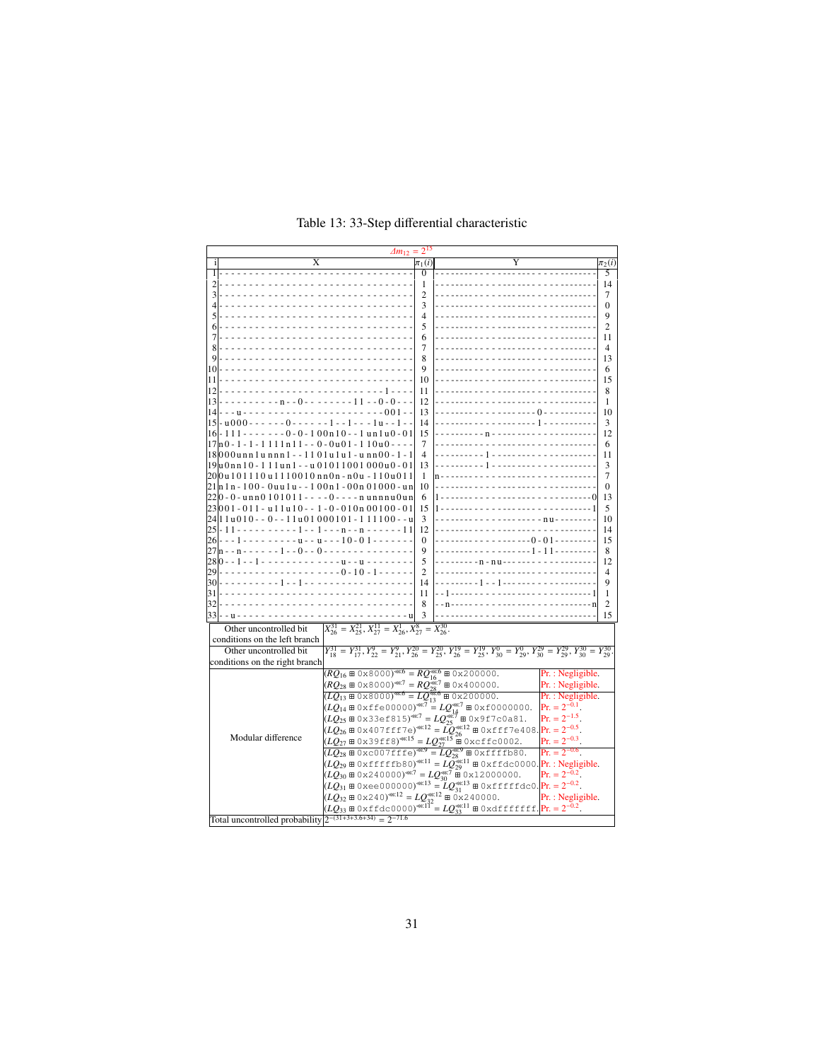Table 13: 33-Step differential characteristic

| | | | | |
|---|---|---|---|---|
| $\Delta m_{12} = 2^{15}$ | | | | |
| i | X | $\pi_1(i)$ | Y | $\pi_2(i)$ |
| 1 | -------------------------------- | 0 | -------------------------------- | 5 |
| 2 | -------------------------------- | 1 | -------------------------------- | 14 |
| 3 | -------------------------------- | 2 | -------------------------------- | 7 |
| 4 | -------------------------------- | 3 | -------------------------------- | 0 |
| 5 | -------------------------------- | 4 | -------------------------------- | 9 |
| 6 | -------------------------------- | 5 | -------------------------------- | 2 |
| 7 | -------------------------------- | 6 | -------------------------------- | 11 |
| 8 | -------------------------------- | 7 | -------------------------------- | 4 |
| 9 | -------------------------------- | 8 | -------------------------------- | 13 |
| 10 | -------------------------------- | 9 | -------------------------------- | 6 |
| 11 | -------------------------------- | 10 | -------------------------------- | 15 |
| 12 | ---------------------------1---- | 11 | -------------------------------- | 8 |
| 13 | ----------n--0---------11--0-0--- | 12 | -------------------------------- | 1 |
| 14 | ---u-----------------------001-- | 13 | --------------------0----------- | 10 |
| 15 | -u000-------0------1--1---1u--1-- | 14 | --------------------1----------- | 3 |
| 16 | -111--------0-0-100n10--1un1u0-01 | 15 | ---------n---------------------- | 12 |
| 17 | n0-1-1-1111n11--0-0u01-110u0---- | 7 | -------------------------------- | 6 |
| 18 | 000unn1unnn1--1101u1u1-unn00-1-1 | 4 | ----------1--------------------- | 11 |
| 19 | u0nn10-111un1--u01011001000u0-01 | 13 | ----------1--------------------- | 3 |
| 20 | 0u101110u1110010nn0n-n0u-110u011 | 1 | n------------------------------- | 7 |
| 21 | n1n-100-0uu1u--100n1-00n01000-un | 10 | -------------------------------- | 0 |
| 22 | 0-0-unn0101011----0----nunnnu0un | 6 | 1------------------------------0 | 13 |
| 23 | 001-011-u11u10--1-0-010n00100-01 | 15 | 1------------------------------1 | 5 |
| 24 | 11u010--0--11u01000101-111100--u | 3 | ---------------------nu--------- | 10 |
| 25 | -11-----------1--1---n--n------11 | 12 | -------------------------------- | 14 |
| 26 | ---1---------u--u---10-01------- | 0 | ------------------0-01---------- | 15 |
| 27 | n--n------1--0--0--------------- | 9 | --------------------1-11-------- | 8 |
| 28 | 0--1--1-------------u--u-------- | 5 | ---------n-nu------------------- | 12 |
| 29 | --------------------0-10-1------ | 2 | -------------------------------- | 4 |
| 30 | ----------1--1------------------ | 14 | ---------1--1------------------- | 9 |
| 31 | -------------------------------- | 11 | --1----------------------------1 | 1 |
| 32 | -------------------------------- | 8 | --n----------------------------n | 2 |
| 33 | --u-----------------------------u | 3 | -------------------------------- | 15 |
| Other uncontrolled bit conditions on the left branch | $X_{26}^{31} = X_{25}^{21}, X_{27}^{11} = X_{26}^{1}, X_{27}^{8} = X_{26}^{30}$. | | | |
| Other uncontrolled bit conditions on the right branch | $Y_{18}^{31} = Y_{17}^{31}, Y_{22}^{9} = Y_{21}^{9}, Y_{26}^{20} = Y_{25}^{20}, Y_{26}^{19} = Y_{25}^{19}, Y_{30}^{0} = Y_{29}^{0}, Y_{30}^{29} = Y_{29}^{29}, Y_{30}^{30} = Y_{29}^{30}$. | | | |
| Modular difference | $(RQ_{16} \boxplus \texttt{0x8000})^{\lll 6} = RQ_{16}^{\lll 6} \boxplus \texttt{0x200000}$. | | Pr. : Negligible. | |
| | $(RQ_{28} \boxplus \texttt{0x8000})^{\lll 7} = RQ_{28}^{\lll 7} \boxplus \texttt{0x400000}$. | | Pr. : Negligible. | |
| | $(LQ_{13} \boxplus \texttt{0x8000})^{\lll 6} = LQ_{13}^{\lll 6} \boxplus \texttt{0x200000}$. | | Pr. : Negligible. | |
| | $(LQ_{14} \boxplus \texttt{0xffe00000})^{\lll 7} = LQ_{14}^{\lll 7} \boxplus \texttt{0xf0000000}$. | | Pr. $= 2^{-0.1}$. | |
| | $(LQ_{25} \boxplus \texttt{0x33ef815})^{\lll 7} = LQ_{25}^{\lll 7} \boxplus \texttt{0x9f7c0a81}$. | | Pr. $= 2^{-1.5}$. | |
| | $(LQ_{26} \boxplus \texttt{0x407fff7e})^{\lll 12} = LQ_{26}^{\lll 12} \boxplus \texttt{0xfff7e408}$. | | Pr. $= 2^{-0.5}$. | |
| | $(LQ_{27} \boxplus \texttt{0x39ff8})^{\lll 15} = LQ_{27}^{\lll 15} \boxplus \texttt{0xcffc0002}$. | | Pr. $= 2^{-0.3}$. | |
| | $(LQ_{28} \boxplus \texttt{0xc007fffe})^{\lll 9} = LQ_{28}^{\lll 9} \boxplus \texttt{0xffffb80}$. | | Pr. $= 2^{-0.6}$. | |
| | $(LQ_{29} \boxplus \texttt{0xfffffb80})^{\lll 11} = LQ_{29}^{\lll 11} \boxplus \texttt{0xffdc0000}$. | | Pr. : Negligible. | |
| | $(LQ_{30} \boxplus \texttt{0x240000})^{\lll 7} = LQ_{30}^{\lll 7} \boxplus \texttt{0x12000000}$. | | Pr. $= 2^{-0.2}$. | |
| | $(LQ_{31} \boxplus \texttt{0xee000000})^{\lll 13} = LQ_{31}^{\lll 13} \boxplus \texttt{0xfffffdc0}$. | | Pr. $= 2^{-0.2}$. | |
| | $(LQ_{32} \boxplus \texttt{0x240})^{\lll 12} = LQ_{32}^{\lll 12} \boxplus \texttt{0x240000}$. | | Pr. : Negligible. | |
| | $(LQ_{33} \boxplus \texttt{0xffdc0000})^{\lll 11} = LQ_{33}^{\lll 11} \boxplus \texttt{0xdfffffff}$. | | Pr. $= 2^{-0.2}$. | |
| Total uncontrolled probability | $2^{-(31+3+3.6+34)} = 2^{-71.6}$ | | | |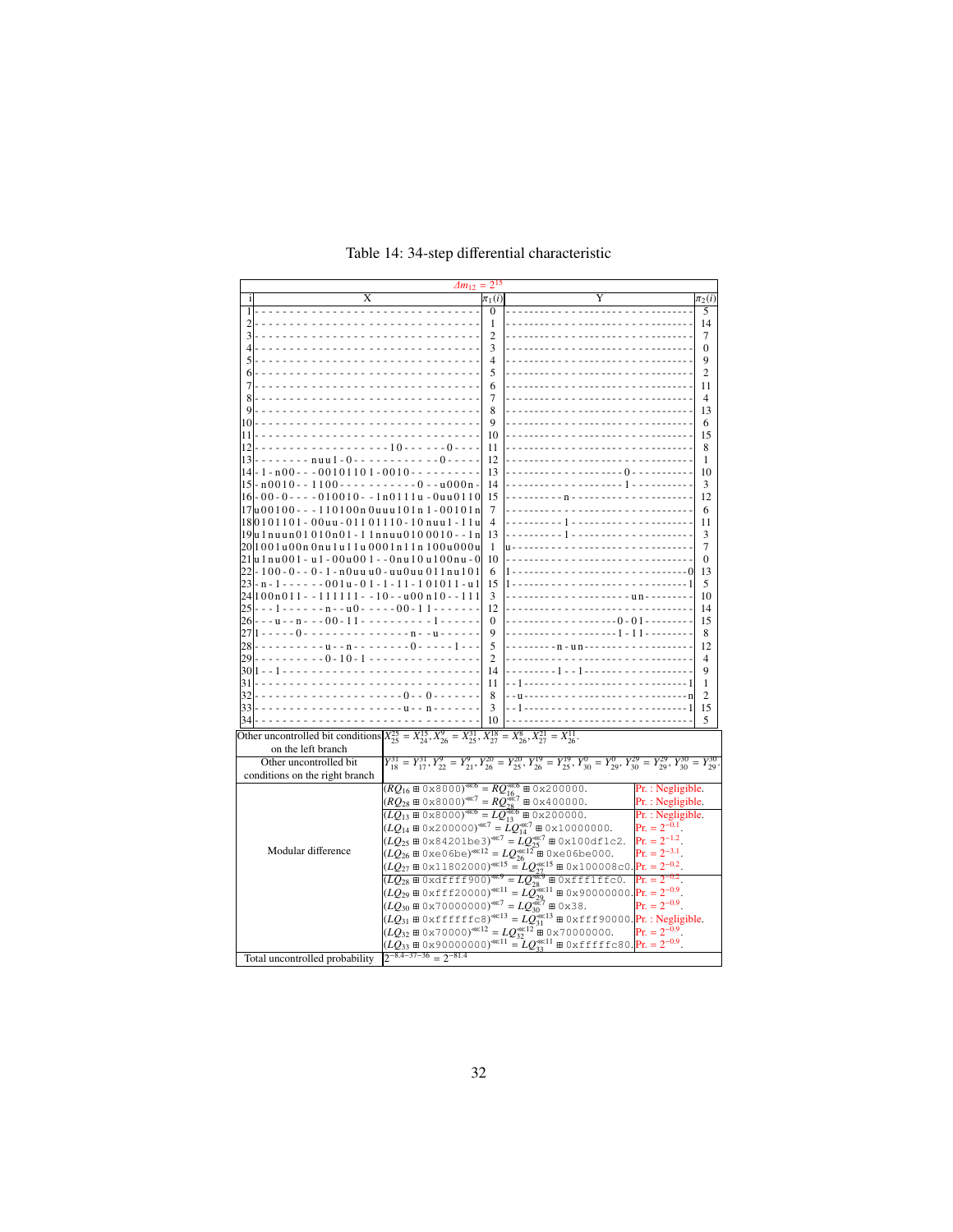Table 14: 34-step differential characteristic

| | | | | |
|---|---|---|---|---|
| | $\Delta m_{12} = 2^{15}$ | | | |
| i | X | $\pi_1(i)$ | Y | $\pi_2(i)$ |
| 1 | -------------------------------- | 0 | -------------------------------- | 5 |
| 2 | -------------------------------- | 1 | -------------------------------- | 14 |
| 3 | -------------------------------- | 2 | -------------------------------- | 7 |
| 4 | -------------------------------- | 3 | -------------------------------- | 0 |
| 5 | -------------------------------- | 4 | -------------------------------- | 9 |
| 6 | -------------------------------- | 5 | -------------------------------- | 2 |
| 7 | -------------------------------- | 6 | -------------------------------- | 11 |
| 8 | -------------------------------- | 7 | -------------------------------- | 4 |
| 9 | -------------------------------- | 8 | -------------------------------- | 13 |
| 10 | -------------------------------- | 9 | -------------------------------- | 6 |
| 11 | -------------------------------- | 10 | -------------------------------- | 15 |
| 12 | -------------------10------0---- | 11 | -------------------------------- | 8 |
| 13 | --------nuu1-0-----------0------ | 12 | -------------------------------- | 1 |
| 14 | -1-n00---00101101-0010---------- | 13 | ---------------------0---------- | 10 |
| 15 | -n0010--1100-----------0--u000n- | 14 | ---------------------1---------- | 3 |
| 16 | -00-0----010010--1n0111u-0uu0110 | 15 | ----------n--------------------- | 12 |
| 17 | u00100---110100n0uuu101n1-00101n | 7 | -------------------------------- | 6 |
| 18 | 0101101-00uu-01101110-10nuu1-11u | 4 | ----------1--------------------- | 11 |
| 19 | u1nuun01010n01-11nnuu0100010--1n | 13 | ----------1--------------------- | 3 |
| 20 | 1001u00n0nu1u11u0001n11n100u000u | 1 | u------------------------------- | 7 |
| 21 | u1nu001-u1-00u001--0nu10u100nu-0 | 10 | -------------------------------- | 0 |
| 22 | -100-0--0-1-n0uuu0-uu0uu011nu101 | 6 | 1------------------------------0 | 13 |
| 23 | -n-1------001u-01-1-11-101011-u1 | 15 | 1------------------------------1 | 5 |
| 24 | 100n011--111111--10--u00n10--111 | 3 | ----------------------un-------- | 10 |
| 25 | ---1------n--u0-----00-11------- | 12 | -------------------------------- | 14 |
| 26 | ---u--n---00-11---------1------- | 0 | -------------------0-01--------- | 15 |
| 27 | 1-----0----------------n--u----- | 9 | -------------------1-11--------- | 8 |
| 28 | -----------u--n--------0-----1--- | 5 | ---------n-un------------------- | 12 |
| 29 | ----------0-10-1---------------- | 2 | -------------------------------- | 4 |
| 30 | 1--1---------------------------- | 14 | ---------1--1------------------- | 9 |
| 31 | -------------------------------- | 11 | --1----------------------------1 | 1 |
| 32 | ----------------------0--0------ | 8 | --u----------------------------n | 2 |
| 33 | ----------------------u--n------ | 3 | --1----------------------------1 | 15 |
| 34 | -------------------------------- | 10 | -------------------------------- | 5 |
| Other uncontrolled bit conditions on the left branch | $X_{25}^{25} = X_{24}^{15}, X_{26}^{9} = X_{25}^{31}, X_{27}^{18} = X_{26}^{8}, X_{27}^{21} = X_{26}^{11}$. | | | |
| Other uncontrolled bit conditions on the right branch | $Y_{18}^{31} = Y_{17}^{31}, Y_{22}^{9} = Y_{21}^{9}, Y_{26}^{20} = Y_{25}^{20}, Y_{26}^{19} = Y_{25}^{19}, Y_{30}^{0} = Y_{29}^{0}, Y_{30}^{29} = Y_{29}^{29}, Y_{30}^{30} = Y_{29}^{30}$. | | | |
| Modular difference | $(RQ_{16} \boxplus \texttt{0x8000})^{\lll 6} = RQ_{16}^{\lll 6} \boxplus \texttt{0x200000}$. | Pr. : Negligible. | | |
| | $(RQ_{28} \boxplus \texttt{0x8000})^{\lll 7} = RQ_{28}^{\lll 7} \boxplus \texttt{0x400000}$. | Pr. : Negligible. | | |
| | $(LQ_{13} \boxplus \texttt{0x8000})^{\lll 6} = LQ_{13}^{\lll 6} \boxplus \texttt{0x200000}$. | Pr. : Negligible. | | |
| | $(LQ_{14} \boxplus \texttt{0x200000})^{\lll 7} = LQ_{14}^{\lll 7} \boxplus \texttt{0x10000000}$. | Pr. $= 2^{-0.1}$. | | |
| | $(LQ_{25} \boxplus \texttt{0x84201be3})^{\lll 7} = LQ_{25}^{\lll 7} \boxplus \texttt{0x100df1c2}$. | Pr. $= 2^{-1.2}$. | | |
| | $(LQ_{26} \boxplus \texttt{0xe06be})^{\lll 12} = LQ_{26}^{\lll 12} \boxplus \texttt{0xe06be000}$. | Pr. $= 2^{-3.1}$. | | |
| | $(LQ_{27} \boxplus \texttt{0x11802000})^{\lll 15} = LQ_{27}^{\lll 15} \boxplus \texttt{0x100008c0}$. | Pr. $= 2^{-0.2}$. | | |
| | $(LQ_{28} \boxplus \texttt{0xdffff900})^{\lll 9} = LQ_{28}^{\lll 9} \boxplus \texttt{0xfff1ffc0}$. | Pr. $= 2^{-0.2}$. | | |
| | $(LQ_{29} \boxplus \texttt{0xfff20000})^{\lll 11} = LQ_{29}^{\lll 11} \boxplus \texttt{0x90000000}$. | Pr. $= 2^{-0.9}$. | | |
| | $(LQ_{30} \boxplus \texttt{0x70000000})^{\lll 7} = LQ_{30}^{\lll 7} \boxplus \texttt{0x38}$. | Pr. $= 2^{-0.9}$. | | |
| | $(LQ_{31} \boxplus \texttt{0xffffffc8})^{\lll 13} = LQ_{31}^{\lll 13} \boxplus \texttt{0xfff90000}$. | Pr. : Negligible. | | |
| | $(LQ_{32} \boxplus \texttt{0x70000})^{\lll 12} = LQ_{32}^{\lll 12} \boxplus \texttt{0x70000000}$. | Pr. $= 2^{-0.9}$. | | |
| | $(LQ_{33} \boxplus \texttt{0x90000000})^{\lll 11} = LQ_{33}^{\lll 11} \boxplus \texttt{0xfffffc80}$. | Pr. $= 2^{-0.9}$. | | |
| Total uncontrolled probability | $2^{-8.4-37-36} = 2^{-81.4}$ | | | |